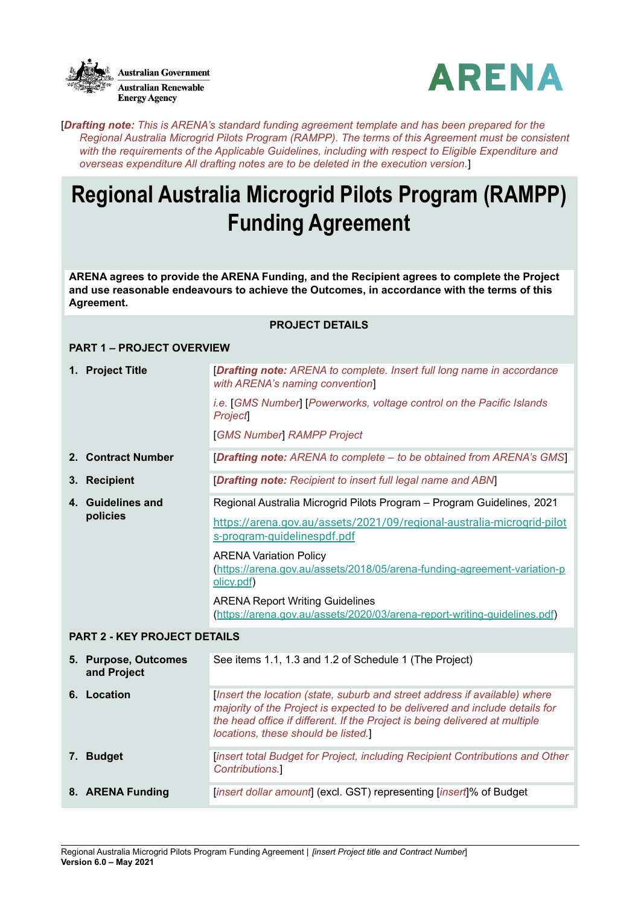Australian Government
Australian Renewable Energy Agency

ARENA

[***Drafting note:*** *This is ARENA's standard funding agreement template and has been prepared for the Regional Australia Microgrid Pilots Program (RAMPP). The terms of this Agreement must be consistent with the requirements of the Applicable Guidelines, including with respect to Eligible Expenditure and overseas expenditure All drafting notes are to be deleted in the execution version.*]

# Regional Australia Microgrid Pilots Program (RAMPP) Funding Agreement

**ARENA agrees to provide the ARENA Funding, and the Recipient agrees to complete the Project and use reasonable endeavours to achieve the Outcomes, in accordance with the terms of this Agreement.**

**PROJECT DETAILS**

**PART 1 – PROJECT OVERVIEW**

| | |
|---|---|
| **1. Project Title** | [***Drafting note:*** *ARENA to complete. Insert full long name in accordance with ARENA's naming convention*]<br><br>*i.e.* [*GMS Number*] [*Powerworks, voltage control on the Pacific Islands Project*]<br><br>[*GMS Number*] *RAMPP Project* |
| **2. Contract Number** | [***Drafting note:*** *ARENA to complete – to be obtained from ARENA's GMS*] |
| **3. Recipient** | [***Drafting note:*** *Recipient to insert full legal name and ABN*] |
| **4. Guidelines and policies** | Regional Australia Microgrid Pilots Program – Program Guidelines, 2021<br><br>https://arena.gov.au/assets/2021/09/regional-australia-microgrid-pilots-program-guidelinespdf.pdf<br><br>ARENA Variation Policy (https://arena.gov.au/assets/2018/05/arena-funding-agreement-variation-policy.pdf)<br><br>ARENA Report Writing Guidelines (https://arena.gov.au/assets/2020/03/arena-report-writing-guidelines.pdf) |

**PART 2 - KEY PROJECT DETAILS**

| | |
|---|---|
| **5. Purpose, Outcomes and Project** | See items 1.1, 1.3 and 1.2 of Schedule 1 (The Project) |
| **6. Location** | [*Insert the location (state, suburb and street address if available) where majority of the Project is expected to be delivered and include details for the head office if different. If the Project is being delivered at multiple locations, these should be listed.*] |
| **7. Budget** | [*insert total Budget for Project, including Recipient Contributions and Other Contributions.*] |
| **8. ARENA Funding** | [*insert dollar amount*] (excl. GST) representing [*insert*]% of Budget |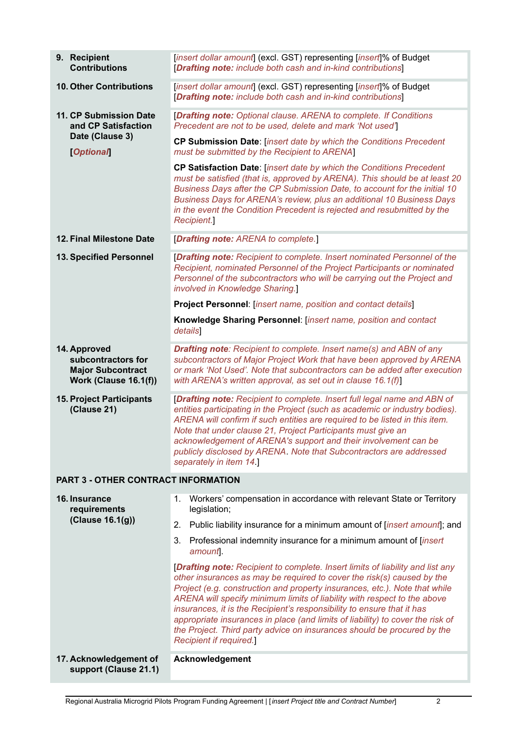| | |
|---|---|
| **9. Recipient Contributions** | [*insert dollar amount*] (excl. GST) representing [*insert*]% of Budget [***Drafting note:*** *include both cash and in-kind contributions*] |
| **10. Other Contributions** | [*insert dollar amount*] (excl. GST) representing [*insert*]% of Budget [***Drafting note:*** *include both cash and in-kind contributions*] |
| **11. CP Submission Date and CP Satisfaction Date (Clause 3)** <br><br> **[*Optional*]** | [***Drafting note:*** *Optional clause. ARENA to complete. If Conditions Precedent are not to be used, delete and mark 'Not used'*] <br><br> **CP Submission Date**: [*insert date by which the Conditions Precedent must be submitted by the Recipient to ARENA*] <br><br> **CP Satisfaction Date**: [*insert date by which the Conditions Precedent must be satisfied (that is, approved by ARENA). This should be at least 20 Business Days after the CP Submission Date, to account for the initial 10 Business Days for ARENA's review, plus an additional 10 Business Days in the event the Condition Precedent is rejected and resubmitted by the Recipient.*] |
| **12. Final Milestone Date** | [***Drafting note:*** *ARENA to complete.*] |
| **13. Specified Personnel** | [***Drafting note:*** *Recipient to complete. Insert nominated Personnel of the Recipient, nominated Personnel of the Project Participants or nominated Personnel of the subcontractors who will be carrying out the Project and involved in Knowledge Sharing.*] <br><br> **Project Personnel**: [*insert name, position and contact details*] <br><br> **Knowledge Sharing Personnel**: [*insert name, position and contact details*] |
| **14. Approved subcontractors for Major Subcontract Work (Clause 16.1(f))** | ***Drafting note****: Recipient to complete. Insert name(s) and ABN of any subcontractors of Major Project Work that have been approved by ARENA or mark 'Not Used'. Note that subcontractors can be added after execution with ARENA's written approval, as set out in clause 16.1(f)*] |
| **15. Project Participants (Clause 21)** | [***Drafting note:*** *Recipient to complete. Insert full legal name and ABN of entities participating in the Project (such as academic or industry bodies). ARENA will confirm if such entities are required to be listed in this item. Note that under clause 21, Project Participants must give an acknowledgement of ARENA's support and their involvement can be publicly disclosed by ARENA. Note that Subcontractors are addressed separately in item 14.*] |

**PART 3 - OTHER CONTRACT INFORMATION**

| | |
|---|---|
| **16. Insurance requirements (Clause 16.1(g))** | 1. Workers' compensation in accordance with relevant State or Territory legislation; <br> 2. Public liability insurance for a minimum amount of [*insert amount*]; and <br> 3. Professional indemnity insurance for a minimum amount of [*insert amount*]. <br><br> [***Drafting note:*** *Recipient to complete. Insert limits of liability and list any other insurances as may be required to cover the risk(s) caused by the Project (e.g. construction and property insurances, etc.). Note that while ARENA will specify minimum limits of liability with respect to the above insurances, it is the Recipient's responsibility to ensure that it has appropriate insurances in place (and limits of liability) to cover the risk of the Project. Third party advice on insurances should be procured by the Recipient if required.*] |
| **17. Acknowledgement of support (Clause 21.1)** | **Acknowledgement** |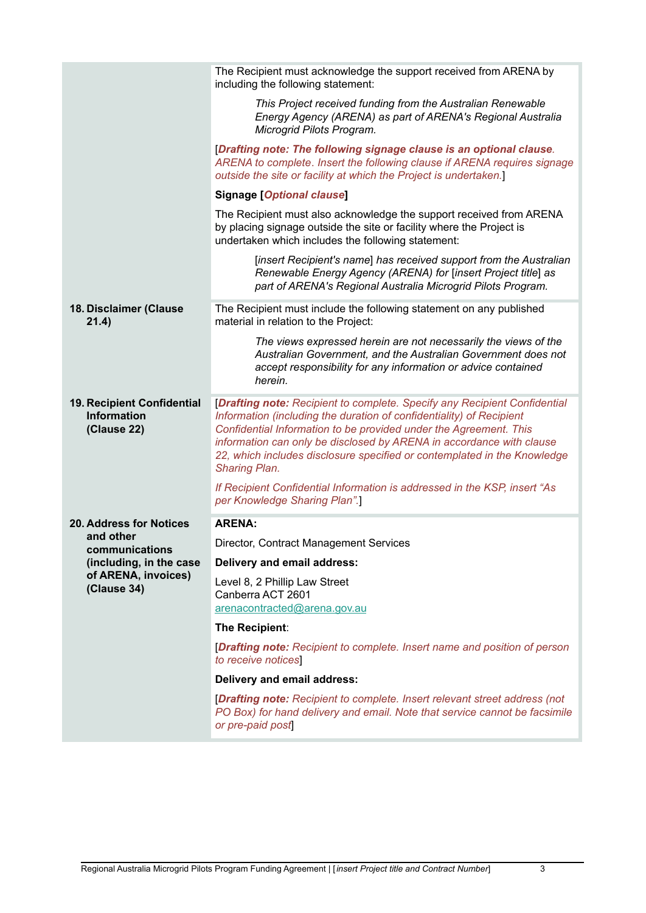| | |
|---|---|
| | The Recipient must acknowledge the support received from ARENA by including the following statement:<br><br>*This Project received funding from the Australian Renewable Energy Agency (ARENA) as part of ARENA's Regional Australia Microgrid Pilots Program.*<br><br>[***Drafting note: The following signage clause is an optional clause****. ARENA to complete. Insert the following clause if ARENA requires signage outside the site or facility at which the Project is undertaken.*]<br><br>**Signage [*Optional clause*]**<br><br>The Recipient must also acknowledge the support received from ARENA by placing signage outside the site or facility where the Project is undertaken which includes the following statement:<br><br>[*insert Recipient's name*] *has received support from the Australian Renewable Energy Agency (ARENA) for* [*insert Project title*] *as part of ARENA's Regional Australia Microgrid Pilots Program.* |
| **18. Disclaimer (Clause 21.4)** | The Recipient must include the following statement on any published material in relation to the Project:<br><br>*The views expressed herein are not necessarily the views of the Australian Government, and the Australian Government does not accept responsibility for any information or advice contained herein.* |
| **19. Recipient Confidential Information (Clause 22)** | [***Drafting note:*** *Recipient to complete. Specify any Recipient Confidential Information (including the duration of confidentiality) of Recipient Confidential Information to be provided under the Agreement. This information can only be disclosed by ARENA in accordance with clause 22, which includes disclosure specified or contemplated in the Knowledge Sharing Plan.*<br><br>*If Recipient Confidential Information is addressed in the KSP, insert "As per Knowledge Sharing Plan".*] |
| **20. Address for Notices and other communications (including, in the case of ARENA, invoices) (Clause 34)** | **ARENA:**<br><br>Director, Contract Management Services<br><br>**Delivery and email address:**<br><br>Level 8, 2 Phillip Law Street<br>Canberra ACT 2601<br>arenacontracted@arena.gov.au<br><br>**The Recipient**:<br><br>[***Drafting note:*** *Recipient to complete. Insert name and position of person to receive notices*]<br><br>**Delivery and email address:**<br><br>[***Drafting note:*** *Recipient to complete. Insert relevant street address (not PO Box) for hand delivery and email. Note that service cannot be facsimile or pre-paid post*] |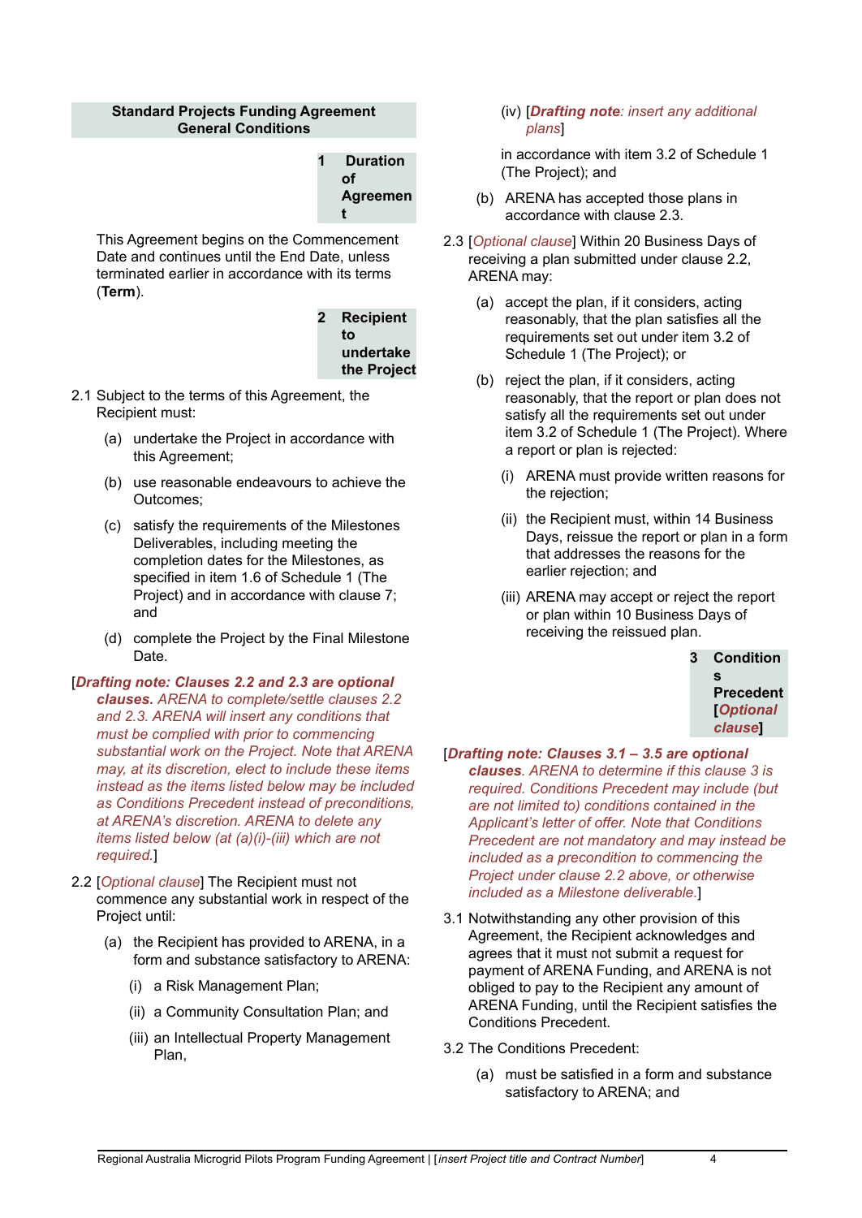## Standard Projects Funding Agreement General Conditions

### 1 Duration of Agreement

This Agreement begins on the Commencement Date and continues until the End Date, unless terminated earlier in accordance with its terms (**Term**).

### 2 Recipient to undertake the Project

2.1 Subject to the terms of this Agreement, the Recipient must:

(a) undertake the Project in accordance with this Agreement;

(b) use reasonable endeavours to achieve the Outcomes;

(c) satisfy the requirements of the Milestones Deliverables, including meeting the completion dates for the Milestones, as specified in item 1.6 of Schedule 1 (The Project) and in accordance with clause 7; and

(d) complete the Project by the Final Milestone Date.

[***Drafting note: Clauses 2.2 and 2.3 are optional clauses.*** *ARENA to complete/settle clauses 2.2 and 2.3. ARENA will insert any conditions that must be complied with prior to commencing substantial work on the Project. Note that ARENA may, at its discretion, elect to include these items instead as the items listed below may be included as Conditions Precedent instead of preconditions, at ARENA's discretion. ARENA to delete any items listed below (at (a)(i)-(iii) which are not required.*]

2.2 [*Optional clause*] The Recipient must not commence any substantial work in respect of the Project until:

(a) the Recipient has provided to ARENA, in a form and substance satisfactory to ARENA:

(i) a Risk Management Plan;

(ii) a Community Consultation Plan; and

(iii) an Intellectual Property Management Plan,

(iv) [***Drafting note****: insert any additional plans*]

in accordance with item 3.2 of Schedule 1 (The Project); and

(b) ARENA has accepted those plans in accordance with clause 2.3.

2.3 [*Optional clause*] Within 20 Business Days of receiving a plan submitted under clause 2.2, ARENA may:

(a) accept the plan, if it considers, acting reasonably, that the plan satisfies all the requirements set out under item 3.2 of Schedule 1 (The Project); or

(b) reject the plan, if it considers, acting reasonably, that the report or plan does not satisfy all the requirements set out under item 3.2 of Schedule 1 (The Project). Where a report or plan is rejected:

(i) ARENA must provide written reasons for the rejection;

(ii) the Recipient must, within 14 Business Days, reissue the report or plan in a form that addresses the reasons for the earlier rejection; and

(iii) ARENA may accept or reject the report or plan within 10 Business Days of receiving the reissued plan.

### 3 Conditions Precedent [*Optional clause*]

[***Drafting note: Clauses 3.1 – 3.5 are optional clauses****. ARENA to determine if this clause 3 is required. Conditions Precedent may include (but are not limited to) conditions contained in the Applicant's letter of offer. Note that Conditions Precedent are not mandatory and may instead be included as a precondition to commencing the Project under clause 2.2 above, or otherwise included as a Milestone deliverable.*]

3.1 Notwithstanding any other provision of this Agreement, the Recipient acknowledges and agrees that it must not submit a request for payment of ARENA Funding, and ARENA is not obliged to pay to the Recipient any amount of ARENA Funding, until the Recipient satisfies the Conditions Precedent.

3.2 The Conditions Precedent:

(a) must be satisfied in a form and substance satisfactory to ARENA; and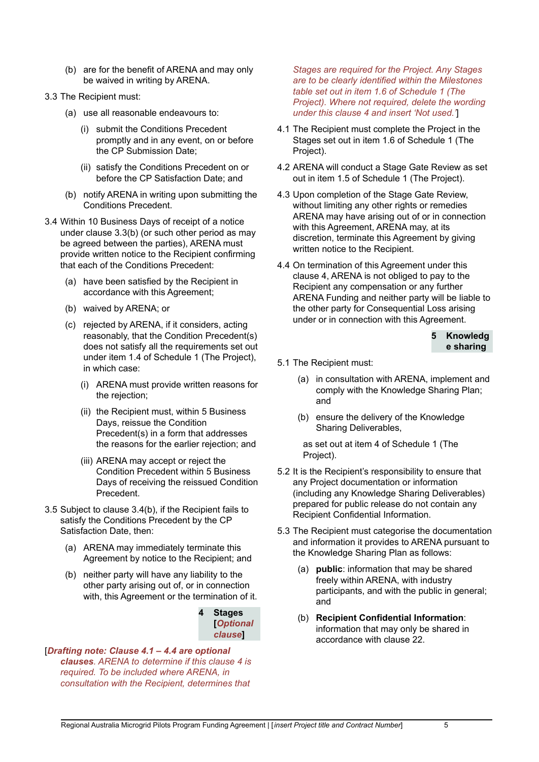(b) are for the benefit of ARENA and may only be waived in writing by ARENA.

3.3 The Recipient must:

(a) use all reasonable endeavours to:

(i) submit the Conditions Precedent promptly and in any event, on or before the CP Submission Date;

(ii) satisfy the Conditions Precedent on or before the CP Satisfaction Date; and

(b) notify ARENA in writing upon submitting the Conditions Precedent.

3.4 Within 10 Business Days of receipt of a notice under clause 3.3(b) (or such other period as may be agreed between the parties), ARENA must provide written notice to the Recipient confirming that each of the Conditions Precedent:

(a) have been satisfied by the Recipient in accordance with this Agreement;

(b) waived by ARENA; or

(c) rejected by ARENA, if it considers, acting reasonably, that the Condition Precedent(s) does not satisfy all the requirements set out under item 1.4 of Schedule 1 (The Project), in which case:

(i) ARENA must provide written reasons for the rejection;

(ii) the Recipient must, within 5 Business Days, reissue the Condition Precedent(s) in a form that addresses the reasons for the earlier rejection; and

(iii) ARENA may accept or reject the Condition Precedent within 5 Business Days of receiving the reissued Condition Precedent.

3.5 Subject to clause 3.4(b), if the Recipient fails to satisfy the Conditions Precedent by the CP Satisfaction Date, then:

(a) ARENA may immediately terminate this Agreement by notice to the Recipient; and

(b) neither party will have any liability to the other party arising out of, or in connection with, this Agreement or the termination of it.

## 4 Stages [*Optional clause*]

[***Drafting note: Clause 4.1 – 4.4 are optional clauses**. ARENA to determine if this clause 4 is required. To be included where ARENA, in consultation with the Recipient, determines that Stages are required for the Project. Any Stages are to be clearly identified within the Milestones table set out in item 1.6 of Schedule 1 (The Project). Where not required, delete the wording under this clause 4 and insert 'Not used.'*]

4.1 The Recipient must complete the Project in the Stages set out in item 1.6 of Schedule 1 (The Project).

4.2 ARENA will conduct a Stage Gate Review as set out in item 1.5 of Schedule 1 (The Project).

4.3 Upon completion of the Stage Gate Review, without limiting any other rights or remedies ARENA may have arising out of or in connection with this Agreement, ARENA may, at its discretion, terminate this Agreement by giving written notice to the Recipient.

4.4 On termination of this Agreement under this clause 4, ARENA is not obliged to pay to the Recipient any compensation or any further ARENA Funding and neither party will be liable to the other party for Consequential Loss arising under or in connection with this Agreement.

## 5 Knowledge sharing

5.1 The Recipient must:

(a) in consultation with ARENA, implement and comply with the Knowledge Sharing Plan; and

(b) ensure the delivery of the Knowledge Sharing Deliverables,

as set out at item 4 of Schedule 1 (The Project).

5.2 It is the Recipient's responsibility to ensure that any Project documentation or information (including any Knowledge Sharing Deliverables) prepared for public release do not contain any Recipient Confidential Information.

5.3 The Recipient must categorise the documentation and information it provides to ARENA pursuant to the Knowledge Sharing Plan as follows:

(a) **public**: information that may be shared freely within ARENA, with industry participants, and with the public in general; and

(b) **Recipient Confidential Information**: information that may only be shared in accordance with clause 22.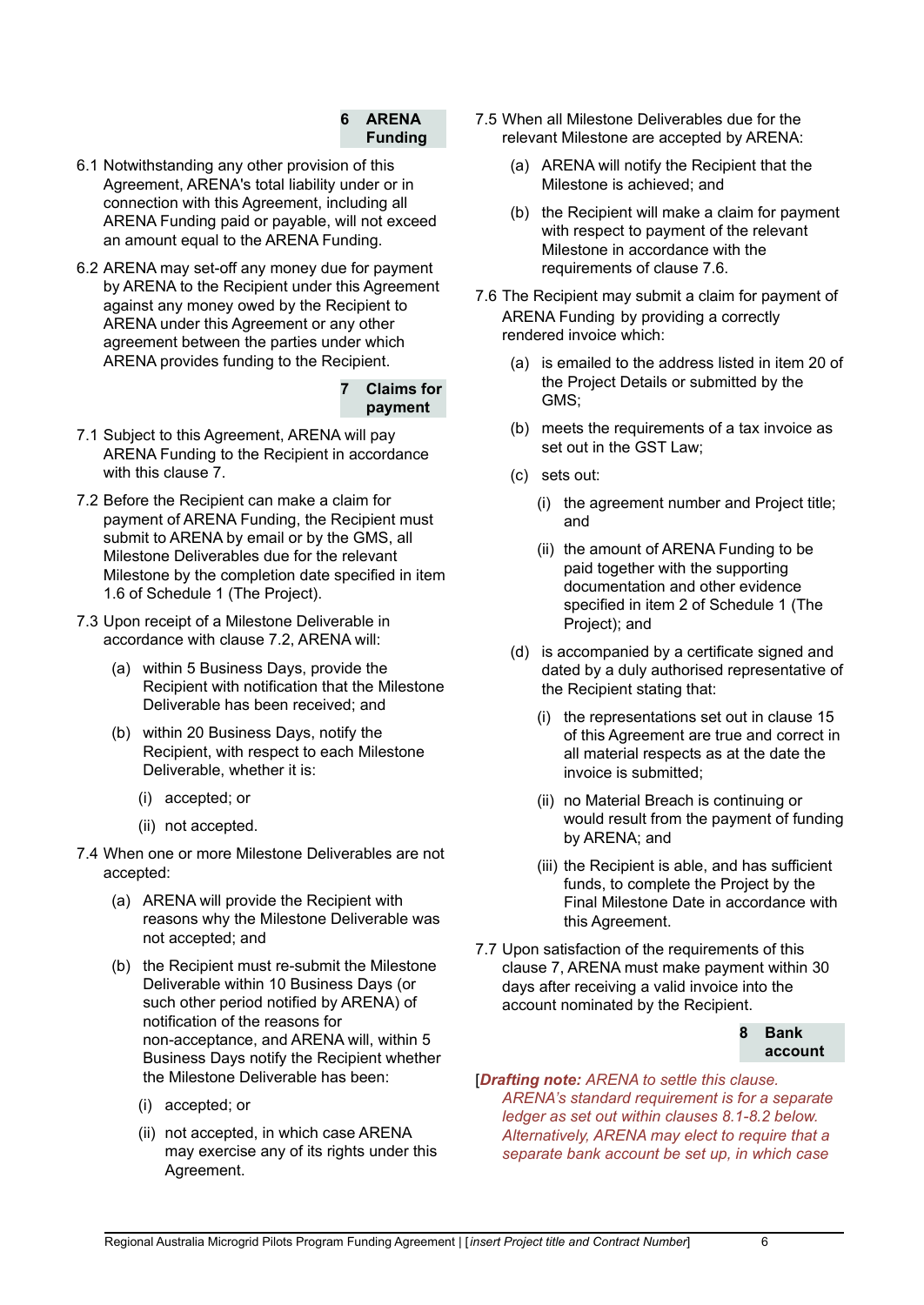## 6 ARENA Funding

6.1 Notwithstanding any other provision of this Agreement, ARENA's total liability under or in connection with this Agreement, including all ARENA Funding paid or payable, will not exceed an amount equal to the ARENA Funding.

6.2 ARENA may set-off any money due for payment by ARENA to the Recipient under this Agreement against any money owed by the Recipient to ARENA under this Agreement or any other agreement between the parties under which ARENA provides funding to the Recipient.

## 7 Claims for payment

7.1 Subject to this Agreement, ARENA will pay ARENA Funding to the Recipient in accordance with this clause 7.

7.2 Before the Recipient can make a claim for payment of ARENA Funding, the Recipient must submit to ARENA by email or by the GMS, all Milestone Deliverables due for the relevant Milestone by the completion date specified in item 1.6 of Schedule 1 (The Project).

7.3 Upon receipt of a Milestone Deliverable in accordance with clause 7.2, ARENA will:

- (a) within 5 Business Days, provide the Recipient with notification that the Milestone Deliverable has been received; and
- (b) within 20 Business Days, notify the Recipient, with respect to each Milestone Deliverable, whether it is:
  - (i) accepted; or
  - (ii) not accepted.

7.4 When one or more Milestone Deliverables are not accepted:

- (a) ARENA will provide the Recipient with reasons why the Milestone Deliverable was not accepted; and
- (b) the Recipient must re-submit the Milestone Deliverable within 10 Business Days (or such other period notified by ARENA) of notification of the reasons for non-acceptance, and ARENA will, within 5 Business Days notify the Recipient whether the Milestone Deliverable has been:
  - (i) accepted; or
  - (ii) not accepted, in which case ARENA may exercise any of its rights under this Agreement.

7.5 When all Milestone Deliverables due for the relevant Milestone are accepted by ARENA:

- (a) ARENA will notify the Recipient that the Milestone is achieved; and
- (b) the Recipient will make a claim for payment with respect to payment of the relevant Milestone in accordance with the requirements of clause 7.6.

7.6 The Recipient may submit a claim for payment of ARENA Funding by providing a correctly rendered invoice which:

- (a) is emailed to the address listed in item 20 of the Project Details or submitted by the GMS;
- (b) meets the requirements of a tax invoice as set out in the GST Law;
- (c) sets out:
  - (i) the agreement number and Project title; and
  - (ii) the amount of ARENA Funding to be paid together with the supporting documentation and other evidence specified in item 2 of Schedule 1 (The Project); and
- (d) is accompanied by a certificate signed and dated by a duly authorised representative of the Recipient stating that:
  - (i) the representations set out in clause 15 of this Agreement are true and correct in all material respects as at the date the invoice is submitted;
  - (ii) no Material Breach is continuing or would result from the payment of funding by ARENA; and
  - (iii) the Recipient is able, and has sufficient funds, to complete the Project by the Final Milestone Date in accordance with this Agreement.

7.7 Upon satisfaction of the requirements of this clause 7, ARENA must make payment within 30 days after receiving a valid invoice into the account nominated by the Recipient.

## 8 Bank account

[***Drafting note:*** *ARENA to settle this clause. ARENA's standard requirement is for a separate ledger as set out within clauses 8.1-8.2 below. Alternatively, ARENA may elect to require that a separate bank account be set up, in which case*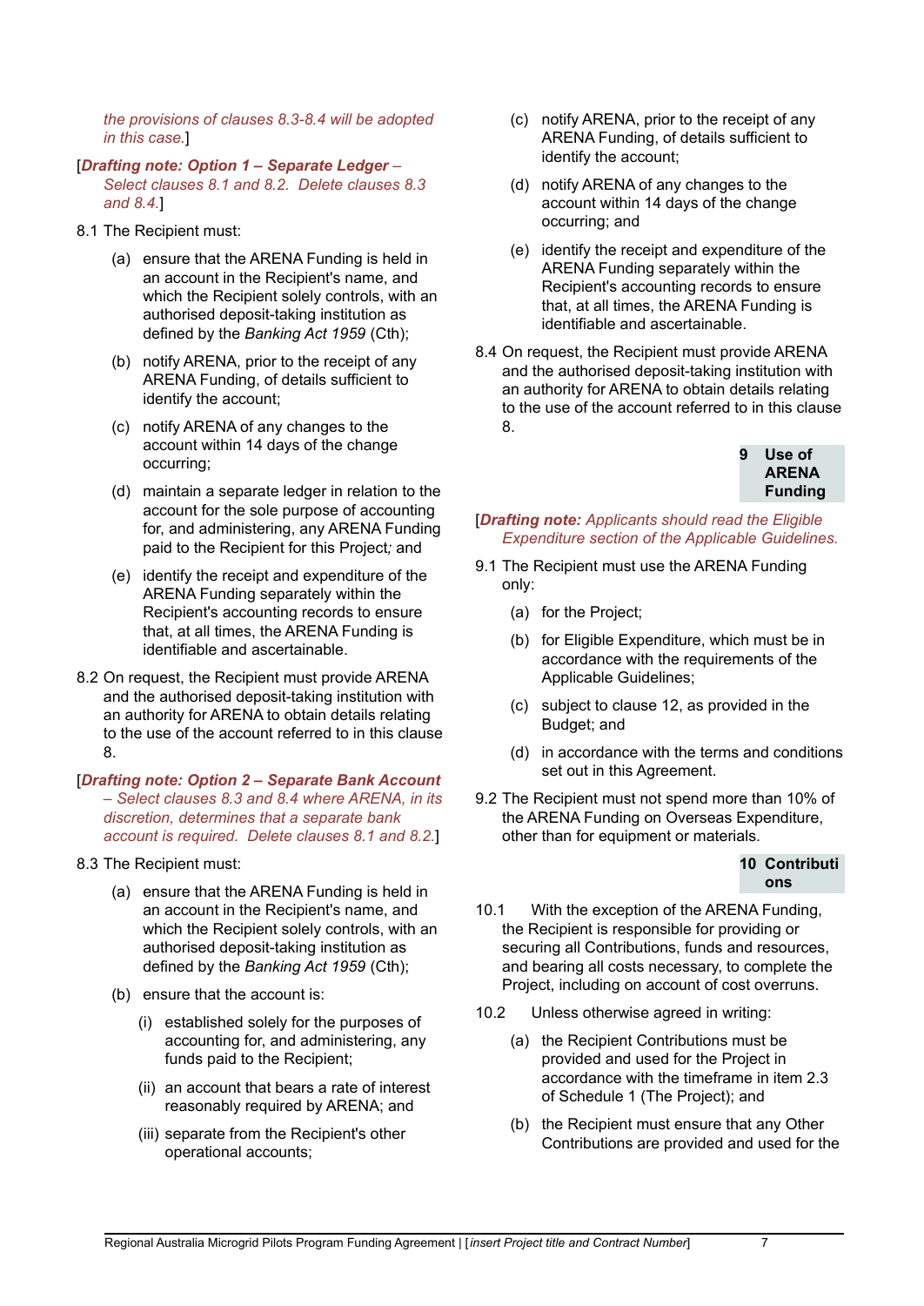*the provisions of clauses 8.3-8.4 will be adopted in this case.*]

[***Drafting note: Option 1 – Separate Ledger*** *– Select clauses 8.1 and 8.2. Delete clauses 8.3 and 8.4.*]

8.1 The Recipient must:

(a) ensure that the ARENA Funding is held in an account in the Recipient's name, and which the Recipient solely controls, with an authorised deposit-taking institution as defined by the *Banking Act 1959* (Cth);

(b) notify ARENA, prior to the receipt of any ARENA Funding, of details sufficient to identify the account;

(c) notify ARENA of any changes to the account within 14 days of the change occurring;

(d) maintain a separate ledger in relation to the account for the sole purpose of accounting for, and administering, any ARENA Funding paid to the Recipient for this Project*;* and

(e) identify the receipt and expenditure of the ARENA Funding separately within the Recipient's accounting records to ensure that, at all times, the ARENA Funding is identifiable and ascertainable.

8.2 On request, the Recipient must provide ARENA and the authorised deposit-taking institution with an authority for ARENA to obtain details relating to the use of the account referred to in this clause 8.

[***Drafting note: Option 2 – Separate Bank Account*** *– Select clauses 8.3 and 8.4 where ARENA, in its discretion, determines that a separate bank account is required. Delete clauses 8.1 and 8.2.*]

8.3 The Recipient must:

(a) ensure that the ARENA Funding is held in an account in the Recipient's name, and which the Recipient solely controls, with an authorised deposit-taking institution as defined by the *Banking Act 1959* (Cth);

(b) ensure that the account is:

(i) established solely for the purposes of accounting for, and administering, any funds paid to the Recipient;

(ii) an account that bears a rate of interest reasonably required by ARENA; and

(iii) separate from the Recipient's other operational accounts;

(c) notify ARENA, prior to the receipt of any ARENA Funding, of details sufficient to identify the account;

(d) notify ARENA of any changes to the account within 14 days of the change occurring; and

(e) identify the receipt and expenditure of the ARENA Funding separately within the Recipient's accounting records to ensure that, at all times, the ARENA Funding is identifiable and ascertainable.

8.4 On request, the Recipient must provide ARENA and the authorised deposit-taking institution with an authority for ARENA to obtain details relating to the use of the account referred to in this clause 8.

## 9 Use of ARENA Funding

[***Drafting note:*** *Applicants should read the Eligible Expenditure section of the Applicable Guidelines.*]

9.1 The Recipient must use the ARENA Funding only:

(a) for the Project;

(b) for Eligible Expenditure, which must be in accordance with the requirements of the Applicable Guidelines;

(c) subject to clause 12, as provided in the Budget; and

(d) in accordance with the terms and conditions set out in this Agreement.

9.2 The Recipient must not spend more than 10% of the ARENA Funding on Overseas Expenditure, other than for equipment or materials.

## 10 Contributions

10.1 With the exception of the ARENA Funding, the Recipient is responsible for providing or securing all Contributions, funds and resources, and bearing all costs necessary, to complete the Project, including on account of cost overruns.

10.2 Unless otherwise agreed in writing:

(a) the Recipient Contributions must be provided and used for the Project in accordance with the timeframe in item 2.3 of Schedule 1 (The Project); and

(b) the Recipient must ensure that any Other Contributions are provided and used for the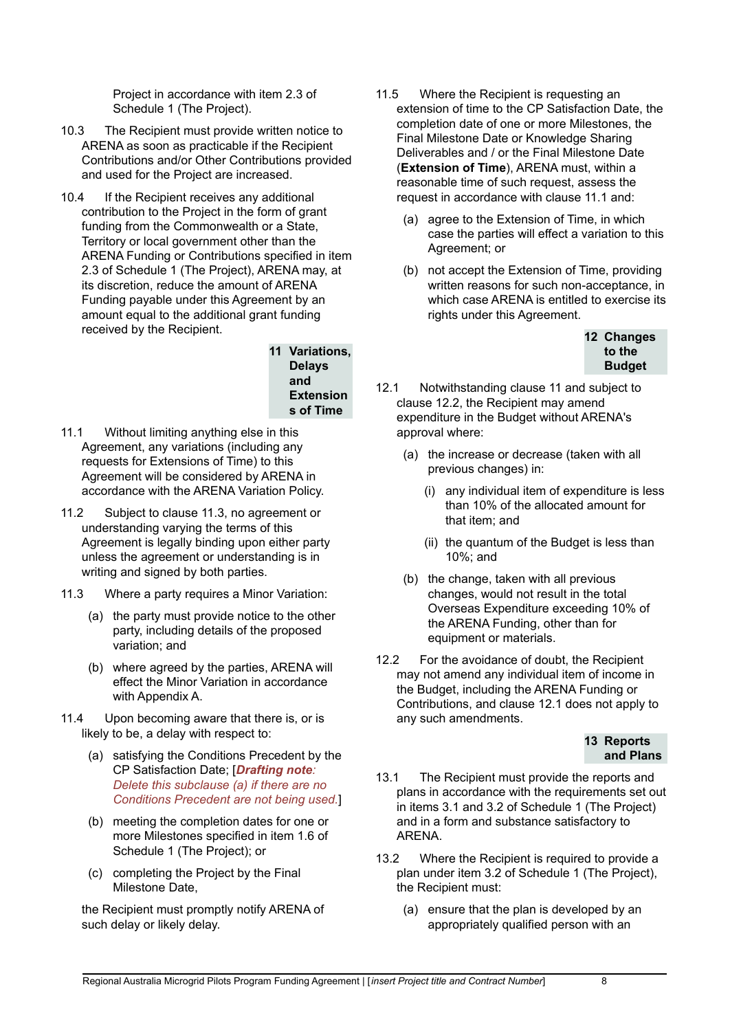Project in accordance with item 2.3 of Schedule 1 (The Project).

10.3 The Recipient must provide written notice to ARENA as soon as practicable if the Recipient Contributions and/or Other Contributions provided and used for the Project are increased.

10.4 If the Recipient receives any additional contribution to the Project in the form of grant funding from the Commonwealth or a State, Territory or local government other than the ARENA Funding or Contributions specified in item 2.3 of Schedule 1 (The Project), ARENA may, at its discretion, reduce the amount of ARENA Funding payable under this Agreement by an amount equal to the additional grant funding received by the Recipient.

## 11 Variations, Delays and Extensions of Time

11.1 Without limiting anything else in this Agreement, any variations (including any requests for Extensions of Time) to this Agreement will be considered by ARENA in accordance with the ARENA Variation Policy.

11.2 Subject to clause 11.3, no agreement or understanding varying the terms of this Agreement is legally binding upon either party unless the agreement or understanding is in writing and signed by both parties.

11.3 Where a party requires a Minor Variation:

(a) the party must provide notice to the other party, including details of the proposed variation; and

(b) where agreed by the parties, ARENA will effect the Minor Variation in accordance with Appendix A.

11.4 Upon becoming aware that there is, or is likely to be, a delay with respect to:

(a) satisfying the Conditions Precedent by the CP Satisfaction Date; [***Drafting note****: Delete this subclause (a) if there are no Conditions Precedent are not being used.*]

(b) meeting the completion dates for one or more Milestones specified in item 1.6 of Schedule 1 (The Project); or

(c) completing the Project by the Final Milestone Date,

the Recipient must promptly notify ARENA of such delay or likely delay.

11.5 Where the Recipient is requesting an extension of time to the CP Satisfaction Date, the completion date of one or more Milestones, the Final Milestone Date or Knowledge Sharing Deliverables and / or the Final Milestone Date (**Extension of Time**), ARENA must, within a reasonable time of such request, assess the request in accordance with clause 11.1 and:

(a) agree to the Extension of Time, in which case the parties will effect a variation to this Agreement; or

(b) not accept the Extension of Time, providing written reasons for such non-acceptance, in which case ARENA is entitled to exercise its rights under this Agreement.

## 12 Changes to the Budget

12.1 Notwithstanding clause 11 and subject to clause 12.2, the Recipient may amend expenditure in the Budget without ARENA's approval where:

(a) the increase or decrease (taken with all previous changes) in:

(i) any individual item of expenditure is less than 10% of the allocated amount for that item; and

(ii) the quantum of the Budget is less than 10%; and

(b) the change, taken with all previous changes, would not result in the total Overseas Expenditure exceeding 10% of the ARENA Funding, other than for equipment or materials.

12.2 For the avoidance of doubt, the Recipient may not amend any individual item of income in the Budget, including the ARENA Funding or Contributions, and clause 12.1 does not apply to any such amendments.

## 13 Reports and Plans

13.1 The Recipient must provide the reports and plans in accordance with the requirements set out in items 3.1 and 3.2 of Schedule 1 (The Project) and in a form and substance satisfactory to ARENA.

13.2 Where the Recipient is required to provide a plan under item 3.2 of Schedule 1 (The Project), the Recipient must:

(a) ensure that the plan is developed by an appropriately qualified person with an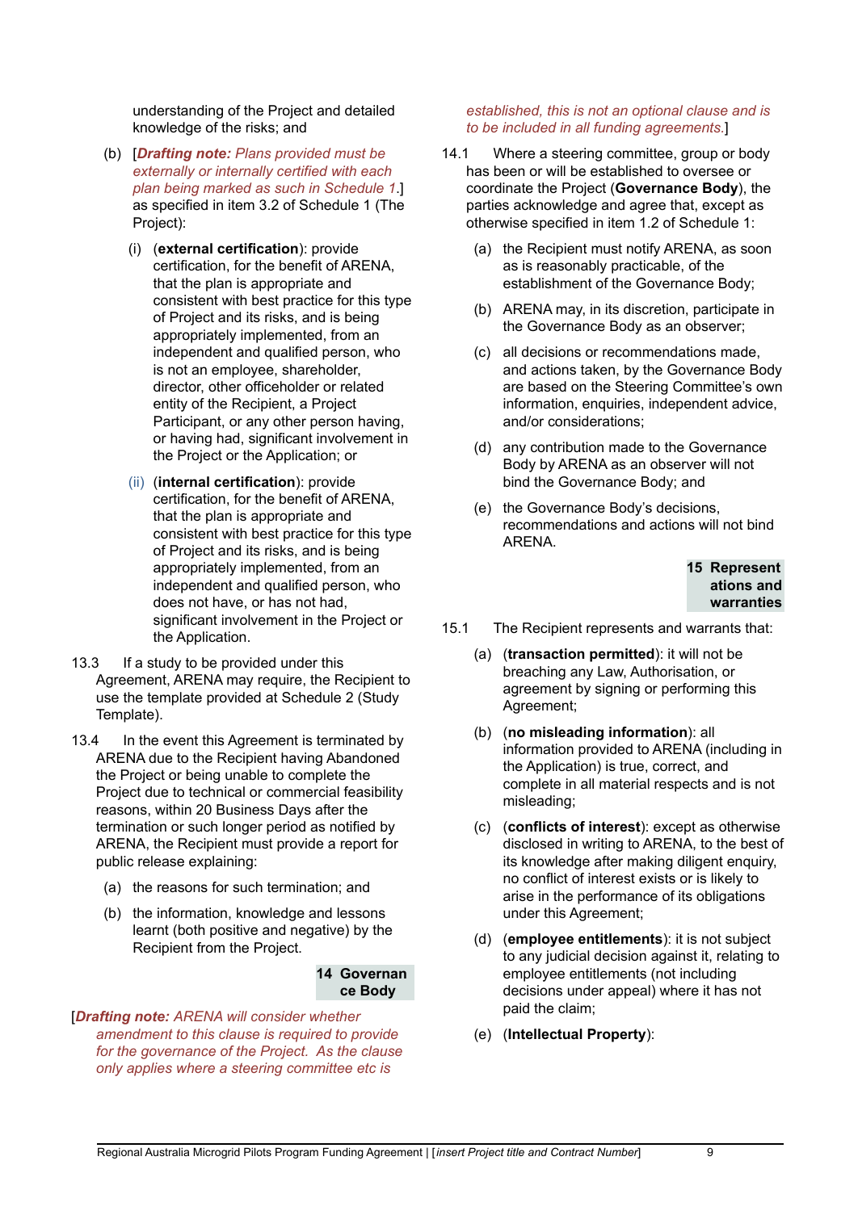understanding of the Project and detailed knowledge of the risks; and

(b) [***Drafting note:*** *Plans provided must be externally or internally certified with each plan being marked as such in Schedule 1*.] as specified in item 3.2 of Schedule 1 (The Project):

   (i) (**external certification**): provide certification, for the benefit of ARENA, that the plan is appropriate and consistent with best practice for this type of Project and its risks, and is being appropriately implemented, from an independent and qualified person, who is not an employee, shareholder, director, other officeholder or related entity of the Recipient, a Project Participant, or any other person having, or having had, significant involvement in the Project or the Application; or

   (ii) (**internal certification**): provide certification, for the benefit of ARENA, that the plan is appropriate and consistent with best practice for this type of Project and its risks, and is being appropriately implemented, from an independent and qualified person, who does not have, or has not had, significant involvement in the Project or the Application.

13.3 If a study to be provided under this Agreement, ARENA may require, the Recipient to use the template provided at Schedule 2 (Study Template).

13.4 In the event this Agreement is terminated by ARENA due to the Recipient having Abandoned the Project or being unable to complete the Project due to technical or commercial feasibility reasons, within 20 Business Days after the termination or such longer period as notified by ARENA, the Recipient must provide a report for public release explaining:

(a) the reasons for such termination; and

(b) the information, knowledge and lessons learnt (both positive and negative) by the Recipient from the Project.

## 14 Governance Body

[***Drafting note:*** *ARENA will consider whether amendment to this clause is required to provide for the governance of the Project. As the clause only applies where a steering committee etc is established, this is not an optional clause and is to be included in all funding agreements.*]

14.1 Where a steering committee, group or body has been or will be established to oversee or coordinate the Project (**Governance Body**), the parties acknowledge and agree that, except as otherwise specified in item 1.2 of Schedule 1:

(a) the Recipient must notify ARENA, as soon as is reasonably practicable, of the establishment of the Governance Body;

(b) ARENA may, in its discretion, participate in the Governance Body as an observer;

(c) all decisions or recommendations made, and actions taken, by the Governance Body are based on the Steering Committee's own information, enquiries, independent advice, and/or considerations;

(d) any contribution made to the Governance Body by ARENA as an observer will not bind the Governance Body; and

(e) the Governance Body's decisions, recommendations and actions will not bind ARENA.

## 15 Representations and warranties

15.1 The Recipient represents and warrants that:

(a) (**transaction permitted**): it will not be breaching any Law, Authorisation, or agreement by signing or performing this Agreement;

(b) (**no misleading information**): all information provided to ARENA (including in the Application) is true, correct, and complete in all material respects and is not misleading;

(c) (**conflicts of interest**): except as otherwise disclosed in writing to ARENA, to the best of its knowledge after making diligent enquiry, no conflict of interest exists or is likely to arise in the performance of its obligations under this Agreement;

(d) (**employee entitlements**): it is not subject to any judicial decision against it, relating to employee entitlements (not including decisions under appeal) where it has not paid the claim;

(e) (**Intellectual Property**):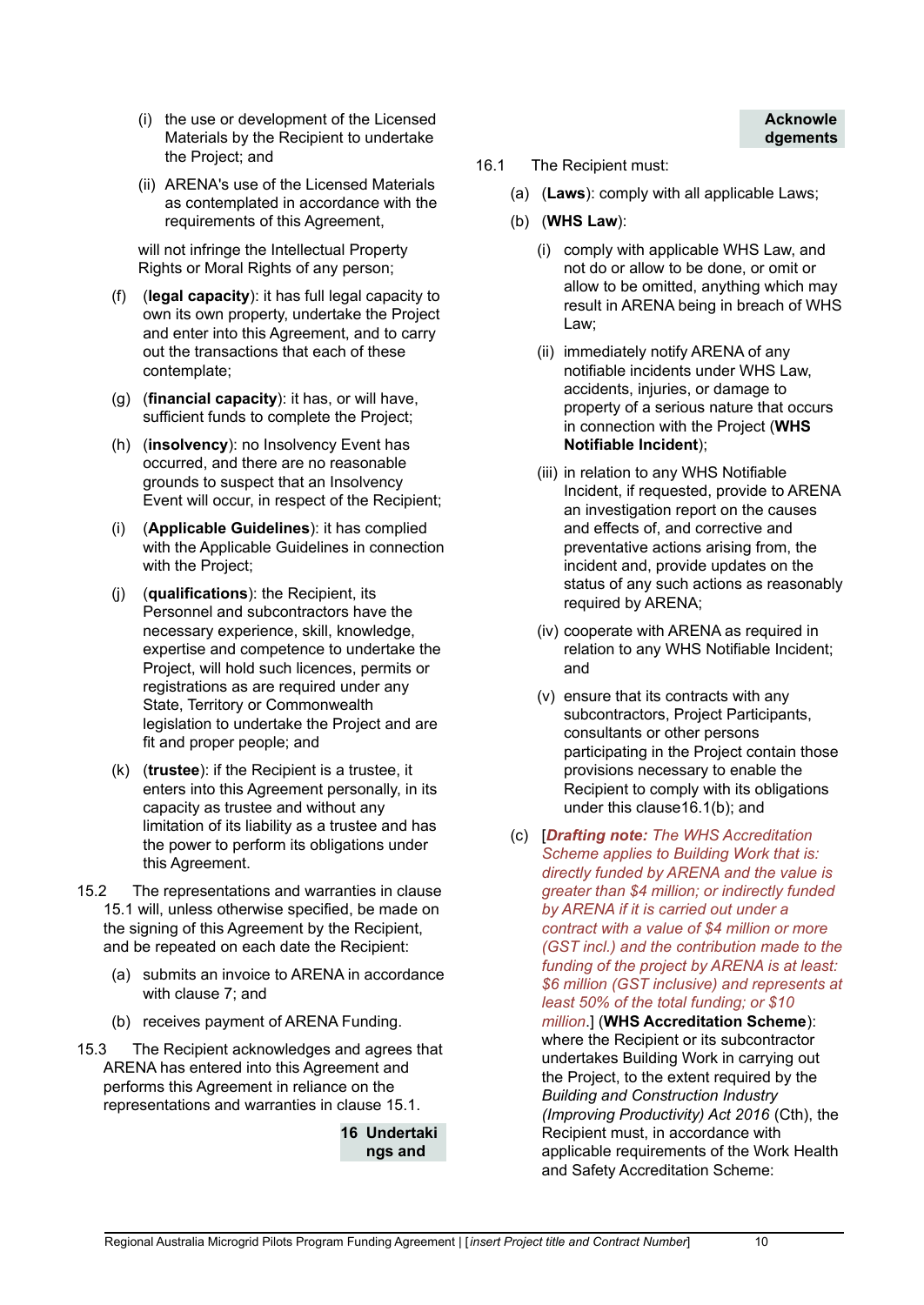(i) the use or development of the Licensed Materials by the Recipient to undertake the Project; and

(ii) ARENA's use of the Licensed Materials as contemplated in accordance with the requirements of this Agreement,

will not infringe the Intellectual Property Rights or Moral Rights of any person;

(f) (**legal capacity**): it has full legal capacity to own its own property, undertake the Project and enter into this Agreement, and to carry out the transactions that each of these contemplate;

(g) (**financial capacity**): it has, or will have, sufficient funds to complete the Project;

(h) (**insolvency**): no Insolvency Event has occurred, and there are no reasonable grounds to suspect that an Insolvency Event will occur, in respect of the Recipient;

(i) (**Applicable Guidelines**): it has complied with the Applicable Guidelines in connection with the Project;

(j) (**qualifications**): the Recipient, its Personnel and subcontractors have the necessary experience, skill, knowledge, expertise and competence to undertake the Project, will hold such licences, permits or registrations as are required under any State, Territory or Commonwealth legislation to undertake the Project and are fit and proper people; and

(k) (**trustee**): if the Recipient is a trustee, it enters into this Agreement personally, in its capacity as trustee and without any limitation of its liability as a trustee and has the power to perform its obligations under this Agreement.

15.2 The representations and warranties in clause 15.1 will, unless otherwise specified, be made on the signing of this Agreement by the Recipient, and be repeated on each date the Recipient:

(a) submits an invoice to ARENA in accordance with clause 7; and

(b) receives payment of ARENA Funding.

15.3 The Recipient acknowledges and agrees that ARENA has entered into this Agreement and performs this Agreement in reliance on the representations and warranties in clause 15.1.

## 16 Undertakings and Acknowledgements

16.1 The Recipient must:

(a) (**Laws**): comply with all applicable Laws;

(b) (**WHS Law**):

(i) comply with applicable WHS Law, and not do or allow to be done, or omit or allow to be omitted, anything which may result in ARENA being in breach of WHS Law;

(ii) immediately notify ARENA of any notifiable incidents under WHS Law, accidents, injuries, or damage to property of a serious nature that occurs in connection with the Project (**WHS Notifiable Incident**);

(iii) in relation to any WHS Notifiable Incident, if requested, provide to ARENA an investigation report on the causes and effects of, and corrective and preventative actions arising from, the incident and, provide updates on the status of any such actions as reasonably required by ARENA;

(iv) cooperate with ARENA as required in relation to any WHS Notifiable Incident; and

(v) ensure that its contracts with any subcontractors, Project Participants, consultants or other persons participating in the Project contain those provisions necessary to enable the Recipient to comply with its obligations under this clause16.1(b); and

(c) [***Drafting note:*** *The WHS Accreditation Scheme applies to Building Work that is: directly funded by ARENA and the value is greater than $4 million; or indirectly funded by ARENA if it is carried out under a contract with a value of $4 million or more (GST incl.) and the contribution made to the funding of the project by ARENA is at least: $6 million (GST inclusive) and represents at least 50% of the total funding; or $10 million*.] (**WHS Accreditation Scheme**): where the Recipient or its subcontractor undertakes Building Work in carrying out the Project, to the extent required by the *Building and Construction Industry (Improving Productivity) Act 2016* (Cth), the Recipient must, in accordance with applicable requirements of the Work Health and Safety Accreditation Scheme: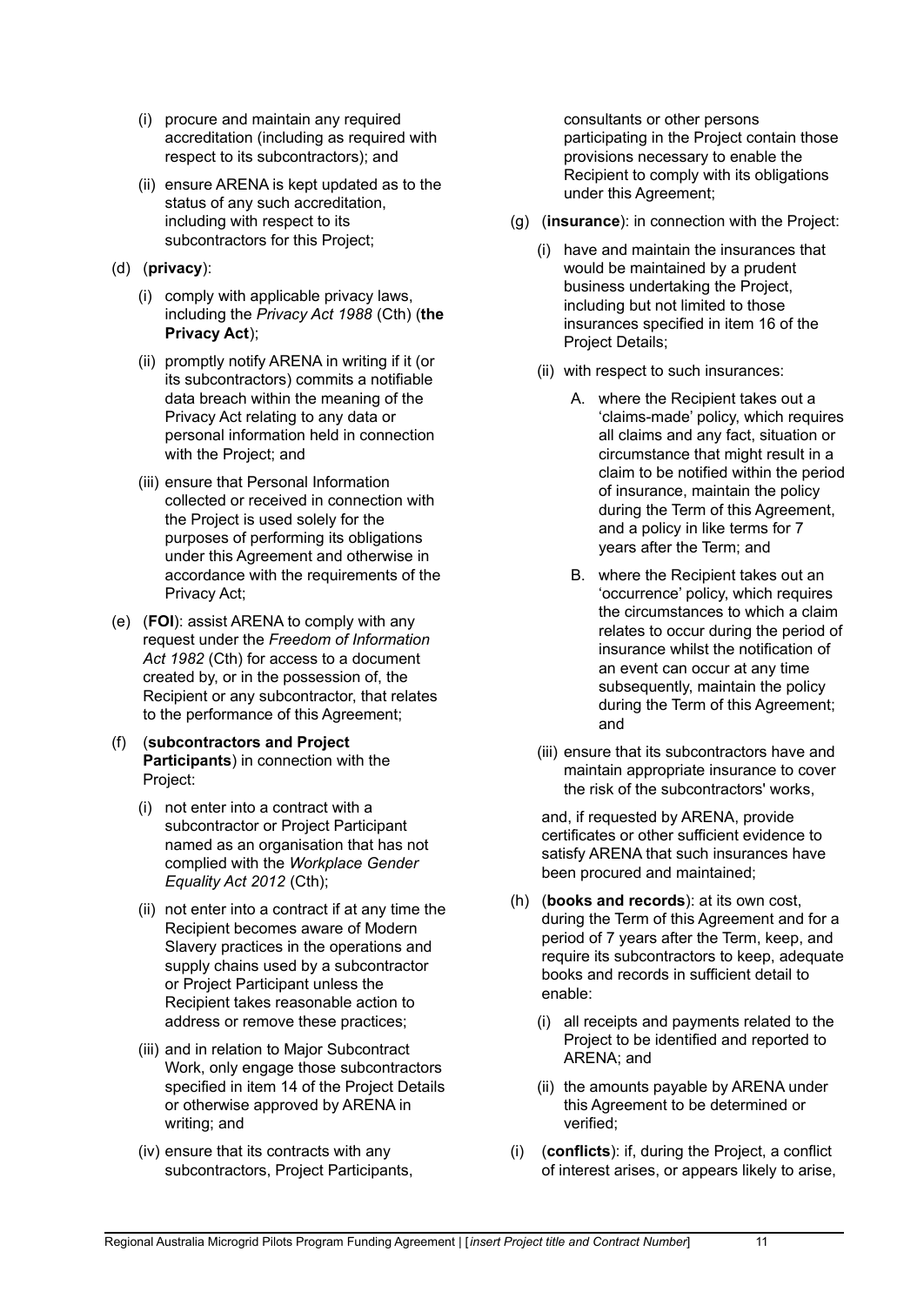(i) procure and maintain any required accreditation (including as required with respect to its subcontractors); and

(ii) ensure ARENA is kept updated as to the status of any such accreditation, including with respect to its subcontractors for this Project;

(d) (**privacy**):

(i) comply with applicable privacy laws, including the *Privacy Act 1988* (Cth) (**the Privacy Act**);

(ii) promptly notify ARENA in writing if it (or its subcontractors) commits a notifiable data breach within the meaning of the Privacy Act relating to any data or personal information held in connection with the Project; and

(iii) ensure that Personal Information collected or received in connection with the Project is used solely for the purposes of performing its obligations under this Agreement and otherwise in accordance with the requirements of the Privacy Act;

(e) (**FOI**): assist ARENA to comply with any request under the *Freedom of Information Act 1982* (Cth) for access to a document created by, or in the possession of, the Recipient or any subcontractor, that relates to the performance of this Agreement;

(f) (**subcontractors and Project Participants**) in connection with the Project:

(i) not enter into a contract with a subcontractor or Project Participant named as an organisation that has not complied with the *Workplace Gender Equality Act 2012* (Cth);

(ii) not enter into a contract if at any time the Recipient becomes aware of Modern Slavery practices in the operations and supply chains used by a subcontractor or Project Participant unless the Recipient takes reasonable action to address or remove these practices;

(iii) and in relation to Major Subcontract Work, only engage those subcontractors specified in item 14 of the Project Details or otherwise approved by ARENA in writing; and

(iv) ensure that its contracts with any subcontractors, Project Participants, consultants or other persons participating in the Project contain those provisions necessary to enable the Recipient to comply with its obligations under this Agreement;

(g) (**insurance**): in connection with the Project:

(i) have and maintain the insurances that would be maintained by a prudent business undertaking the Project, including but not limited to those insurances specified in item 16 of the Project Details;

(ii) with respect to such insurances:

A. where the Recipient takes out a 'claims-made' policy, which requires all claims and any fact, situation or circumstance that might result in a claim to be notified within the period of insurance, maintain the policy during the Term of this Agreement, and a policy in like terms for 7 years after the Term; and

B. where the Recipient takes out an 'occurrence' policy, which requires the circumstances to which a claim relates to occur during the period of insurance whilst the notification of an event can occur at any time subsequently, maintain the policy during the Term of this Agreement; and

(iii) ensure that its subcontractors have and maintain appropriate insurance to cover the risk of the subcontractors' works,

and, if requested by ARENA, provide certificates or other sufficient evidence to satisfy ARENA that such insurances have been procured and maintained;

(h) (**books and records**): at its own cost, during the Term of this Agreement and for a period of 7 years after the Term, keep, and require its subcontractors to keep, adequate books and records in sufficient detail to enable:

(i) all receipts and payments related to the Project to be identified and reported to ARENA; and

(ii) the amounts payable by ARENA under this Agreement to be determined or verified;

(i) (**conflicts**): if, during the Project, a conflict of interest arises, or appears likely to arise,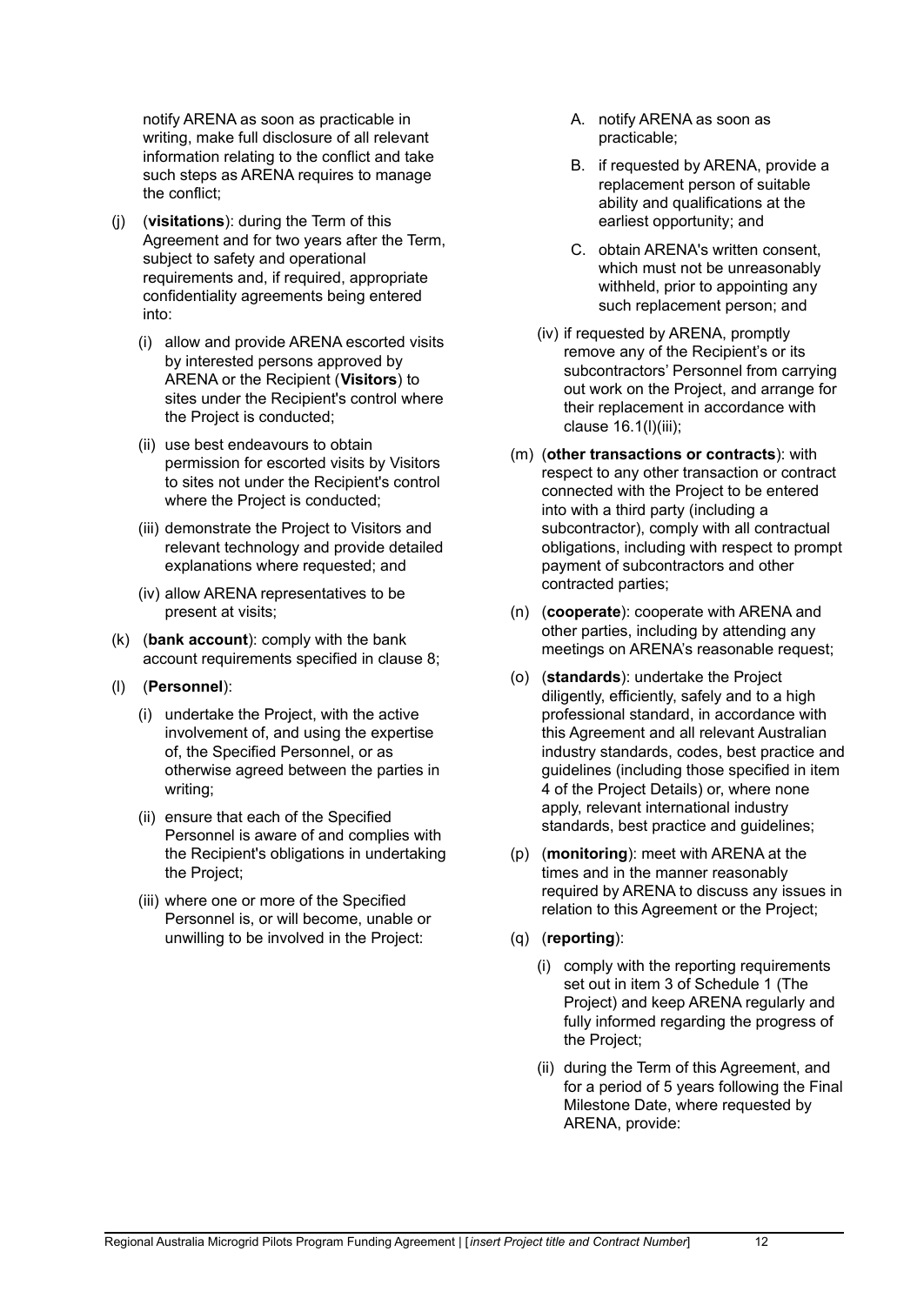notify ARENA as soon as practicable in writing, make full disclosure of all relevant information relating to the conflict and take such steps as ARENA requires to manage the conflict;

(j) (**visitations**): during the Term of this Agreement and for two years after the Term, subject to safety and operational requirements and, if required, appropriate confidentiality agreements being entered into:

   (i) allow and provide ARENA escorted visits by interested persons approved by ARENA or the Recipient (**Visitors**) to sites under the Recipient's control where the Project is conducted;

   (ii) use best endeavours to obtain permission for escorted visits by Visitors to sites not under the Recipient's control where the Project is conducted;

   (iii) demonstrate the Project to Visitors and relevant technology and provide detailed explanations where requested; and

   (iv) allow ARENA representatives to be present at visits;

(k) (**bank account**): comply with the bank account requirements specified in clause 8;

(l) (**Personnel**):

   (i) undertake the Project, with the active involvement of, and using the expertise of, the Specified Personnel, or as otherwise agreed between the parties in writing;

   (ii) ensure that each of the Specified Personnel is aware of and complies with the Recipient's obligations in undertaking the Project;

   (iii) where one or more of the Specified Personnel is, or will become, unable or unwilling to be involved in the Project:

      A. notify ARENA as soon as practicable;

      B. if requested by ARENA, provide a replacement person of suitable ability and qualifications at the earliest opportunity; and

      C. obtain ARENA's written consent, which must not be unreasonably withheld, prior to appointing any such replacement person; and

   (iv) if requested by ARENA, promptly remove any of the Recipient's or its subcontractors' Personnel from carrying out work on the Project, and arrange for their replacement in accordance with clause 16.1(l)(iii);

(m) (**other transactions or contracts**): with respect to any other transaction or contract connected with the Project to be entered into with a third party (including a subcontractor), comply with all contractual obligations, including with respect to prompt payment of subcontractors and other contracted parties;

(n) (**cooperate**): cooperate with ARENA and other parties, including by attending any meetings on ARENA's reasonable request;

(o) (**standards**): undertake the Project diligently, efficiently, safely and to a high professional standard, in accordance with this Agreement and all relevant Australian industry standards, codes, best practice and guidelines (including those specified in item 4 of the Project Details) or, where none apply, relevant international industry standards, best practice and guidelines;

(p) (**monitoring**): meet with ARENA at the times and in the manner reasonably required by ARENA to discuss any issues in relation to this Agreement or the Project;

(q) (**reporting**):

   (i) comply with the reporting requirements set out in item 3 of Schedule 1 (The Project) and keep ARENA regularly and fully informed regarding the progress of the Project;

   (ii) during the Term of this Agreement, and for a period of 5 years following the Final Milestone Date, where requested by ARENA, provide: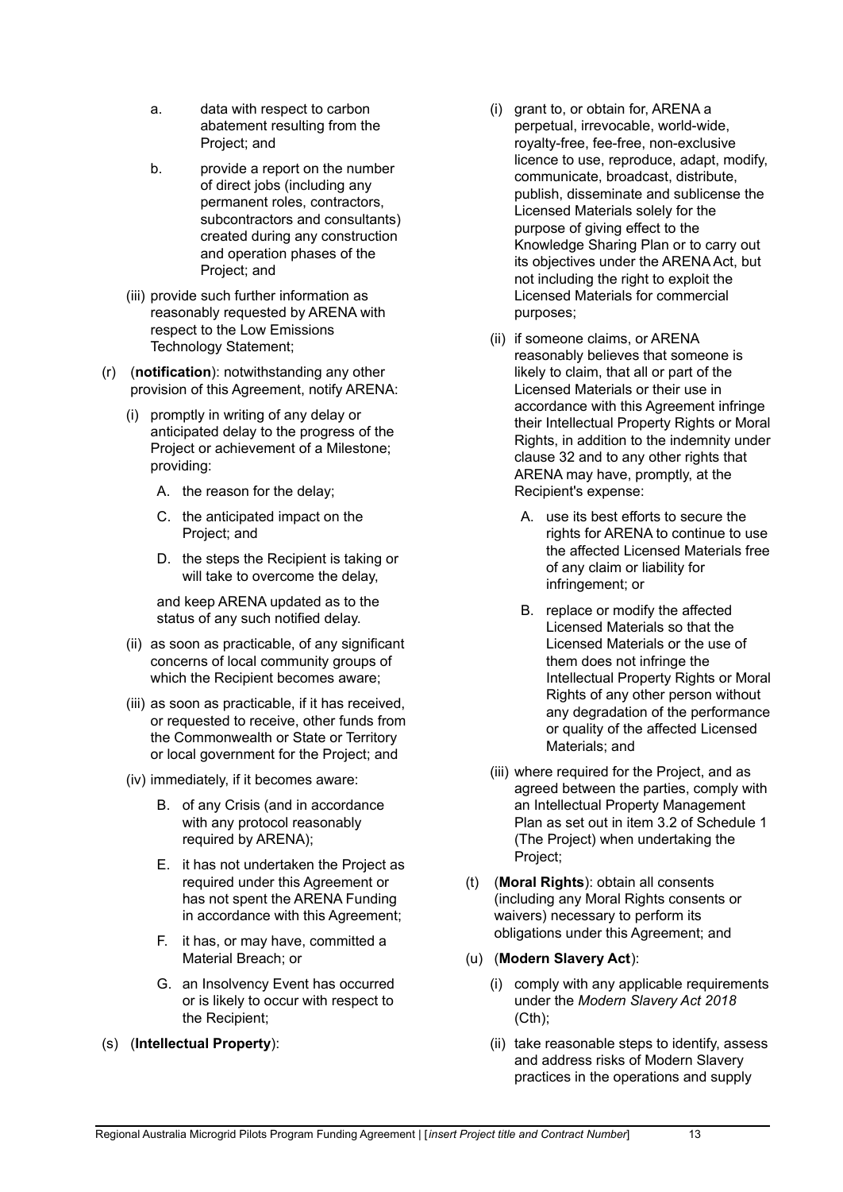a. data with respect to carbon abatement resulting from the Project; and

b. provide a report on the number of direct jobs (including any permanent roles, contractors, subcontractors and consultants) created during any construction and operation phases of the Project; and

(iii) provide such further information as reasonably requested by ARENA with respect to the Low Emissions Technology Statement;

(r) (**notification**): notwithstanding any other provision of this Agreement, notify ARENA:

(i) promptly in writing of any delay or anticipated delay to the progress of the Project or achievement of a Milestone; providing:

A. the reason for the delay;

C. the anticipated impact on the Project; and

D. the steps the Recipient is taking or will take to overcome the delay,

and keep ARENA updated as to the status of any such notified delay.

(ii) as soon as practicable, of any significant concerns of local community groups of which the Recipient becomes aware;

(iii) as soon as practicable, if it has received, or requested to receive, other funds from the Commonwealth or State or Territory or local government for the Project; and

(iv) immediately, if it becomes aware:

B. of any Crisis (and in accordance with any protocol reasonably required by ARENA);

E. it has not undertaken the Project as required under this Agreement or has not spent the ARENA Funding in accordance with this Agreement;

F. it has, or may have, committed a Material Breach; or

G. an Insolvency Event has occurred or is likely to occur with respect to the Recipient;

(s) (**Intellectual Property**):

(i) grant to, or obtain for, ARENA a perpetual, irrevocable, world-wide, royalty-free, fee-free, non-exclusive licence to use, reproduce, adapt, modify, communicate, broadcast, distribute, publish, disseminate and sublicense the Licensed Materials solely for the purpose of giving effect to the Knowledge Sharing Plan or to carry out its objectives under the ARENA Act, but not including the right to exploit the Licensed Materials for commercial purposes;

(ii) if someone claims, or ARENA reasonably believes that someone is likely to claim, that all or part of the Licensed Materials or their use in accordance with this Agreement infringe their Intellectual Property Rights or Moral Rights, in addition to the indemnity under clause 32 and to any other rights that ARENA may have, promptly, at the Recipient's expense:

A. use its best efforts to secure the rights for ARENA to continue to use the affected Licensed Materials free of any claim or liability for infringement; or

B. replace or modify the affected Licensed Materials so that the Licensed Materials or the use of them does not infringe the Intellectual Property Rights or Moral Rights of any other person without any degradation of the performance or quality of the affected Licensed Materials; and

(iii) where required for the Project, and as agreed between the parties, comply with an Intellectual Property Management Plan as set out in item 3.2 of Schedule 1 (The Project) when undertaking the Project;

(t) (**Moral Rights**): obtain all consents (including any Moral Rights consents or waivers) necessary to perform its obligations under this Agreement; and

(u) (**Modern Slavery Act**):

(i) comply with any applicable requirements under the *Modern Slavery Act 2018* (Cth);

(ii) take reasonable steps to identify, assess and address risks of Modern Slavery practices in the operations and supply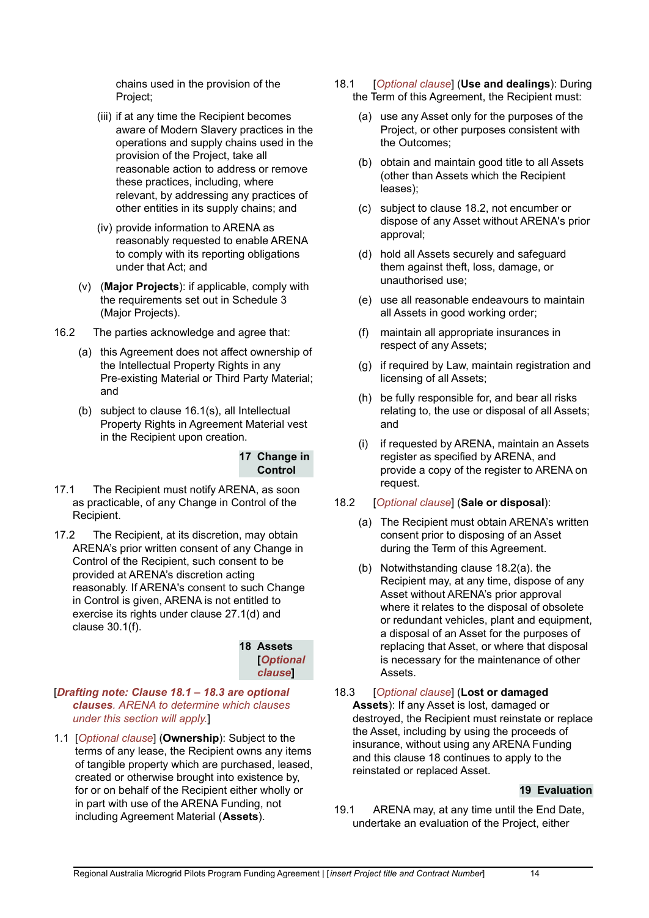chains used in the provision of the Project;

(iii) if at any time the Recipient becomes aware of Modern Slavery practices in the operations and supply chains used in the provision of the Project, take all reasonable action to address or remove these practices, including, where relevant, by addressing any practices of other entities in its supply chains; and

(iv) provide information to ARENA as reasonably requested to enable ARENA to comply with its reporting obligations under that Act; and

(v) (**Major Projects**): if applicable, comply with the requirements set out in Schedule 3 (Major Projects).

16.2 The parties acknowledge and agree that:

(a) this Agreement does not affect ownership of the Intellectual Property Rights in any Pre-existing Material or Third Party Material; and

(b) subject to clause 16.1(s), all Intellectual Property Rights in Agreement Material vest in the Recipient upon creation.

## 17 Change in Control

17.1 The Recipient must notify ARENA, as soon as practicable, of any Change in Control of the Recipient.

17.2 The Recipient, at its discretion, may obtain ARENA's prior written consent of any Change in Control of the Recipient, such consent to be provided at ARENA's discretion acting reasonably. If ARENA's consent to such Change in Control is given, ARENA is not entitled to exercise its rights under clause 27.1(d) and clause 30.1(f).

## 18 Assets [*Optional clause*]

[***Drafting note: Clause 18.1 – 18.3 are optional clauses****. ARENA to determine which clauses under this section will apply.*]

1.1 [*Optional clause*] (**Ownership**): Subject to the terms of any lease, the Recipient owns any items of tangible property which are purchased, leased, created or otherwise brought into existence by, for or on behalf of the Recipient either wholly or in part with use of the ARENA Funding, not including Agreement Material (**Assets**).

18.1 [*Optional clause*] (**Use and dealings**): During the Term of this Agreement, the Recipient must:

(a) use any Asset only for the purposes of the Project, or other purposes consistent with the Outcomes;

(b) obtain and maintain good title to all Assets (other than Assets which the Recipient leases);

(c) subject to clause 18.2, not encumber or dispose of any Asset without ARENA's prior approval;

(d) hold all Assets securely and safeguard them against theft, loss, damage, or unauthorised use;

(e) use all reasonable endeavours to maintain all Assets in good working order;

(f) maintain all appropriate insurances in respect of any Assets;

(g) if required by Law, maintain registration and licensing of all Assets;

(h) be fully responsible for, and bear all risks relating to, the use or disposal of all Assets; and

(i) if requested by ARENA, maintain an Assets register as specified by ARENA, and provide a copy of the register to ARENA on request.

18.2 [*Optional clause*] (**Sale or disposal**):

(a) The Recipient must obtain ARENA's written consent prior to disposing of an Asset during the Term of this Agreement.

(b) Notwithstanding clause 18.2(a). the Recipient may, at any time, dispose of any Asset without ARENA's prior approval where it relates to the disposal of obsolete or redundant vehicles, plant and equipment, a disposal of an Asset for the purposes of replacing that Asset, or where that disposal is necessary for the maintenance of other Assets.

18.3 [*Optional clause*] (**Lost or damaged Assets**): If any Asset is lost, damaged or destroyed, the Recipient must reinstate or replace the Asset, including by using the proceeds of insurance, without using any ARENA Funding and this clause 18 continues to apply to the reinstated or replaced Asset.

## 19 Evaluation

19.1 ARENA may, at any time until the End Date, undertake an evaluation of the Project, either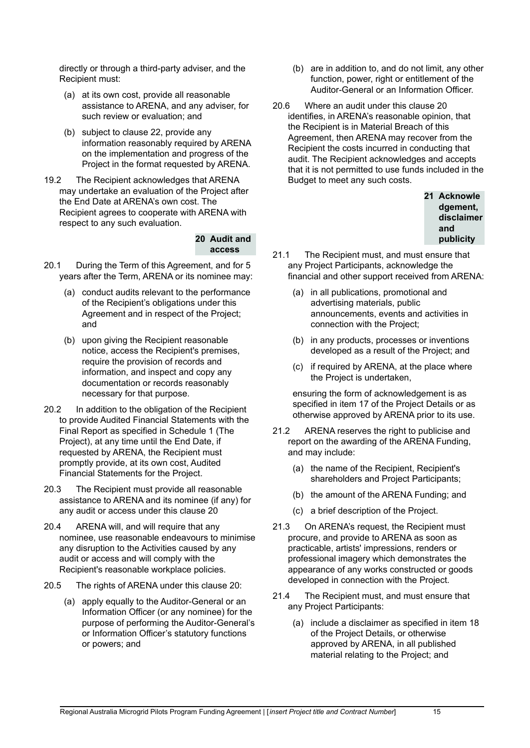directly or through a third-party adviser, and the Recipient must:

(a) at its own cost, provide all reasonable assistance to ARENA, and any adviser, for such review or evaluation; and

(b) subject to clause 22, provide any information reasonably required by ARENA on the implementation and progress of the Project in the format requested by ARENA.

19.2 The Recipient acknowledges that ARENA may undertake an evaluation of the Project after the End Date at ARENA's own cost. The Recipient agrees to cooperate with ARENA with respect to any such evaluation.

## 20 Audit and access

20.1 During the Term of this Agreement, and for 5 years after the Term, ARENA or its nominee may:

(a) conduct audits relevant to the performance of the Recipient's obligations under this Agreement and in respect of the Project; and

(b) upon giving the Recipient reasonable notice, access the Recipient's premises, require the provision of records and information, and inspect and copy any documentation or records reasonably necessary for that purpose.

20.2 In addition to the obligation of the Recipient to provide Audited Financial Statements with the Final Report as specified in Schedule 1 (The Project), at any time until the End Date, if requested by ARENA, the Recipient must promptly provide, at its own cost, Audited Financial Statements for the Project.

20.3 The Recipient must provide all reasonable assistance to ARENA and its nominee (if any) for any audit or access under this clause 20

20.4 ARENA will, and will require that any nominee, use reasonable endeavours to minimise any disruption to the Activities caused by any audit or access and will comply with the Recipient's reasonable workplace policies.

20.5 The rights of ARENA under this clause 20:

(a) apply equally to the Auditor-General or an Information Officer (or any nominee) for the purpose of performing the Auditor-General's or Information Officer's statutory functions or powers; and

(b) are in addition to, and do not limit, any other function, power, right or entitlement of the Auditor-General or an Information Officer.

20.6 Where an audit under this clause 20 identifies, in ARENA's reasonable opinion, that the Recipient is in Material Breach of this Agreement, then ARENA may recover from the Recipient the costs incurred in conducting that audit. The Recipient acknowledges and accepts that it is not permitted to use funds included in the Budget to meet any such costs.

## 21 Acknowledgement, disclaimer and publicity

21.1 The Recipient must, and must ensure that any Project Participants, acknowledge the financial and other support received from ARENA:

(a) in all publications, promotional and advertising materials, public announcements, events and activities in connection with the Project;

(b) in any products, processes or inventions developed as a result of the Project; and

(c) if required by ARENA, at the place where the Project is undertaken,

ensuring the form of acknowledgement is as specified in item 17 of the Project Details or as otherwise approved by ARENA prior to its use.

21.2 ARENA reserves the right to publicise and report on the awarding of the ARENA Funding, and may include:

(a) the name of the Recipient, Recipient's shareholders and Project Participants;

(b) the amount of the ARENA Funding; and

(c) a brief description of the Project.

21.3 On ARENA's request, the Recipient must procure, and provide to ARENA as soon as practicable, artists' impressions, renders or professional imagery which demonstrates the appearance of any works constructed or goods developed in connection with the Project.

21.4 The Recipient must, and must ensure that any Project Participants:

(a) include a disclaimer as specified in item 18 of the Project Details, or otherwise approved by ARENA, in all published material relating to the Project; and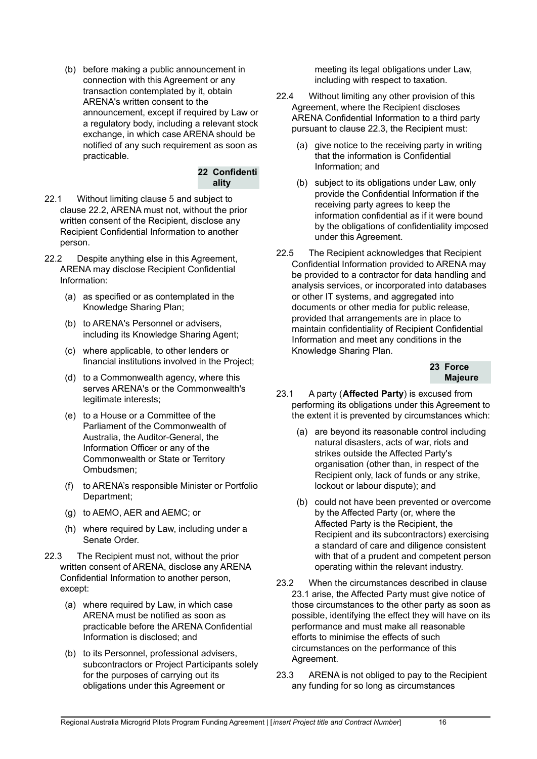(b) before making a public announcement in connection with this Agreement or any transaction contemplated by it, obtain ARENA's written consent to the announcement, except if required by Law or a regulatory body, including a relevant stock exchange, in which case ARENA should be notified of any such requirement as soon as practicable.

## 22 Confidentiality

22.1 Without limiting clause 5 and subject to clause 22.2, ARENA must not, without the prior written consent of the Recipient, disclose any Recipient Confidential Information to another person.

22.2 Despite anything else in this Agreement, ARENA may disclose Recipient Confidential Information:

(a) as specified or as contemplated in the Knowledge Sharing Plan;

(b) to ARENA's Personnel or advisers, including its Knowledge Sharing Agent;

(c) where applicable, to other lenders or financial institutions involved in the Project;

(d) to a Commonwealth agency, where this serves ARENA's or the Commonwealth's legitimate interests;

(e) to a House or a Committee of the Parliament of the Commonwealth of Australia, the Auditor-General, the Information Officer or any of the Commonwealth or State or Territory Ombudsmen;

(f) to ARENA's responsible Minister or Portfolio Department;

(g) to AEMO, AER and AEMC; or

(h) where required by Law, including under a Senate Order.

22.3 The Recipient must not, without the prior written consent of ARENA, disclose any ARENA Confidential Information to another person, except:

(a) where required by Law, in which case ARENA must be notified as soon as practicable before the ARENA Confidential Information is disclosed; and

(b) to its Personnel, professional advisers, subcontractors or Project Participants solely for the purposes of carrying out its obligations under this Agreement or meeting its legal obligations under Law, including with respect to taxation.

22.4 Without limiting any other provision of this Agreement, where the Recipient discloses ARENA Confidential Information to a third party pursuant to clause 22.3, the Recipient must:

(a) give notice to the receiving party in writing that the information is Confidential Information; and

(b) subject to its obligations under Law, only provide the Confidential Information if the receiving party agrees to keep the information confidential as if it were bound by the obligations of confidentiality imposed under this Agreement.

22.5 The Recipient acknowledges that Recipient Confidential Information provided to ARENA may be provided to a contractor for data handling and analysis services, or incorporated into databases or other IT systems, and aggregated into documents or other media for public release, provided that arrangements are in place to maintain confidentiality of Recipient Confidential Information and meet any conditions in the Knowledge Sharing Plan.

## 23 Force Majeure

23.1 A party (**Affected Party**) is excused from performing its obligations under this Agreement to the extent it is prevented by circumstances which:

(a) are beyond its reasonable control including natural disasters, acts of war, riots and strikes outside the Affected Party's organisation (other than, in respect of the Recipient only, lack of funds or any strike, lockout or labour dispute); and

(b) could not have been prevented or overcome by the Affected Party (or, where the Affected Party is the Recipient, the Recipient and its subcontractors) exercising a standard of care and diligence consistent with that of a prudent and competent person operating within the relevant industry.

23.2 When the circumstances described in clause 23.1 arise, the Affected Party must give notice of those circumstances to the other party as soon as possible, identifying the effect they will have on its performance and must make all reasonable efforts to minimise the effects of such circumstances on the performance of this Agreement.

23.3 ARENA is not obliged to pay to the Recipient any funding for so long as circumstances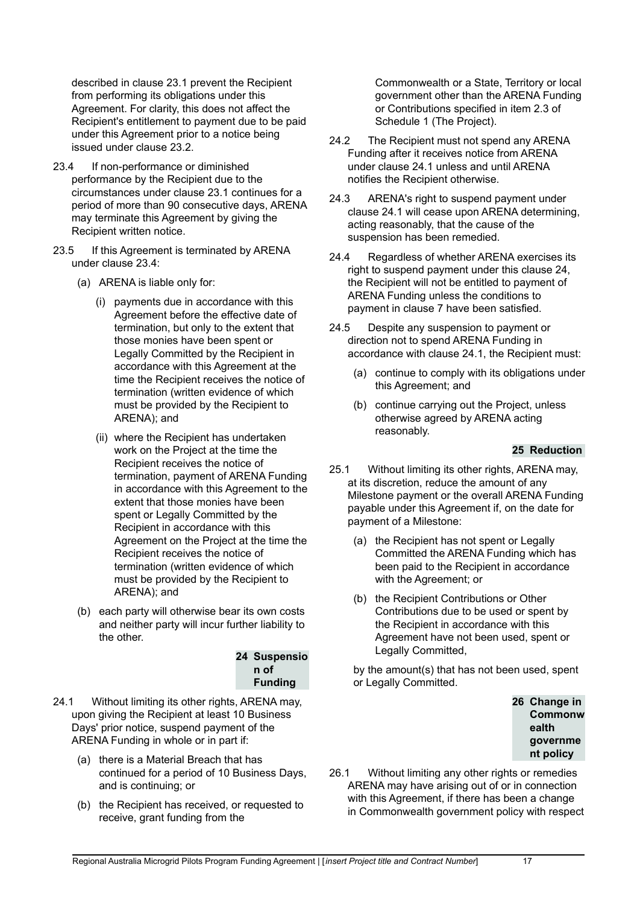described in clause 23.1 prevent the Recipient from performing its obligations under this Agreement. For clarity, this does not affect the Recipient's entitlement to payment due to be paid under this Agreement prior to a notice being issued under clause 23.2.

23.4 If non-performance or diminished performance by the Recipient due to the circumstances under clause 23.1 continues for a period of more than 90 consecutive days, ARENA may terminate this Agreement by giving the Recipient written notice.

23.5 If this Agreement is terminated by ARENA under clause 23.4:

(a) ARENA is liable only for:

(i) payments due in accordance with this Agreement before the effective date of termination, but only to the extent that those monies have been spent or Legally Committed by the Recipient in accordance with this Agreement at the time the Recipient receives the notice of termination (written evidence of which must be provided by the Recipient to ARENA); and

(ii) where the Recipient has undertaken work on the Project at the time the Recipient receives the notice of termination, payment of ARENA Funding in accordance with this Agreement to the extent that those monies have been spent or Legally Committed by the Recipient in accordance with this Agreement on the Project at the time the Recipient receives the notice of termination (written evidence of which must be provided by the Recipient to ARENA); and

(b) each party will otherwise bear its own costs and neither party will incur further liability to the other.

## 24 Suspension of Funding

24.1 Without limiting its other rights, ARENA may, upon giving the Recipient at least 10 Business Days' prior notice, suspend payment of the ARENA Funding in whole or in part if:

(a) there is a Material Breach that has continued for a period of 10 Business Days, and is continuing; or

(b) the Recipient has received, or requested to receive, grant funding from the Commonwealth or a State, Territory or local government other than the ARENA Funding or Contributions specified in item 2.3 of Schedule 1 (The Project).

24.2 The Recipient must not spend any ARENA Funding after it receives notice from ARENA under clause 24.1 unless and until ARENA notifies the Recipient otherwise.

24.3 ARENA's right to suspend payment under clause 24.1 will cease upon ARENA determining, acting reasonably, that the cause of the suspension has been remedied.

24.4 Regardless of whether ARENA exercises its right to suspend payment under this clause 24, the Recipient will not be entitled to payment of ARENA Funding unless the conditions to payment in clause 7 have been satisfied.

24.5 Despite any suspension to payment or direction not to spend ARENA Funding in accordance with clause 24.1, the Recipient must:

(a) continue to comply with its obligations under this Agreement; and

(b) continue carrying out the Project, unless otherwise agreed by ARENA acting reasonably.

## 25 Reduction

25.1 Without limiting its other rights, ARENA may, at its discretion, reduce the amount of any Milestone payment or the overall ARENA Funding payable under this Agreement if, on the date for payment of a Milestone:

(a) the Recipient has not spent or Legally Committed the ARENA Funding which has been paid to the Recipient in accordance with the Agreement; or

(b) the Recipient Contributions or Other Contributions due to be used or spent by the Recipient in accordance with this Agreement have not been used, spent or Legally Committed,

by the amount(s) that has not been used, spent or Legally Committed.

## 26 Change in Commonwealth government policy

26.1 Without limiting any other rights or remedies ARENA may have arising out of or in connection with this Agreement, if there has been a change in Commonwealth government policy with respect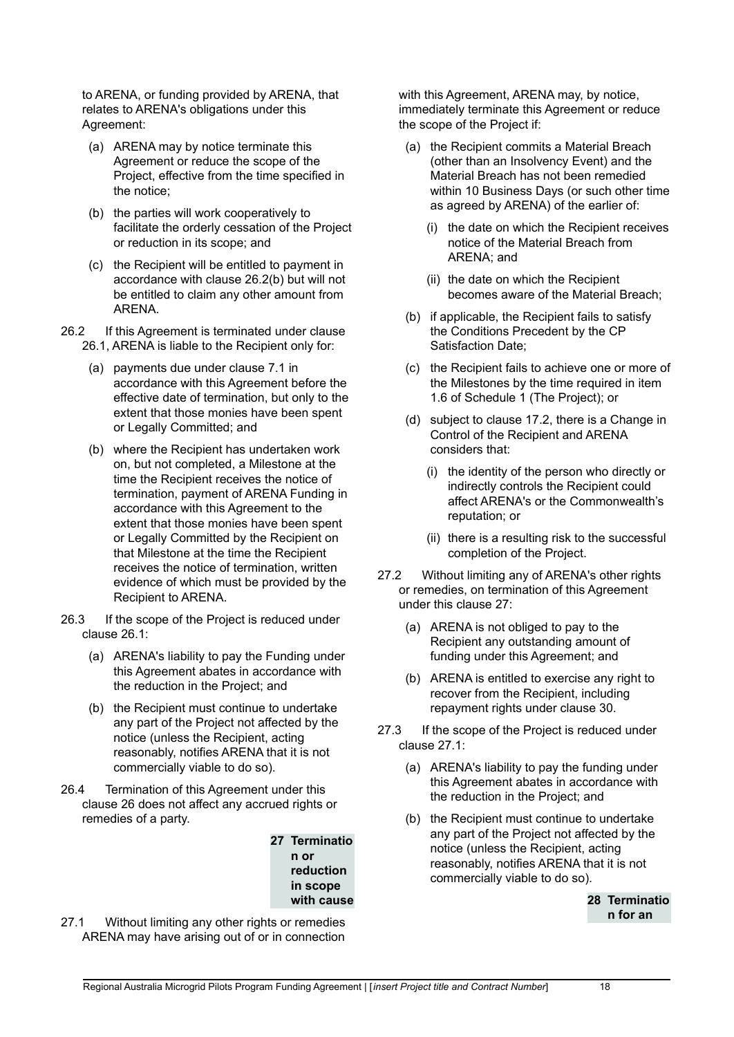to ARENA, or funding provided by ARENA, that relates to ARENA's obligations under this Agreement:

(a) ARENA may by notice terminate this Agreement or reduce the scope of the Project, effective from the time specified in the notice;

(b) the parties will work cooperatively to facilitate the orderly cessation of the Project or reduction in its scope; and

(c) the Recipient will be entitled to payment in accordance with clause 26.2(b) but will not be entitled to claim any other amount from ARENA.

26.2 If this Agreement is terminated under clause 26.1, ARENA is liable to the Recipient only for:

(a) payments due under clause 7.1 in accordance with this Agreement before the effective date of termination, but only to the extent that those monies have been spent or Legally Committed; and

(b) where the Recipient has undertaken work on, but not completed, a Milestone at the time the Recipient receives the notice of termination, payment of ARENA Funding in accordance with this Agreement to the extent that those monies have been spent or Legally Committed by the Recipient on that Milestone at the time the Recipient receives the notice of termination, written evidence of which must be provided by the Recipient to ARENA.

26.3 If the scope of the Project is reduced under clause 26.1:

(a) ARENA's liability to pay the Funding under this Agreement abates in accordance with the reduction in the Project; and

(b) the Recipient must continue to undertake any part of the Project not affected by the notice (unless the Recipient, acting reasonably, notifies ARENA that it is not commercially viable to do so).

26.4 Termination of this Agreement under this clause 26 does not affect any accrued rights or remedies of a party.

## 27 Termination or reduction in scope with cause

27.1 Without limiting any other rights or remedies ARENA may have arising out of or in connection with this Agreement, ARENA may, by notice, immediately terminate this Agreement or reduce the scope of the Project if:

(a) the Recipient commits a Material Breach (other than an Insolvency Event) and the Material Breach has not been remedied within 10 Business Days (or such other time as agreed by ARENA) of the earlier of:

(i) the date on which the Recipient receives notice of the Material Breach from ARENA; and

(ii) the date on which the Recipient becomes aware of the Material Breach;

(b) if applicable, the Recipient fails to satisfy the Conditions Precedent by the CP Satisfaction Date;

(c) the Recipient fails to achieve one or more of the Milestones by the time required in item 1.6 of Schedule 1 (The Project); or

(d) subject to clause 17.2, there is a Change in Control of the Recipient and ARENA considers that:

(i) the identity of the person who directly or indirectly controls the Recipient could affect ARENA's or the Commonwealth's reputation; or

(ii) there is a resulting risk to the successful completion of the Project.

27.2 Without limiting any of ARENA's other rights or remedies, on termination of this Agreement under this clause 27:

(a) ARENA is not obliged to pay to the Recipient any outstanding amount of funding under this Agreement; and

(b) ARENA is entitled to exercise any right to recover from the Recipient, including repayment rights under clause 30.

27.3 If the scope of the Project is reduced under clause 27.1:

(a) ARENA's liability to pay the funding under this Agreement abates in accordance with the reduction in the Project; and

(b) the Recipient must continue to undertake any part of the Project not affected by the notice (unless the Recipient, acting reasonably, notifies ARENA that it is not commercially viable to do so).

## 28 Termination for an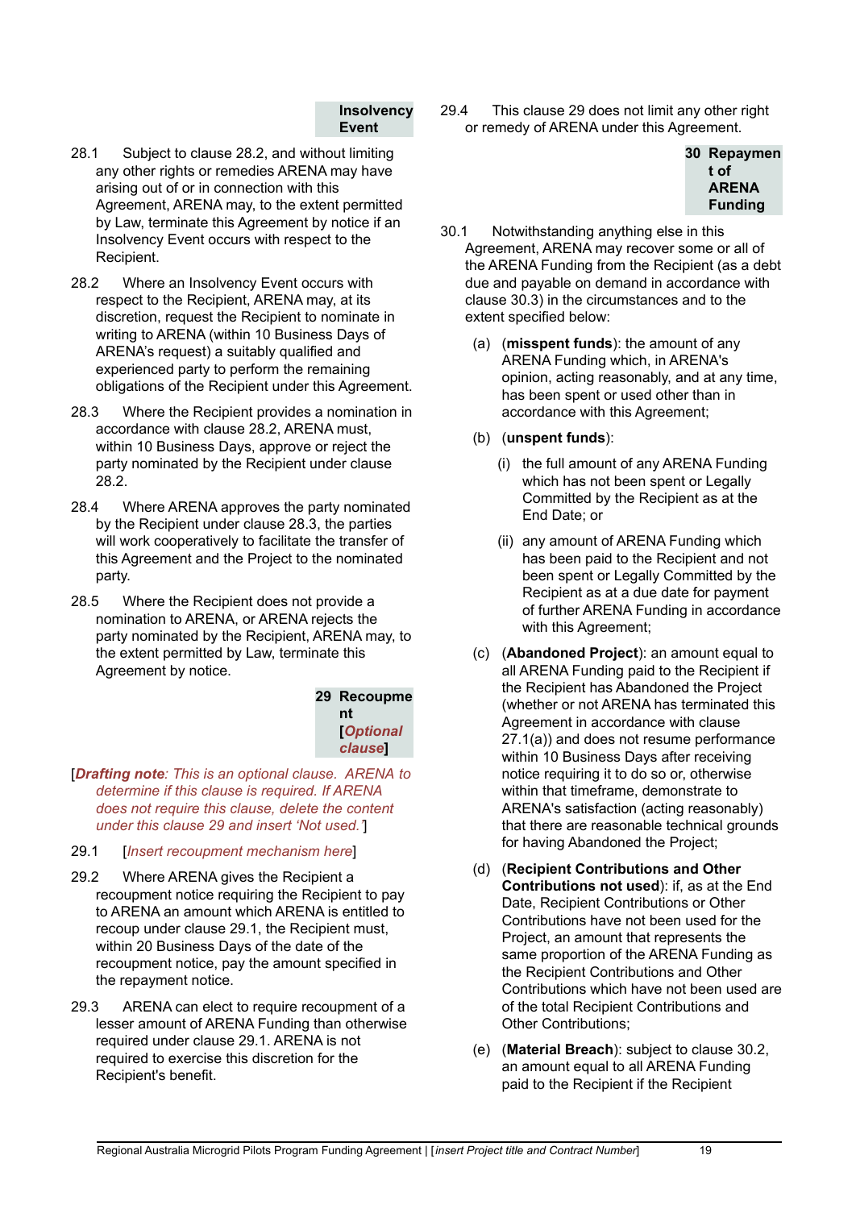### Insolvency Event

28.1 Subject to clause 28.2, and without limiting any other rights or remedies ARENA may have arising out of or in connection with this Agreement, ARENA may, to the extent permitted by Law, terminate this Agreement by notice if an Insolvency Event occurs with respect to the Recipient.

28.2 Where an Insolvency Event occurs with respect to the Recipient, ARENA may, at its discretion, request the Recipient to nominate in writing to ARENA (within 10 Business Days of ARENA's request) a suitably qualified and experienced party to perform the remaining obligations of the Recipient under this Agreement.

28.3 Where the Recipient provides a nomination in accordance with clause 28.2, ARENA must, within 10 Business Days, approve or reject the party nominated by the Recipient under clause 28.2.

28.4 Where ARENA approves the party nominated by the Recipient under clause 28.3, the parties will work cooperatively to facilitate the transfer of this Agreement and the Project to the nominated party.

28.5 Where the Recipient does not provide a nomination to ARENA, or ARENA rejects the party nominated by the Recipient, ARENA may, to the extent permitted by Law, terminate this Agreement by notice.

## 29 Recoupment [*Optional clause*]

[***Drafting note****: This is an optional clause. ARENA to determine if this clause is required. If ARENA does not require this clause, delete the content under this clause 29 and insert 'Not used.'*]

29.1 [*Insert recoupment mechanism here*]

29.2 Where ARENA gives the Recipient a recoupment notice requiring the Recipient to pay to ARENA an amount which ARENA is entitled to recoup under clause 29.1, the Recipient must, within 20 Business Days of the date of the recoupment notice, pay the amount specified in the repayment notice.

29.3 ARENA can elect to require recoupment of a lesser amount of ARENA Funding than otherwise required under clause 29.1. ARENA is not required to exercise this discretion for the Recipient's benefit.

29.4 This clause 29 does not limit any other right or remedy of ARENA under this Agreement.

## 30 Repayment of ARENA Funding

30.1 Notwithstanding anything else in this Agreement, ARENA may recover some or all of the ARENA Funding from the Recipient (as a debt due and payable on demand in accordance with clause 30.3) in the circumstances and to the extent specified below:

(a) (**misspent funds**): the amount of any ARENA Funding which, in ARENA's opinion, acting reasonably, and at any time, has been spent or used other than in accordance with this Agreement;

(b) (**unspent funds**):

(i) the full amount of any ARENA Funding which has not been spent or Legally Committed by the Recipient as at the End Date; or

(ii) any amount of ARENA Funding which has been paid to the Recipient and not been spent or Legally Committed by the Recipient as at a due date for payment of further ARENA Funding in accordance with this Agreement;

(c) (**Abandoned Project**): an amount equal to all ARENA Funding paid to the Recipient if the Recipient has Abandoned the Project (whether or not ARENA has terminated this Agreement in accordance with clause 27.1(a)) and does not resume performance within 10 Business Days after receiving notice requiring it to do so or, otherwise within that timeframe, demonstrate to ARENA's satisfaction (acting reasonably) that there are reasonable technical grounds for having Abandoned the Project;

(d) (**Recipient Contributions and Other Contributions not used**): if, as at the End Date, Recipient Contributions or Other Contributions have not been used for the Project, an amount that represents the same proportion of the ARENA Funding as the Recipient Contributions and Other Contributions which have not been used are of the total Recipient Contributions and Other Contributions;

(e) (**Material Breach**): subject to clause 30.2, an amount equal to all ARENA Funding paid to the Recipient if the Recipient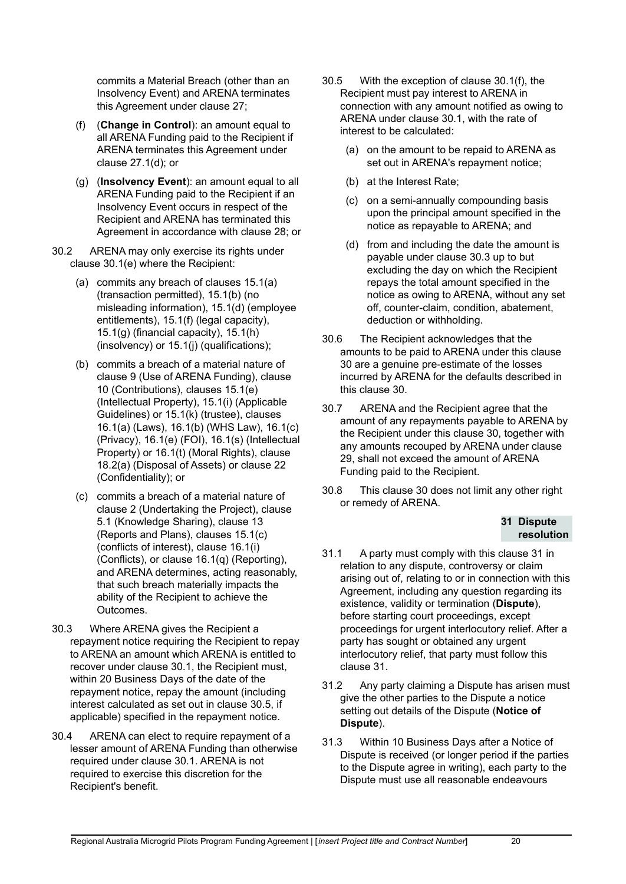commits a Material Breach (other than an Insolvency Event) and ARENA terminates this Agreement under clause 27;

(f) (**Change in Control**): an amount equal to all ARENA Funding paid to the Recipient if ARENA terminates this Agreement under clause 27.1(d); or

(g) (**Insolvency Event**): an amount equal to all ARENA Funding paid to the Recipient if an Insolvency Event occurs in respect of the Recipient and ARENA has terminated this Agreement in accordance with clause 28; or

30.2 ARENA may only exercise its rights under clause 30.1(e) where the Recipient:

(a) commits any breach of clauses 15.1(a) (transaction permitted), 15.1(b) (no misleading information), 15.1(d) (employee entitlements), 15.1(f) (legal capacity), 15.1(g) (financial capacity), 15.1(h) (insolvency) or 15.1(j) (qualifications);

(b) commits a breach of a material nature of clause 9 (Use of ARENA Funding), clause 10 (Contributions), clauses 15.1(e) (Intellectual Property), 15.1(i) (Applicable Guidelines) or 15.1(k) (trustee), clauses 16.1(a) (Laws), 16.1(b) (WHS Law), 16.1(c) (Privacy), 16.1(e) (FOI), 16.1(s) (Intellectual Property) or 16.1(t) (Moral Rights), clause 18.2(a) (Disposal of Assets) or clause 22 (Confidentiality); or

(c) commits a breach of a material nature of clause 2 (Undertaking the Project), clause 5.1 (Knowledge Sharing), clause 13 (Reports and Plans), clauses 15.1(c) (conflicts of interest), clause 16.1(i) (Conflicts), or clause 16.1(q) (Reporting), and ARENA determines, acting reasonably, that such breach materially impacts the ability of the Recipient to achieve the Outcomes.

30.3 Where ARENA gives the Recipient a repayment notice requiring the Recipient to repay to ARENA an amount which ARENA is entitled to recover under clause 30.1, the Recipient must, within 20 Business Days of the date of the repayment notice, repay the amount (including interest calculated as set out in clause 30.5, if applicable) specified in the repayment notice.

30.4 ARENA can elect to require repayment of a lesser amount of ARENA Funding than otherwise required under clause 30.1. ARENA is not required to exercise this discretion for the Recipient's benefit.

30.5 With the exception of clause 30.1(f), the Recipient must pay interest to ARENA in connection with any amount notified as owing to ARENA under clause 30.1, with the rate of interest to be calculated:

(a) on the amount to be repaid to ARENA as set out in ARENA's repayment notice;

(b) at the Interest Rate;

(c) on a semi-annually compounding basis upon the principal amount specified in the notice as repayable to ARENA; and

(d) from and including the date the amount is payable under clause 30.3 up to but excluding the day on which the Recipient repays the total amount specified in the notice as owing to ARENA, without any set off, counter-claim, condition, abatement, deduction or withholding.

30.6 The Recipient acknowledges that the amounts to be paid to ARENA under this clause 30 are a genuine pre-estimate of the losses incurred by ARENA for the defaults described in this clause 30.

30.7 ARENA and the Recipient agree that the amount of any repayments payable to ARENA by the Recipient under this clause 30, together with any amounts recouped by ARENA under clause 29, shall not exceed the amount of ARENA Funding paid to the Recipient.

30.8 This clause 30 does not limit any other right or remedy of ARENA.

## 31 Dispute resolution

31.1 A party must comply with this clause 31 in relation to any dispute, controversy or claim arising out of, relating to or in connection with this Agreement, including any question regarding its existence, validity or termination (**Dispute**), before starting court proceedings, except proceedings for urgent interlocutory relief. After a party has sought or obtained any urgent interlocutory relief, that party must follow this clause 31.

31.2 Any party claiming a Dispute has arisen must give the other parties to the Dispute a notice setting out details of the Dispute (**Notice of Dispute**).

31.3 Within 10 Business Days after a Notice of Dispute is received (or longer period if the parties to the Dispute agree in writing), each party to the Dispute must use all reasonable endeavours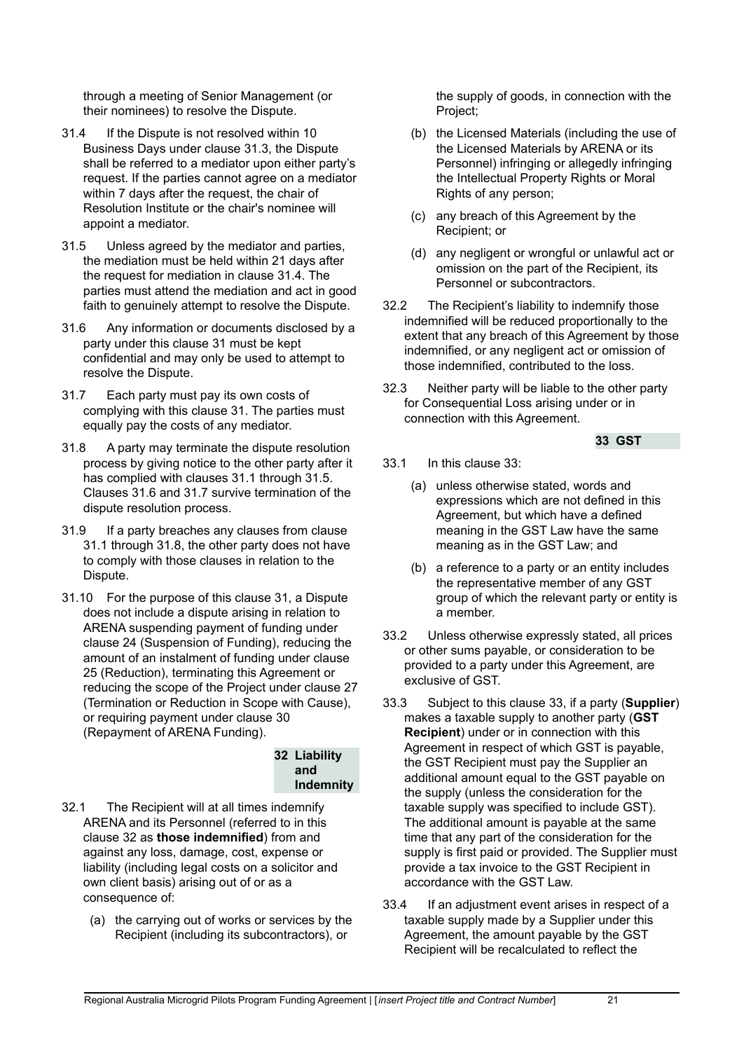through a meeting of Senior Management (or their nominees) to resolve the Dispute.

31.4 If the Dispute is not resolved within 10 Business Days under clause 31.3, the Dispute shall be referred to a mediator upon either party's request. If the parties cannot agree on a mediator within 7 days after the request, the chair of Resolution Institute or the chair's nominee will appoint a mediator.

31.5 Unless agreed by the mediator and parties, the mediation must be held within 21 days after the request for mediation in clause 31.4. The parties must attend the mediation and act in good faith to genuinely attempt to resolve the Dispute.

31.6 Any information or documents disclosed by a party under this clause 31 must be kept confidential and may only be used to attempt to resolve the Dispute.

31.7 Each party must pay its own costs of complying with this clause 31. The parties must equally pay the costs of any mediator.

31.8 A party may terminate the dispute resolution process by giving notice to the other party after it has complied with clauses 31.1 through 31.5. Clauses 31.6 and 31.7 survive termination of the dispute resolution process.

31.9 If a party breaches any clauses from clause 31.1 through 31.8, the other party does not have to comply with those clauses in relation to the Dispute.

31.10 For the purpose of this clause 31, a Dispute does not include a dispute arising in relation to ARENA suspending payment of funding under clause 24 (Suspension of Funding), reducing the amount of an instalment of funding under clause 25 (Reduction), terminating this Agreement or reducing the scope of the Project under clause 27 (Termination or Reduction in Scope with Cause), or requiring payment under clause 30 (Repayment of ARENA Funding).

## 32 Liability and Indemnity

32.1 The Recipient will at all times indemnify ARENA and its Personnel (referred to in this clause 32 as **those indemnified**) from and against any loss, damage, cost, expense or liability (including legal costs on a solicitor and own client basis) arising out of or as a consequence of:

(a) the carrying out of works or services by the Recipient (including its subcontractors), or the supply of goods, in connection with the Project;

(b) the Licensed Materials (including the use of the Licensed Materials by ARENA or its Personnel) infringing or allegedly infringing the Intellectual Property Rights or Moral Rights of any person;

(c) any breach of this Agreement by the Recipient; or

(d) any negligent or wrongful or unlawful act or omission on the part of the Recipient, its Personnel or subcontractors.

32.2 The Recipient's liability to indemnify those indemnified will be reduced proportionally to the extent that any breach of this Agreement by those indemnified, or any negligent act or omission of those indemnified, contributed to the loss.

32.3 Neither party will be liable to the other party for Consequential Loss arising under or in connection with this Agreement.

## 33 GST

33.1 In this clause 33:

(a) unless otherwise stated, words and expressions which are not defined in this Agreement, but which have a defined meaning in the GST Law have the same meaning as in the GST Law; and

(b) a reference to a party or an entity includes the representative member of any GST group of which the relevant party or entity is a member.

33.2 Unless otherwise expressly stated, all prices or other sums payable, or consideration to be provided to a party under this Agreement, are exclusive of GST.

33.3 Subject to this clause 33, if a party (**Supplier**) makes a taxable supply to another party (**GST Recipient**) under or in connection with this Agreement in respect of which GST is payable, the GST Recipient must pay the Supplier an additional amount equal to the GST payable on the supply (unless the consideration for the taxable supply was specified to include GST). The additional amount is payable at the same time that any part of the consideration for the supply is first paid or provided. The Supplier must provide a tax invoice to the GST Recipient in accordance with the GST Law.

33.4 If an adjustment event arises in respect of a taxable supply made by a Supplier under this Agreement, the amount payable by the GST Recipient will be recalculated to reflect the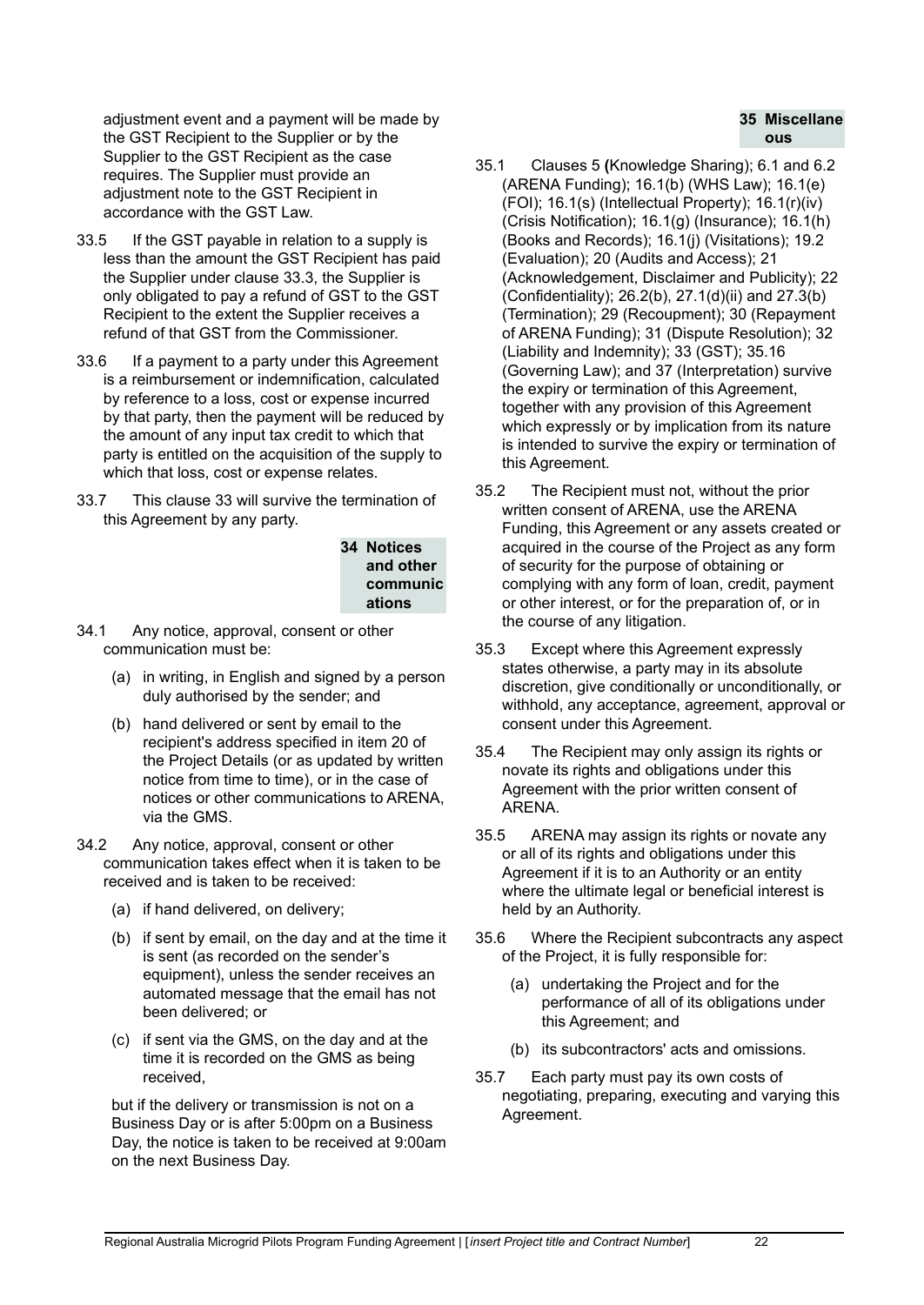adjustment event and a payment will be made by the GST Recipient to the Supplier or by the Supplier to the GST Recipient as the case requires. The Supplier must provide an adjustment note to the GST Recipient in accordance with the GST Law.

33.5 If the GST payable in relation to a supply is less than the amount the GST Recipient has paid the Supplier under clause 33.3, the Supplier is only obligated to pay a refund of GST to the GST Recipient to the extent the Supplier receives a refund of that GST from the Commissioner.

33.6 If a payment to a party under this Agreement is a reimbursement or indemnification, calculated by reference to a loss, cost or expense incurred by that party, then the payment will be reduced by the amount of any input tax credit to which that party is entitled on the acquisition of the supply to which that loss, cost or expense relates.

33.7 This clause 33 will survive the termination of this Agreement by any party.

## 34 Notices and other communications

34.1 Any notice, approval, consent or other communication must be:

(a) in writing, in English and signed by a person duly authorised by the sender; and

(b) hand delivered or sent by email to the recipient's address specified in item 20 of the Project Details (or as updated by written notice from time to time), or in the case of notices or other communications to ARENA, via the GMS.

34.2 Any notice, approval, consent or other communication takes effect when it is taken to be received and is taken to be received:

(a) if hand delivered, on delivery;

(b) if sent by email, on the day and at the time it is sent (as recorded on the sender's equipment), unless the sender receives an automated message that the email has not been delivered; or

(c) if sent via the GMS, on the day and at the time it is recorded on the GMS as being received,

but if the delivery or transmission is not on a Business Day or is after 5:00pm on a Business Day, the notice is taken to be received at 9:00am on the next Business Day.

## 35 Miscellaneous

35.1 Clauses 5 (Knowledge Sharing); 6.1 and 6.2 (ARENA Funding); 16.1(b) (WHS Law); 16.1(e) (FOI); 16.1(s) (Intellectual Property); 16.1(r)(iv) (Crisis Notification); 16.1(g) (Insurance); 16.1(h) (Books and Records); 16.1(j) (Visitations); 19.2 (Evaluation); 20 (Audits and Access); 21 (Acknowledgement, Disclaimer and Publicity); 22 (Confidentiality); 26.2(b), 27.1(d)(ii) and 27.3(b) (Termination); 29 (Recoupment); 30 (Repayment of ARENA Funding); 31 (Dispute Resolution); 32 (Liability and Indemnity); 33 (GST); 35.16 (Governing Law); and 37 (Interpretation) survive the expiry or termination of this Agreement, together with any provision of this Agreement which expressly or by implication from its nature is intended to survive the expiry or termination of this Agreement.

35.2 The Recipient must not, without the prior written consent of ARENA, use the ARENA Funding, this Agreement or any assets created or acquired in the course of the Project as any form of security for the purpose of obtaining or complying with any form of loan, credit, payment or other interest, or for the preparation of, or in the course of any litigation.

35.3 Except where this Agreement expressly states otherwise, a party may in its absolute discretion, give conditionally or unconditionally, or withhold, any acceptance, agreement, approval or consent under this Agreement.

35.4 The Recipient may only assign its rights or novate its rights and obligations under this Agreement with the prior written consent of ARENA.

35.5 ARENA may assign its rights or novate any or all of its rights and obligations under this Agreement if it is to an Authority or an entity where the ultimate legal or beneficial interest is held by an Authority.

35.6 Where the Recipient subcontracts any aspect of the Project, it is fully responsible for:

(a) undertaking the Project and for the performance of all of its obligations under this Agreement; and

(b) its subcontractors' acts and omissions.

35.7 Each party must pay its own costs of negotiating, preparing, executing and varying this Agreement.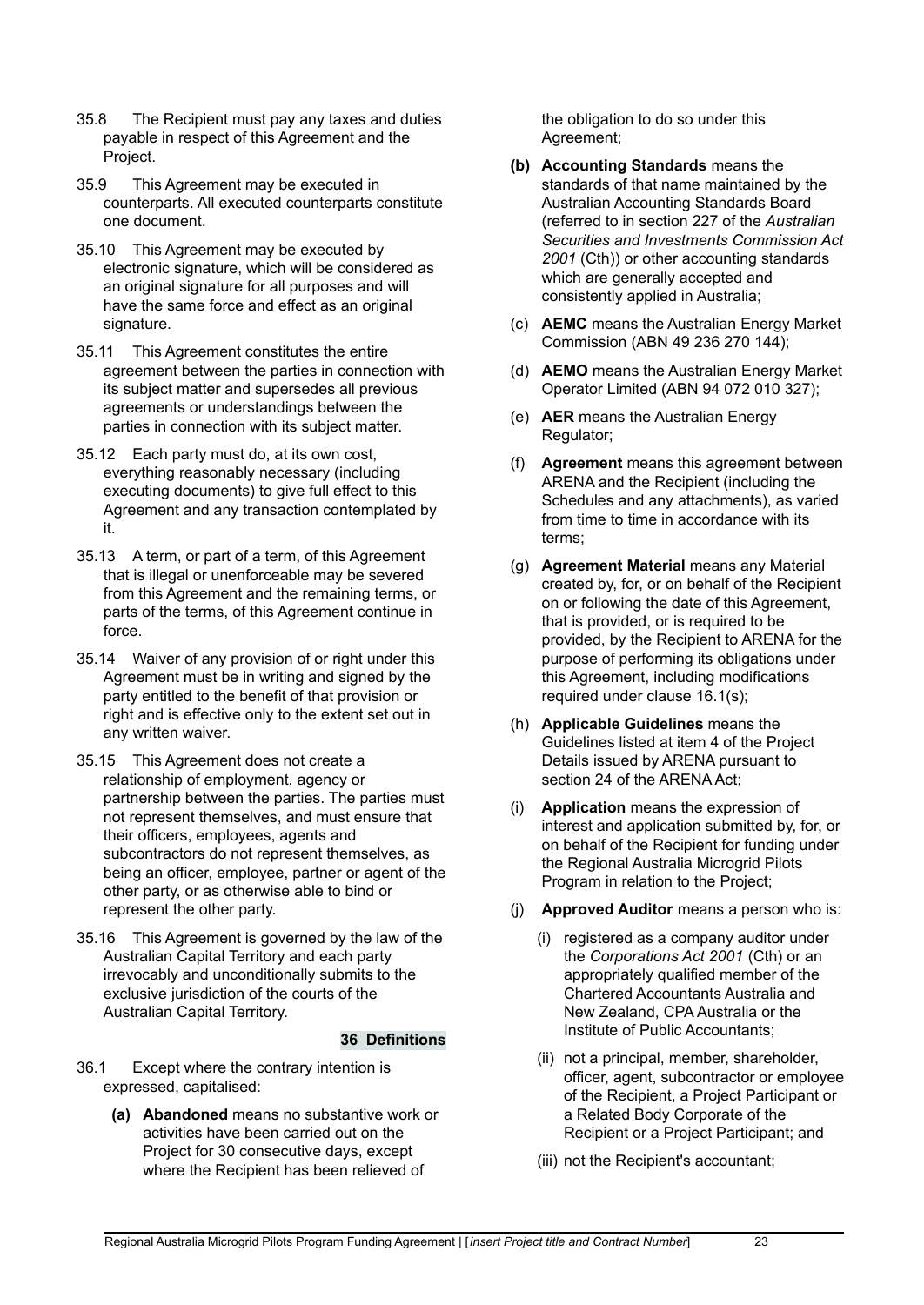35.8 The Recipient must pay any taxes and duties payable in respect of this Agreement and the Project.

35.9 This Agreement may be executed in counterparts. All executed counterparts constitute one document.

35.10 This Agreement may be executed by electronic signature, which will be considered as an original signature for all purposes and will have the same force and effect as an original signature.

35.11 This Agreement constitutes the entire agreement between the parties in connection with its subject matter and supersedes all previous agreements or understandings between the parties in connection with its subject matter.

35.12 Each party must do, at its own cost, everything reasonably necessary (including executing documents) to give full effect to this Agreement and any transaction contemplated by it.

35.13 A term, or part of a term, of this Agreement that is illegal or unenforceable may be severed from this Agreement and the remaining terms, or parts of the terms, of this Agreement continue in force.

35.14 Waiver of any provision of or right under this Agreement must be in writing and signed by the party entitled to the benefit of that provision or right and is effective only to the extent set out in any written waiver.

35.15 This Agreement does not create a relationship of employment, agency or partnership between the parties. The parties must not represent themselves, and must ensure that their officers, employees, agents and subcontractors do not represent themselves, as being an officer, employee, partner or agent of the other party, or as otherwise able to bind or represent the other party.

35.16 This Agreement is governed by the law of the Australian Capital Territory and each party irrevocably and unconditionally submits to the exclusive jurisdiction of the courts of the Australian Capital Territory.

## 36 Definitions

36.1 Except where the contrary intention is expressed, capitalised:

**(a)** **Abandoned** means no substantive work or activities have been carried out on the Project for 30 consecutive days, except where the Recipient has been relieved of the obligation to do so under this Agreement;

**(b)** **Accounting Standards** means the standards of that name maintained by the Australian Accounting Standards Board (referred to in section 227 of the *Australian Securities and Investments Commission Act 2001* (Cth)) or other accounting standards which are generally accepted and consistently applied in Australia;

(c) **AEMC** means the Australian Energy Market Commission (ABN 49 236 270 144);

(d) **AEMO** means the Australian Energy Market Operator Limited (ABN 94 072 010 327);

(e) **AER** means the Australian Energy Regulator;

(f) **Agreement** means this agreement between ARENA and the Recipient (including the Schedules and any attachments), as varied from time to time in accordance with its terms;

(g) **Agreement Material** means any Material created by, for, or on behalf of the Recipient on or following the date of this Agreement, that is provided, or is required to be provided, by the Recipient to ARENA for the purpose of performing its obligations under this Agreement, including modifications required under clause 16.1(s);

(h) **Applicable Guidelines** means the Guidelines listed at item 4 of the Project Details issued by ARENA pursuant to section 24 of the ARENA Act;

(i) **Application** means the expression of interest and application submitted by, for, or on behalf of the Recipient for funding under the Regional Australia Microgrid Pilots Program in relation to the Project;

(j) **Approved Auditor** means a person who is:

  (i) registered as a company auditor under the *Corporations Act 2001* (Cth) or an appropriately qualified member of the Chartered Accountants Australia and New Zealand, CPA Australia or the Institute of Public Accountants;

  (ii) not a principal, member, shareholder, officer, agent, subcontractor or employee of the Recipient, a Project Participant or a Related Body Corporate of the Recipient or a Project Participant; and

  (iii) not the Recipient's accountant;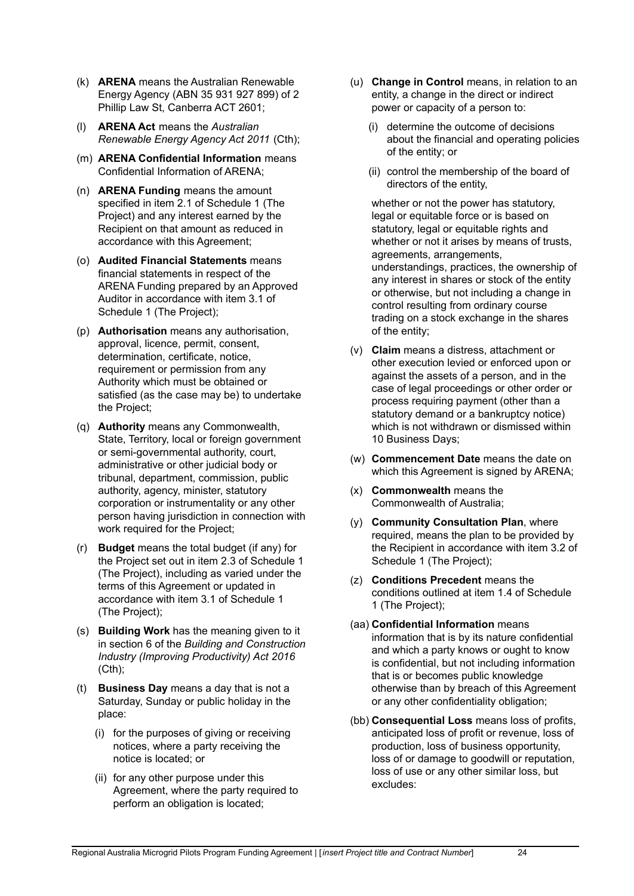(k) **ARENA** means the Australian Renewable Energy Agency (ABN 35 931 927 899) of 2 Phillip Law St, Canberra ACT 2601;

(l) **ARENA Act** means the *Australian Renewable Energy Agency Act 2011* (Cth);

(m) **ARENA Confidential Information** means Confidential Information of ARENA;

(n) **ARENA Funding** means the amount specified in item 2.1 of Schedule 1 (The Project) and any interest earned by the Recipient on that amount as reduced in accordance with this Agreement;

(o) **Audited Financial Statements** means financial statements in respect of the ARENA Funding prepared by an Approved Auditor in accordance with item 3.1 of Schedule 1 (The Project);

(p) **Authorisation** means any authorisation, approval, licence, permit, consent, determination, certificate, notice, requirement or permission from any Authority which must be obtained or satisfied (as the case may be) to undertake the Project;

(q) **Authority** means any Commonwealth, State, Territory, local or foreign government or semi-governmental authority, court, administrative or other judicial body or tribunal, department, commission, public authority, agency, minister, statutory corporation or instrumentality or any other person having jurisdiction in connection with work required for the Project;

(r) **Budget** means the total budget (if any) for the Project set out in item 2.3 of Schedule 1 (The Project), including as varied under the terms of this Agreement or updated in accordance with item 3.1 of Schedule 1 (The Project);

(s) **Building Work** has the meaning given to it in section 6 of the *Building and Construction Industry (Improving Productivity) Act 2016* (Cth);

(t) **Business Day** means a day that is not a Saturday, Sunday or public holiday in the place:

   (i) for the purposes of giving or receiving notices, where a party receiving the notice is located; or

   (ii) for any other purpose under this Agreement, where the party required to perform an obligation is located;

(u) **Change in Control** means, in relation to an entity, a change in the direct or indirect power or capacity of a person to:

   (i) determine the outcome of decisions about the financial and operating policies of the entity; or

   (ii) control the membership of the board of directors of the entity,

   whether or not the power has statutory, legal or equitable force or is based on statutory, legal or equitable rights and whether or not it arises by means of trusts, agreements, arrangements, understandings, practices, the ownership of any interest in shares or stock of the entity or otherwise, but not including a change in control resulting from ordinary course trading on a stock exchange in the shares of the entity;

(v) **Claim** means a distress, attachment or other execution levied or enforced upon or against the assets of a person, and in the case of legal proceedings or other order or process requiring payment (other than a statutory demand or a bankruptcy notice) which is not withdrawn or dismissed within 10 Business Days;

(w) **Commencement Date** means the date on which this Agreement is signed by ARENA;

(x) **Commonwealth** means the Commonwealth of Australia;

(y) **Community Consultation Plan**, where required, means the plan to be provided by the Recipient in accordance with item 3.2 of Schedule 1 (The Project);

(z) **Conditions Precedent** means the conditions outlined at item 1.4 of Schedule 1 (The Project);

(aa) **Confidential Information** means information that is by its nature confidential and which a party knows or ought to know is confidential, but not including information that is or becomes public knowledge otherwise than by breach of this Agreement or any other confidentiality obligation;

(bb) **Consequential Loss** means loss of profits, anticipated loss of profit or revenue, loss of production, loss of business opportunity, loss of or damage to goodwill or reputation, loss of use or any other similar loss, but excludes: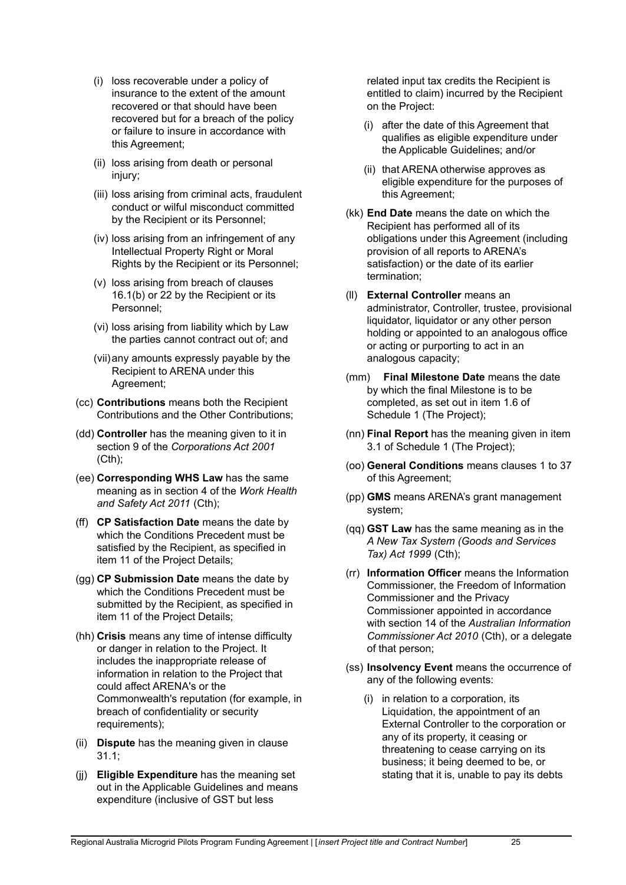(i) loss recoverable under a policy of insurance to the extent of the amount recovered or that should have been recovered but for a breach of the policy or failure to insure in accordance with this Agreement;

(ii) loss arising from death or personal injury;

(iii) loss arising from criminal acts, fraudulent conduct or wilful misconduct committed by the Recipient or its Personnel;

(iv) loss arising from an infringement of any Intellectual Property Right or Moral Rights by the Recipient or its Personnel;

(v) loss arising from breach of clauses 16.1(b) or 22 by the Recipient or its Personnel;

(vi) loss arising from liability which by Law the parties cannot contract out of; and

(vii) any amounts expressly payable by the Recipient to ARENA under this Agreement;

(cc) **Contributions** means both the Recipient Contributions and the Other Contributions;

(dd) **Controller** has the meaning given to it in section 9 of the *Corporations Act 2001* (Cth);

(ee) **Corresponding WHS Law** has the same meaning as in section 4 of the *Work Health and Safety Act 2011* (Cth);

(ff) **CP Satisfaction Date** means the date by which the Conditions Precedent must be satisfied by the Recipient, as specified in item 11 of the Project Details;

(gg) **CP Submission Date** means the date by which the Conditions Precedent must be submitted by the Recipient, as specified in item 11 of the Project Details;

(hh) **Crisis** means any time of intense difficulty or danger in relation to the Project. It includes the inappropriate release of information in relation to the Project that could affect ARENA's or the Commonwealth's reputation (for example, in breach of confidentiality or security requirements);

(ii) **Dispute** has the meaning given in clause 31.1;

(jj) **Eligible Expenditure** has the meaning set out in the Applicable Guidelines and means expenditure (inclusive of GST but less related input tax credits the Recipient is entitled to claim) incurred by the Recipient on the Project:

(i) after the date of this Agreement that qualifies as eligible expenditure under the Applicable Guidelines; and/or

(ii) that ARENA otherwise approves as eligible expenditure for the purposes of this Agreement;

(kk) **End Date** means the date on which the Recipient has performed all of its obligations under this Agreement (including provision of all reports to ARENA's satisfaction) or the date of its earlier termination;

(ll) **External Controller** means an administrator, Controller, trustee, provisional liquidator, liquidator or any other person holding or appointed to an analogous office or acting or purporting to act in an analogous capacity;

(mm) **Final Milestone Date** means the date by which the final Milestone is to be completed, as set out in item 1.6 of Schedule 1 (The Project);

(nn) **Final Report** has the meaning given in item 3.1 of Schedule 1 (The Project);

(oo) **General Conditions** means clauses 1 to 37 of this Agreement;

(pp) **GMS** means ARENA's grant management system;

(qq) **GST Law** has the same meaning as in the *A New Tax System (Goods and Services Tax) Act 1999* (Cth);

(rr) **Information Officer** means the Information Commissioner, the Freedom of Information Commissioner and the Privacy Commissioner appointed in accordance with section 14 of the *Australian Information Commissioner Act 2010* (Cth), or a delegate of that person;

(ss) **Insolvency Event** means the occurrence of any of the following events:

(i) in relation to a corporation, its Liquidation, the appointment of an External Controller to the corporation or any of its property, it ceasing or threatening to cease carrying on its business; it being deemed to be, or stating that it is, unable to pay its debts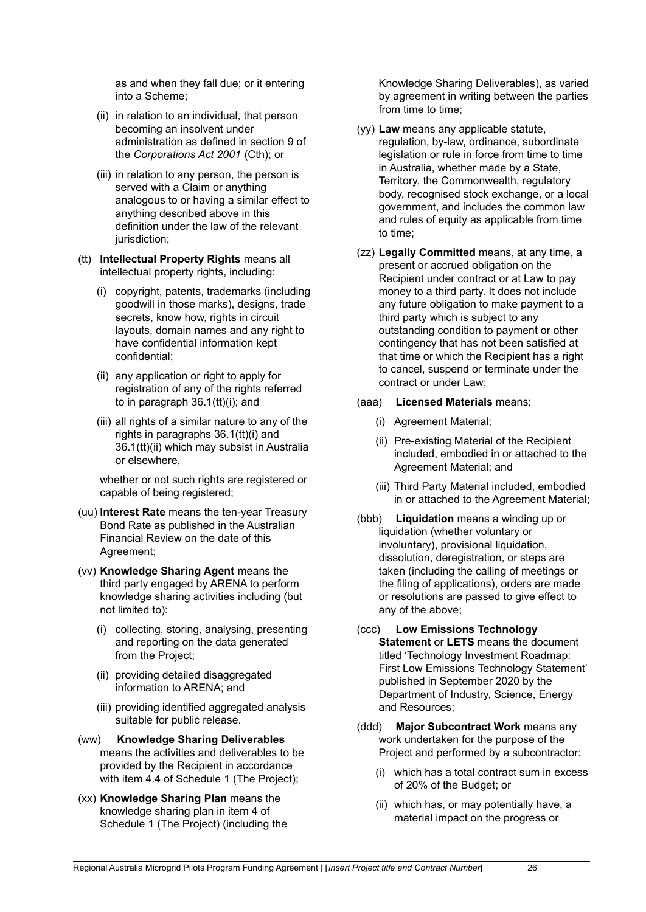as and when they fall due; or it entering into a Scheme;

(ii) in relation to an individual, that person becoming an insolvent under administration as defined in section 9 of the *Corporations Act 2001* (Cth); or

(iii) in relation to any person, the person is served with a Claim or anything analogous to or having a similar effect to anything described above in this definition under the law of the relevant jurisdiction;

(tt) **Intellectual Property Rights** means all intellectual property rights, including:

(i) copyright, patents, trademarks (including goodwill in those marks), designs, trade secrets, know how, rights in circuit layouts, domain names and any right to have confidential information kept confidential;

(ii) any application or right to apply for registration of any of the rights referred to in paragraph 36.1(tt)(i); and

(iii) all rights of a similar nature to any of the rights in paragraphs 36.1(tt)(i) and 36.1(tt)(ii) which may subsist in Australia or elsewhere,

whether or not such rights are registered or capable of being registered;

(uu) **Interest Rate** means the ten-year Treasury Bond Rate as published in the Australian Financial Review on the date of this Agreement;

(vv) **Knowledge Sharing Agent** means the third party engaged by ARENA to perform knowledge sharing activities including (but not limited to):

(i) collecting, storing, analysing, presenting and reporting on the data generated from the Project;

(ii) providing detailed disaggregated information to ARENA; and

(iii) providing identified aggregated analysis suitable for public release.

(ww) **Knowledge Sharing Deliverables** means the activities and deliverables to be provided by the Recipient in accordance with item 4.4 of Schedule 1 (The Project);

(xx) **Knowledge Sharing Plan** means the knowledge sharing plan in item 4 of Schedule 1 (The Project) (including the Knowledge Sharing Deliverables), as varied by agreement in writing between the parties from time to time;

(yy) **Law** means any applicable statute, regulation, by-law, ordinance, subordinate legislation or rule in force from time to time in Australia, whether made by a State, Territory, the Commonwealth, regulatory body, recognised stock exchange, or a local government, and includes the common law and rules of equity as applicable from time to time;

(zz) **Legally Committed** means, at any time, a present or accrued obligation on the Recipient under contract or at Law to pay money to a third party. It does not include any future obligation to make payment to a third party which is subject to any outstanding condition to payment or other contingency that has not been satisfied at that time or which the Recipient has a right to cancel, suspend or terminate under the contract or under Law;

(aaa) **Licensed Materials** means:

(i) Agreement Material;

(ii) Pre-existing Material of the Recipient included, embodied in or attached to the Agreement Material; and

(iii) Third Party Material included, embodied in or attached to the Agreement Material;

(bbb) **Liquidation** means a winding up or liquidation (whether voluntary or involuntary), provisional liquidation, dissolution, deregistration, or steps are taken (including the calling of meetings or the filing of applications), orders are made or resolutions are passed to give effect to any of the above;

(ccc) **Low Emissions Technology Statement** or **LETS** means the document titled 'Technology Investment Roadmap: First Low Emissions Technology Statement' published in September 2020 by the Department of Industry, Science, Energy and Resources;

(ddd) **Major Subcontract Work** means any work undertaken for the purpose of the Project and performed by a subcontractor:

(i) which has a total contract sum in excess of 20% of the Budget; or

(ii) which has, or may potentially have, a material impact on the progress or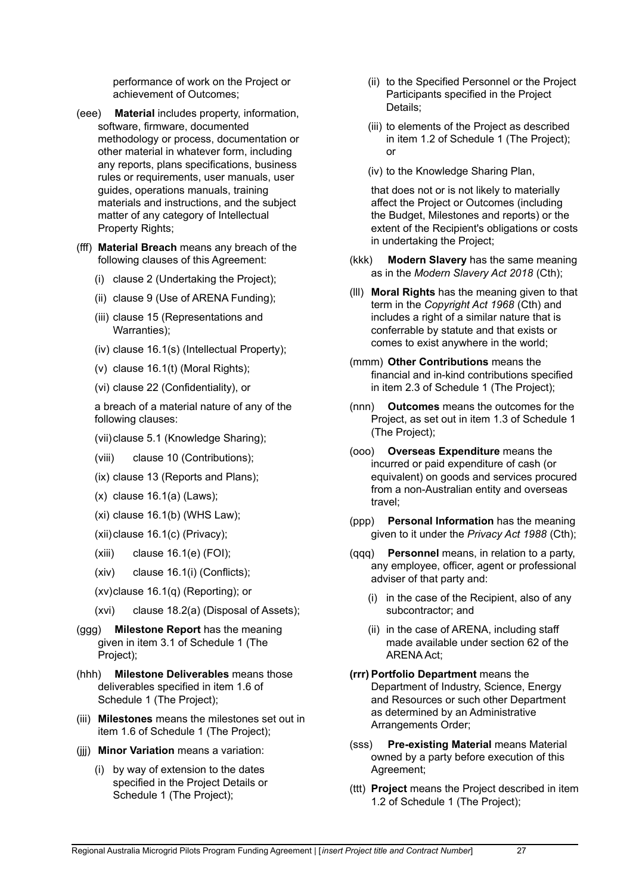performance of work on the Project or achievement of Outcomes;

(eee) **Material** includes property, information, software, firmware, documented methodology or process, documentation or other material in whatever form, including any reports, plans specifications, business rules or requirements, user manuals, user guides, operations manuals, training materials and instructions, and the subject matter of any category of Intellectual Property Rights;

(fff) **Material Breach** means any breach of the following clauses of this Agreement:

- (i) clause 2 (Undertaking the Project);
- (ii) clause 9 (Use of ARENA Funding);
- (iii) clause 15 (Representations and Warranties);
- (iv) clause 16.1(s) (Intellectual Property);
- (v) clause 16.1(t) (Moral Rights);
- (vi) clause 22 (Confidentiality), or

a breach of a material nature of any of the following clauses:

- (vii) clause 5.1 (Knowledge Sharing);
- (viii) clause 10 (Contributions);
- (ix) clause 13 (Reports and Plans);
- (x) clause 16.1(a) (Laws);
- (xi) clause 16.1(b) (WHS Law);
- (xii) clause 16.1(c) (Privacy);
- (xiii) clause 16.1(e) (FOI);
- (xiv) clause 16.1(i) (Conflicts);
- (xv) clause 16.1(q) (Reporting); or
- (xvi) clause 18.2(a) (Disposal of Assets);

(ggg) **Milestone Report** has the meaning given in item 3.1 of Schedule 1 (The Project);

(hhh) **Milestone Deliverables** means those deliverables specified in item 1.6 of Schedule 1 (The Project);

(iii) **Milestones** means the milestones set out in item 1.6 of Schedule 1 (The Project);

(jjj) **Minor Variation** means a variation:

- (i) by way of extension to the dates specified in the Project Details or Schedule 1 (The Project);
- (ii) to the Specified Personnel or the Project Participants specified in the Project Details;
- (iii) to elements of the Project as described in item 1.2 of Schedule 1 (The Project); or
- (iv) to the Knowledge Sharing Plan,

that does not or is not likely to materially affect the Project or Outcomes (including the Budget, Milestones and reports) or the extent of the Recipient's obligations or costs in undertaking the Project;

(kkk) **Modern Slavery** has the same meaning as in the *Modern Slavery Act 2018* (Cth);

(lll) **Moral Rights** has the meaning given to that term in the *Copyright Act 1968* (Cth) and includes a right of a similar nature that is conferrable by statute and that exists or comes to exist anywhere in the world;

(mmm) **Other Contributions** means the financial and in-kind contributions specified in item 2.3 of Schedule 1 (The Project);

(nnn) **Outcomes** means the outcomes for the Project, as set out in item 1.3 of Schedule 1 (The Project);

(ooo) **Overseas Expenditure** means the incurred or paid expenditure of cash (or equivalent) on goods and services procured from a non-Australian entity and overseas travel;

(ppp) **Personal Information** has the meaning given to it under the *Privacy Act 1988* (Cth);

(qqq) **Personnel** means, in relation to a party, any employee, officer, agent or professional adviser of that party and:

- (i) in the case of the Recipient, also of any subcontractor; and
- (ii) in the case of ARENA, including staff made available under section 62 of the ARENA Act;

**(rrr) Portfolio Department** means the Department of Industry, Science, Energy and Resources or such other Department as determined by an Administrative Arrangements Order;

(sss) **Pre-existing Material** means Material owned by a party before execution of this Agreement;

(ttt) **Project** means the Project described in item 1.2 of Schedule 1 (The Project);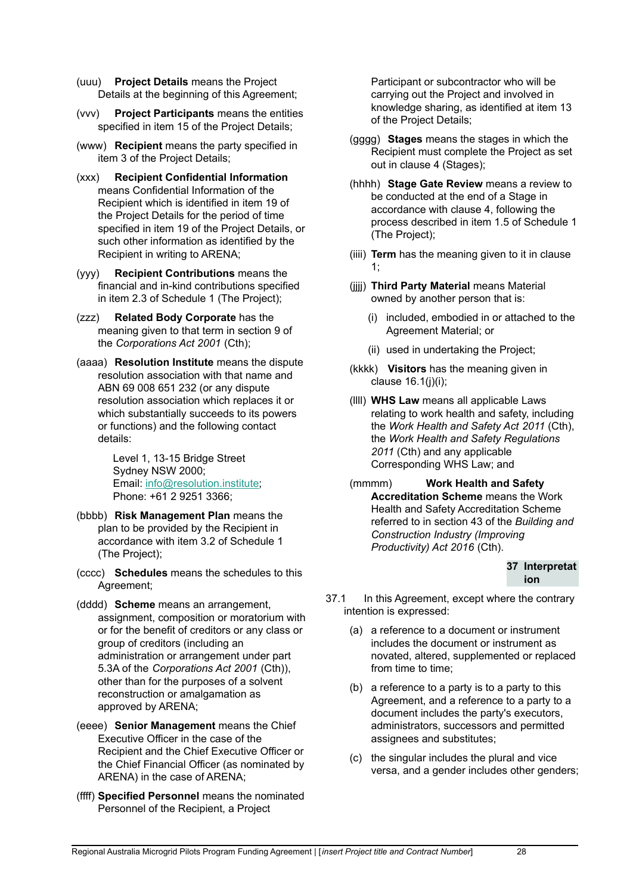(uuu) **Project Details** means the Project Details at the beginning of this Agreement;

(vvv) **Project Participants** means the entities specified in item 15 of the Project Details;

(www) **Recipient** means the party specified in item 3 of the Project Details;

(xxx) **Recipient Confidential Information** means Confidential Information of the Recipient which is identified in item 19 of the Project Details for the period of time specified in item 19 of the Project Details, or such other information as identified by the Recipient in writing to ARENA;

(yyy) **Recipient Contributions** means the financial and in-kind contributions specified in item 2.3 of Schedule 1 (The Project);

(zzz) **Related Body Corporate** has the meaning given to that term in section 9 of the *Corporations Act 2001* (Cth);

(aaaa) **Resolution Institute** means the dispute resolution association with that name and ABN 69 008 651 232 (or any dispute resolution association which replaces it or which substantially succeeds to its powers or functions) and the following contact details:

Level 1, 13-15 Bridge Street
Sydney NSW 2000;
Email: info@resolution.institute;
Phone: +61 2 9251 3366;

(bbbb) **Risk Management Plan** means the plan to be provided by the Recipient in accordance with item 3.2 of Schedule 1 (The Project);

(cccc) **Schedules** means the schedules to this Agreement;

(dddd) **Scheme** means an arrangement, assignment, composition or moratorium with or for the benefit of creditors or any class or group of creditors (including an administration or arrangement under part 5.3A of the *Corporations Act 2001* (Cth)), other than for the purposes of a solvent reconstruction or amalgamation as approved by ARENA;

(eeee) **Senior Management** means the Chief Executive Officer in the case of the Recipient and the Chief Executive Officer or the Chief Financial Officer (as nominated by ARENA) in the case of ARENA;

(ffff) **Specified Personnel** means the nominated Personnel of the Recipient, a Project Participant or subcontractor who will be carrying out the Project and involved in knowledge sharing, as identified at item 13 of the Project Details;

(gggg) **Stages** means the stages in which the Recipient must complete the Project as set out in clause 4 (Stages);

(hhhh) **Stage Gate Review** means a review to be conducted at the end of a Stage in accordance with clause 4, following the process described in item 1.5 of Schedule 1 (The Project);

(iiii) **Term** has the meaning given to it in clause 1;

(jjjj) **Third Party Material** means Material owned by another person that is:

(i) included, embodied in or attached to the Agreement Material; or

(ii) used in undertaking the Project;

(kkkk) **Visitors** has the meaning given in clause 16.1(j)(i);

(llll) **WHS Law** means all applicable Laws relating to work health and safety, including the *Work Health and Safety Act 2011* (Cth), the *Work Health and Safety Regulations 2011* (Cth) and any applicable Corresponding WHS Law; and

(mmmm) **Work Health and Safety Accreditation Scheme** means the Work Health and Safety Accreditation Scheme referred to in section 43 of the *Building and Construction Industry (Improving Productivity) Act 2016* (Cth).

## 37 Interpretation

37.1 In this Agreement, except where the contrary intention is expressed:

(a) a reference to a document or instrument includes the document or instrument as novated, altered, supplemented or replaced from time to time;

(b) a reference to a party is to a party to this Agreement, and a reference to a party to a document includes the party's executors, administrators, successors and permitted assignees and substitutes;

(c) the singular includes the plural and vice versa, and a gender includes other genders;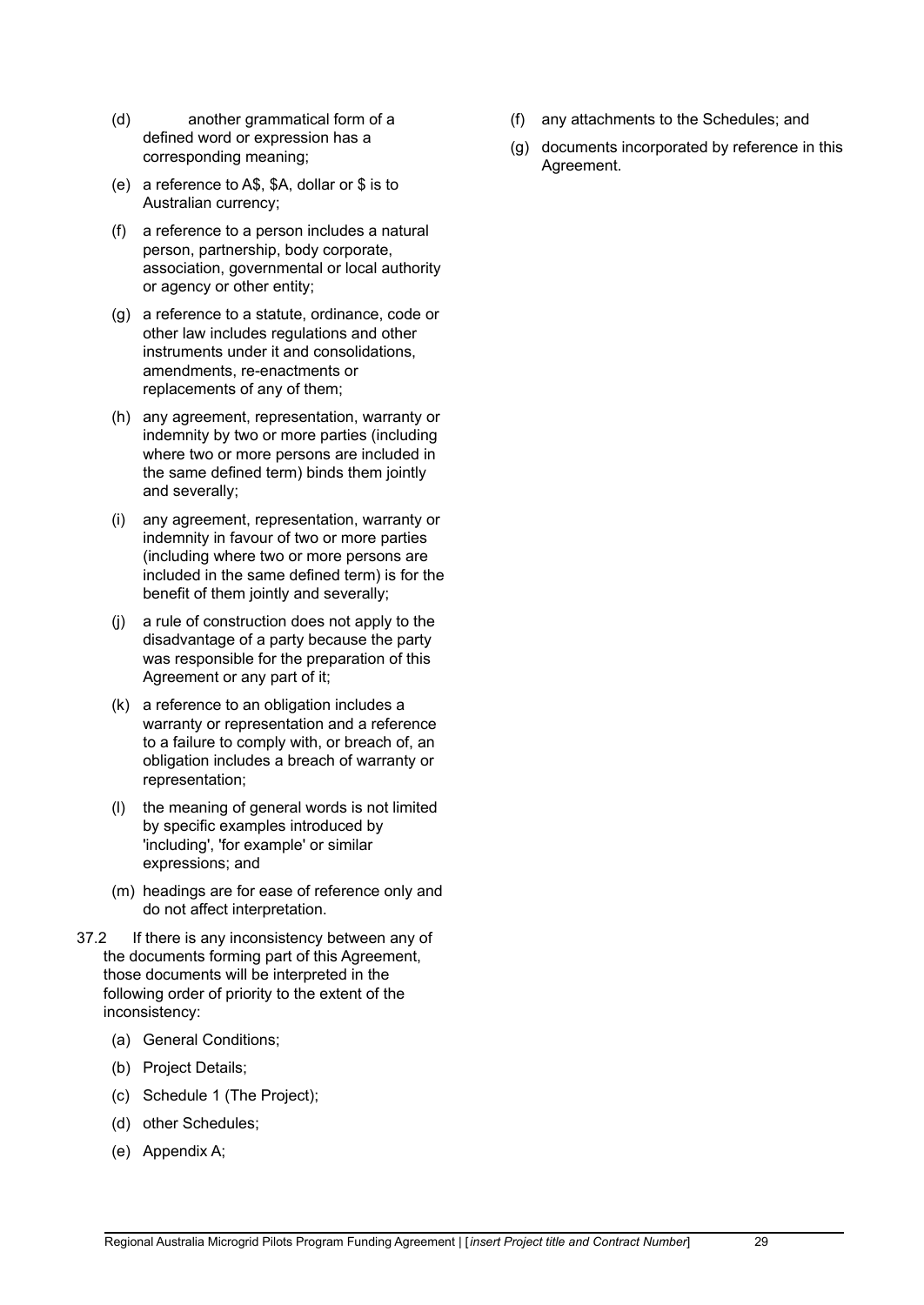(d) another grammatical form of a defined word or expression has a corresponding meaning;

(e) a reference to A$, $A, dollar or $ is to Australian currency;

(f) a reference to a person includes a natural person, partnership, body corporate, association, governmental or local authority or agency or other entity;

(g) a reference to a statute, ordinance, code or other law includes regulations and other instruments under it and consolidations, amendments, re-enactments or replacements of any of them;

(h) any agreement, representation, warranty or indemnity by two or more parties (including where two or more persons are included in the same defined term) binds them jointly and severally;

(i) any agreement, representation, warranty or indemnity in favour of two or more parties (including where two or more persons are included in the same defined term) is for the benefit of them jointly and severally;

(j) a rule of construction does not apply to the disadvantage of a party because the party was responsible for the preparation of this Agreement or any part of it;

(k) a reference to an obligation includes a warranty or representation and a reference to a failure to comply with, or breach of, an obligation includes a breach of warranty or representation;

(l) the meaning of general words is not limited by specific examples introduced by 'including', 'for example' or similar expressions; and

(m) headings are for ease of reference only and do not affect interpretation.

37.2 If there is any inconsistency between any of the documents forming part of this Agreement, those documents will be interpreted in the following order of priority to the extent of the inconsistency:

(a) General Conditions;

(b) Project Details;

(c) Schedule 1 (The Project);

(d) other Schedules;

(e) Appendix A;

(f) any attachments to the Schedules; and

(g) documents incorporated by reference in this Agreement.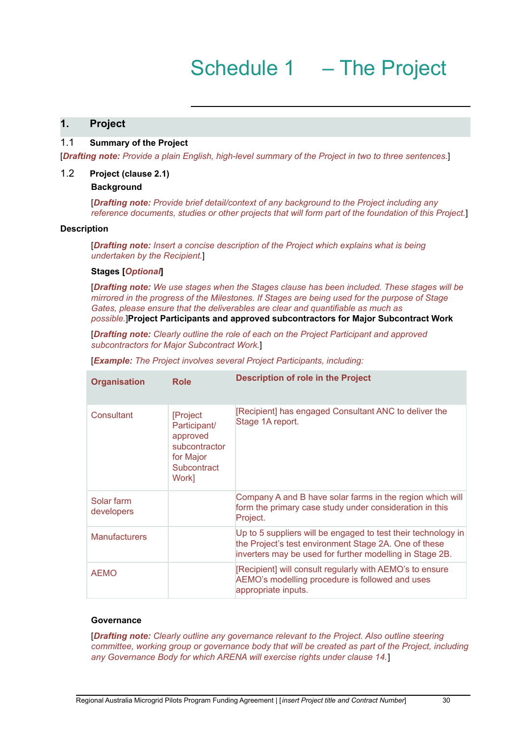# Schedule 1 – The Project

## 1. Project

### 1.1 Summary of the Project

[***Drafting note:*** *Provide a plain English, high-level summary of the Project in two to three sentences.*]

### 1.2 Project (clause 2.1)

**Background**

[***Drafting note:*** *Provide brief detail/context of any background to the Project including any reference documents, studies or other projects that will form part of the foundation of this Project.*]

**Description**

[***Drafting note:*** *Insert a concise description of the Project which explains what is being undertaken by the Recipient.*]

**Stages [*Optional*]**

[***Drafting note:*** *We use stages when the Stages clause has been included. These stages will be mirrored in the progress of the Milestones. If Stages are being used for the purpose of Stage Gates, please ensure that the deliverables are clear and quantifiable as much as possible.*]**Project Participants and approved subcontractors for Major Subcontract Work**

[***Drafting note:*** *Clearly outline the role of each on the Project Participant and approved subcontractors for Major Subcontract Work.*]

[***Example:*** *The Project involves several Project Participants, including:*

| Organisation | Role | Description of role in the Project |
|---|---|---|
| Consultant | [Project Participant/ approved subcontractor for Major Subcontract Work] | [Recipient] has engaged Consultant ANC to deliver the Stage 1A report. |
| Solar farm developers | | Company A and B have solar farms in the region which will form the primary case study under consideration in this Project. |
| Manufacturers | | Up to 5 suppliers will be engaged to test their technology in the Project's test environment Stage 2A. One of these inverters may be used for further modelling in Stage 2B. |
| AEMO | | [Recipient] will consult regularly with AEMO's to ensure AEMO's modelling procedure is followed and uses appropriate inputs. |

**Governance**

[***Drafting note:*** *Clearly outline any governance relevant to the Project. Also outline steering committee, working group or governance body that will be created as part of the Project, including any Governance Body for which ARENA will exercise rights under clause 14.*]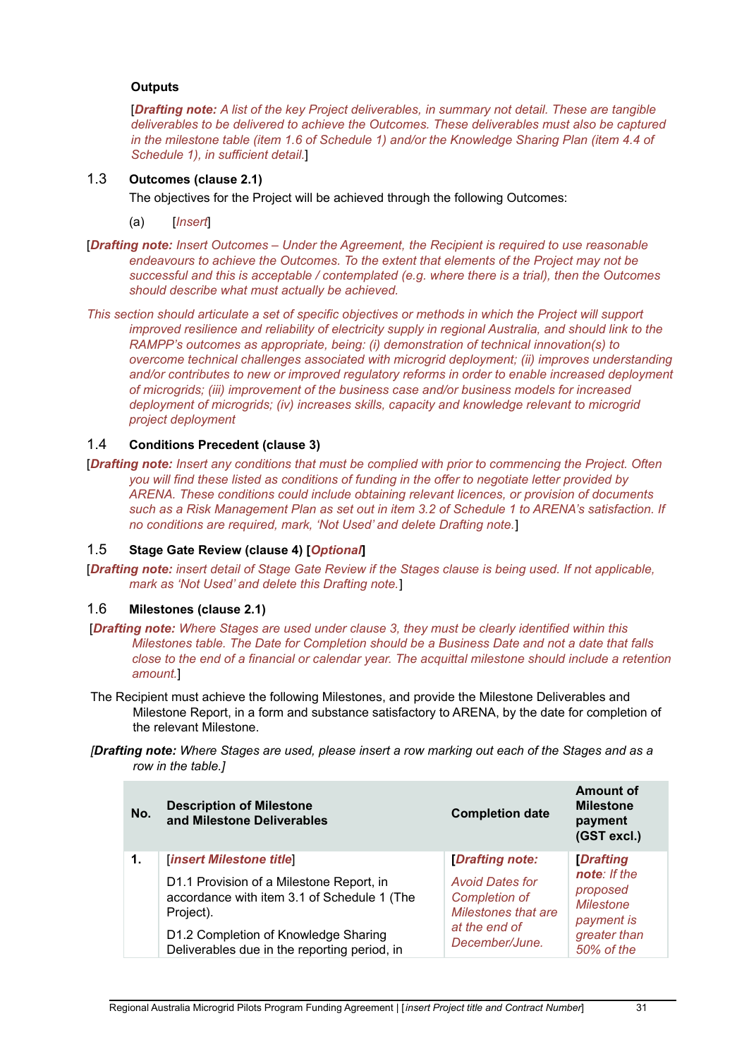**Outputs**

[***Drafting note:*** *A list of the key Project deliverables, in summary not detail. These are tangible deliverables to be delivered to achieve the Outcomes. These deliverables must also be captured in the milestone table (item 1.6 of Schedule 1) and/or the Knowledge Sharing Plan (item 4.4 of Schedule 1), in sufficient detail.*]

### 1.3 Outcomes (clause 2.1)

The objectives for the Project will be achieved through the following Outcomes:

(a) [*Insert*]

[***Drafting note:*** *Insert Outcomes – Under the Agreement, the Recipient is required to use reasonable endeavours to achieve the Outcomes. To the extent that elements of the Project may not be successful and this is acceptable / contemplated (e.g. where there is a trial), then the Outcomes should describe what must actually be achieved.*

*This section should articulate a set of specific objectives or methods in which the Project will support improved resilience and reliability of electricity supply in regional Australia, and should link to the RAMPP's outcomes as appropriate, being: (i) demonstration of technical innovation(s) to overcome technical challenges associated with microgrid deployment; (ii) improves understanding and/or contributes to new or improved regulatory reforms in order to enable increased deployment of microgrids; (iii) improvement of the business case and/or business models for increased deployment of microgrids; (iv) increases skills, capacity and knowledge relevant to microgrid project deployment*

### 1.4 Conditions Precedent (clause 3)

[***Drafting note:*** *Insert any conditions that must be complied with prior to commencing the Project. Often you will find these listed as conditions of funding in the offer to negotiate letter provided by ARENA. These conditions could include obtaining relevant licences, or provision of documents such as a Risk Management Plan as set out in item 3.2 of Schedule 1 to ARENA's satisfaction. If no conditions are required, mark, 'Not Used' and delete Drafting note.*]

### 1.5 Stage Gate Review (clause 4) [*Optional*]

[***Drafting note:*** *insert detail of Stage Gate Review if the Stages clause is being used. If not applicable, mark as 'Not Used' and delete this Drafting note.*]

### 1.6 Milestones (clause 2.1)

[***Drafting note:*** *Where Stages are used under clause 3, they must be clearly identified within this Milestones table. The Date for Completion should be a Business Date and not a date that falls close to the end of a financial or calendar year. The acquittal milestone should include a retention amount.*]

The Recipient must achieve the following Milestones, and provide the Milestone Deliverables and Milestone Report, in a form and substance satisfactory to ARENA, by the date for completion of the relevant Milestone.

*[**Drafting note:** Where Stages are used, please insert a row marking out each of the Stages and as a row in the table.]*

| No. | Description of Milestone and Milestone Deliverables | Completion date | Amount of Milestone payment (GST excl.) |
|---|---|---|---|
| **1.** | [***insert Milestone title***]<br><br>D1.1 Provision of a Milestone Report, in accordance with item 3.1 of Schedule 1 (The Project).<br><br>D1.2 Completion of Knowledge Sharing Deliverables due in the reporting period, in | **[*Drafting note:*<br><br>*Avoid Dates for Completion of Milestones that are at the end of December/June.* | **[*Drafting note*:** *If the proposed Milestone payment is greater than 50% of the* |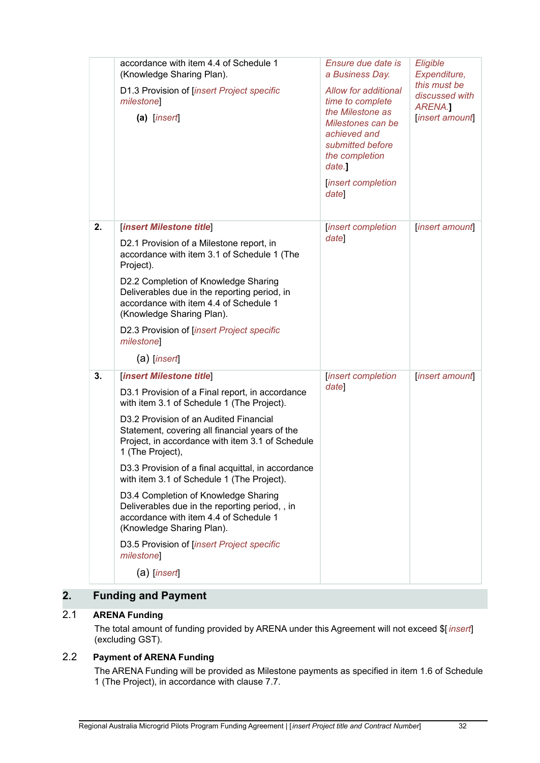| | | | |
|---|---|---|---|
| | accordance with item 4.4 of Schedule 1 (Knowledge Sharing Plan).<br><br>D1.3 Provision of [*insert Project specific milestone*]<br><br>**(a)** [*insert*] | *Ensure due date is a Business Day.*<br><br>*Allow for additional time to complete the Milestone as Milestones can be achieved and submitted before the completion date.***]**<br><br>[*insert completion date*] | *Eligible Expenditure, this must be discussed with ARENA.***]**<br>[*insert amount*] |
| **2.** | [***insert Milestone title***]<br><br>D2.1 Provision of a Milestone report, in accordance with item 3.1 of Schedule 1 (The Project).<br><br>D2.2 Completion of Knowledge Sharing Deliverables due in the reporting period, in accordance with item 4.4 of Schedule 1 (Knowledge Sharing Plan).<br><br>D2.3 Provision of [*insert Project specific milestone*]<br><br>(a) [*insert*] | [*insert completion date*] | [*insert amount*] |
| **3.** | [***insert Milestone title***]<br><br>D3.1 Provision of a Final report, in accordance with item 3.1 of Schedule 1 (The Project).<br><br>D3.2 Provision of an Audited Financial Statement, covering all financial years of the Project, in accordance with item 3.1 of Schedule 1 (The Project),<br><br>D3.3 Provision of a final acquittal, in accordance with item 3.1 of Schedule 1 (The Project).<br><br>D3.4 Completion of Knowledge Sharing Deliverables due in the reporting period, , in accordance with item 4.4 of Schedule 1 (Knowledge Sharing Plan).<br><br>D3.5 Provision of [*insert Project specific milestone*]<br><br>(a) [*insert*] | [*insert completion date*] | [*insert amount*] |

## 2. Funding and Payment

### 2.1 ARENA Funding

The total amount of funding provided by ARENA under this Agreement will not exceed $[*insert*] (excluding GST).

### 2.2 Payment of ARENA Funding

The ARENA Funding will be provided as Milestone payments as specified in item 1.6 of Schedule 1 (The Project), in accordance with clause 7.7.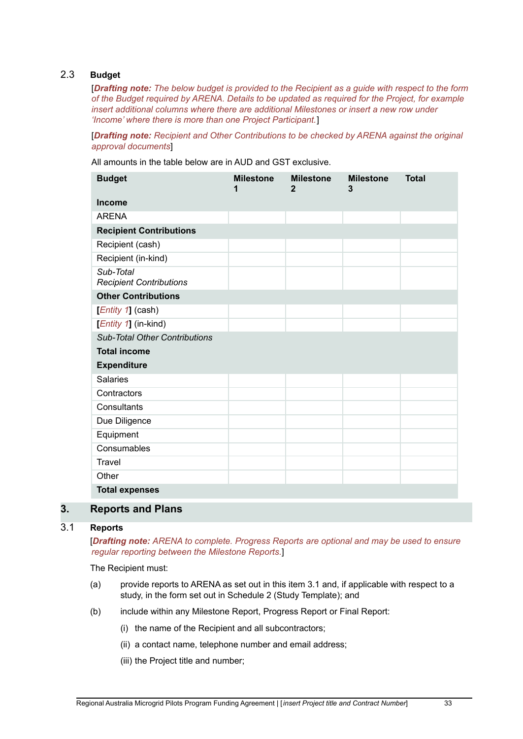## 2.3 Budget

[***Drafting note:*** *The below budget is provided to the Recipient as a guide with respect to the form of the Budget required by ARENA. Details to be updated as required for the Project, for example insert additional columns where there are additional Milestones or insert a new row under 'Income' where there is more than one Project Participant.*]

[***Drafting note:*** *Recipient and Other Contributions to be checked by ARENA against the original approval documents*]

All amounts in the table below are in AUD and GST exclusive.

| **Budget** | **Milestone 1** | **Milestone 2** | **Milestone 3** | **Total** |
|---|---|---|---|---|
| **Income** | | | | |
| ARENA | | | | |
| **Recipient Contributions** | | | | |
| Recipient (cash) | | | | |
| Recipient (in-kind) | | | | |
| *Sub-Total Recipient Contributions* | | | | |
| **Other Contributions** | | | | |
| **[***Entity 1***]** (cash) | | | | |
| **[***Entity 1***]** (in-kind) | | | | |
| *Sub-Total Other Contributions* | | | | |
| **Total income** | | | | |
| **Expenditure** | | | | |
| Salaries | | | | |
| Contractors | | | | |
| Consultants | | | | |
| Due Diligence | | | | |
| Equipment | | | | |
| Consumables | | | | |
| Travel | | | | |
| Other | | | | |
| **Total expenses** | | | | |

# 3. Reports and Plans

## 3.1 Reports

[***Drafting note:*** *ARENA to complete. Progress Reports are optional and may be used to ensure regular reporting between the Milestone Reports.*]

The Recipient must:

(a) provide reports to ARENA as set out in this item 3.1 and, if applicable with respect to a study, in the form set out in Schedule 2 (Study Template); and

(b) include within any Milestone Report, Progress Report or Final Report:

(i) the name of the Recipient and all subcontractors;

(ii) a contact name, telephone number and email address;

(iii) the Project title and number;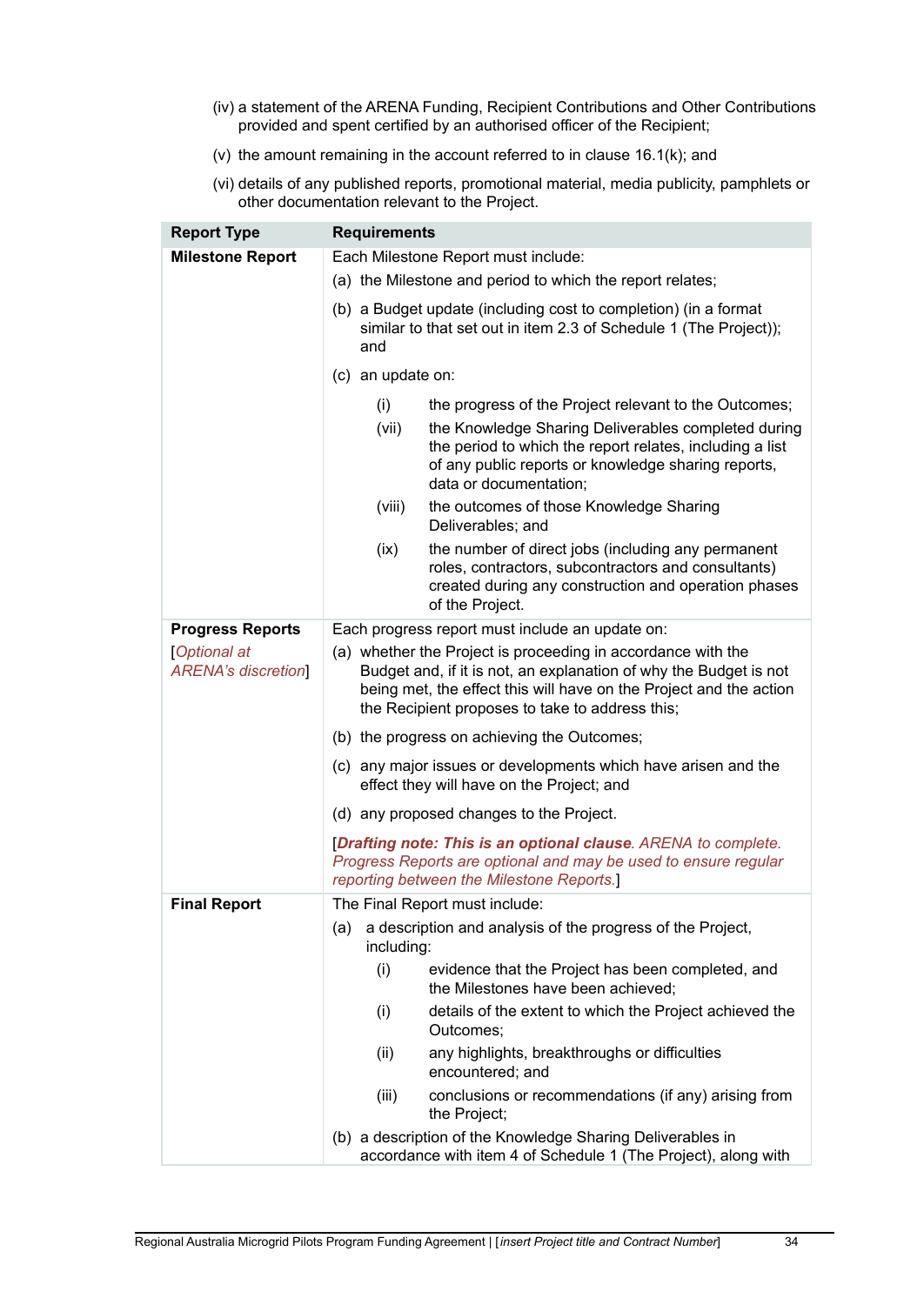(iv) a statement of the ARENA Funding, Recipient Contributions and Other Contributions provided and spent certified by an authorised officer of the Recipient;

(v) the amount remaining in the account referred to in clause 16.1(k); and

(vi) details of any published reports, promotional material, media publicity, pamphlets or other documentation relevant to the Project.

| Report Type | Requirements |
|---|---|
| **Milestone Report** | Each Milestone Report must include:<br>(a) the Milestone and period to which the report relates;<br>(b) a Budget update (including cost to completion) (in a format similar to that set out in item 2.3 of Schedule 1 (The Project)); and<br>(c) an update on:<br>(i) the progress of the Project relevant to the Outcomes;<br>(vii) the Knowledge Sharing Deliverables completed during the period to which the report relates, including a list of any public reports or knowledge sharing reports, data or documentation;<br>(viii) the outcomes of those Knowledge Sharing Deliverables; and<br>(ix) the number of direct jobs (including any permanent roles, contractors, subcontractors and consultants) created during any construction and operation phases of the Project. |
| **Progress Reports**<br>[*Optional at ARENA's discretion*] | Each progress report must include an update on:<br>(a) whether the Project is proceeding in accordance with the Budget and, if it is not, an explanation of why the Budget is not being met, the effect this will have on the Project and the action the Recipient proposes to take to address this;<br>(b) the progress on achieving the Outcomes;<br>(c) any major issues or developments which have arisen and the effect they will have on the Project; and<br>(d) any proposed changes to the Project.<br>[***Drafting note: This is an optional clause**. ARENA to complete. Progress Reports are optional and may be used to ensure regular reporting between the Milestone Reports.*] |
| **Final Report** | The Final Report must include:<br>(a) a description and analysis of the progress of the Project, including:<br>(i) evidence that the Project has been completed, and the Milestones have been achieved;<br>(i) details of the extent to which the Project achieved the Outcomes;<br>(ii) any highlights, breakthroughs or difficulties encountered; and<br>(iii) conclusions or recommendations (if any) arising from the Project;<br>(b) a description of the Knowledge Sharing Deliverables in accordance with item 4 of Schedule 1 (The Project), along with |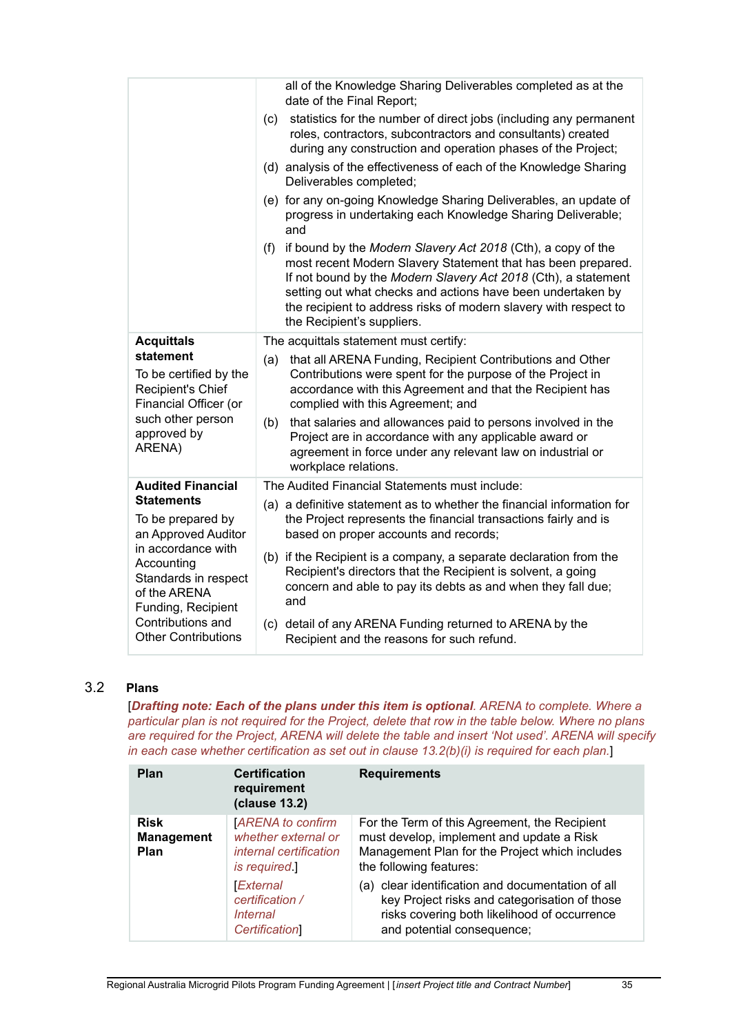| | |
|---|---|
| | all of the Knowledge Sharing Deliverables completed as at the date of the Final Report;<br>(c) statistics for the number of direct jobs (including any permanent roles, contractors, subcontractors and consultants) created during any construction and operation phases of the Project;<br>(d) analysis of the effectiveness of each of the Knowledge Sharing Deliverables completed;<br>(e) for any on-going Knowledge Sharing Deliverables, an update of progress in undertaking each Knowledge Sharing Deliverable; and<br>(f) if bound by the *Modern Slavery Act 2018* (Cth), a copy of the most recent Modern Slavery Statement that has been prepared. If not bound by the *Modern Slavery Act 2018* (Cth), a statement setting out what checks and actions have been undertaken by the recipient to address risks of modern slavery with respect to the Recipient's suppliers. |
| **Acquittals statement**<br>To be certified by the Recipient's Chief Financial Officer (or such other person approved by ARENA) | The acquittals statement must certify:<br>(a) that all ARENA Funding, Recipient Contributions and Other Contributions were spent for the purpose of the Project in accordance with this Agreement and that the Recipient has complied with this Agreement; and<br>(b) that salaries and allowances paid to persons involved in the Project are in accordance with any applicable award or agreement in force under any relevant law on industrial or workplace relations. |
| **Audited Financial Statements**<br>To be prepared by an Approved Auditor in accordance with Accounting Standards in respect of the ARENA Funding, Recipient Contributions and Other Contributions | The Audited Financial Statements must include:<br>(a) a definitive statement as to whether the financial information for the Project represents the financial transactions fairly and is based on proper accounts and records;<br>(b) if the Recipient is a company, a separate declaration from the Recipient's directors that the Recipient is solvent, a going concern and able to pay its debts as and when they fall due; and<br>(c) detail of any ARENA Funding returned to ARENA by the Recipient and the reasons for such refund. |

### 3.2 Plans

[***Drafting note: Each of the plans under this item is optional****. ARENA to complete. Where a particular plan is not required for the Project, delete that row in the table below. Where no plans are required for the Project, ARENA will delete the table and insert 'Not used'. ARENA will specify in each case whether certification as set out in clause 13.2(b)(i) is required for each plan.*]

| Plan | Certification requirement (clause 13.2) | Requirements |
|---|---|---|
| **Risk Management Plan** | [*ARENA to confirm whether external or internal certification is required.*]<br>[*External certification / Internal Certification*] | For the Term of this Agreement, the Recipient must develop, implement and update a Risk Management Plan for the Project which includes the following features:<br>(a) clear identification and documentation of all key Project risks and categorisation of those risks covering both likelihood of occurrence and potential consequence; |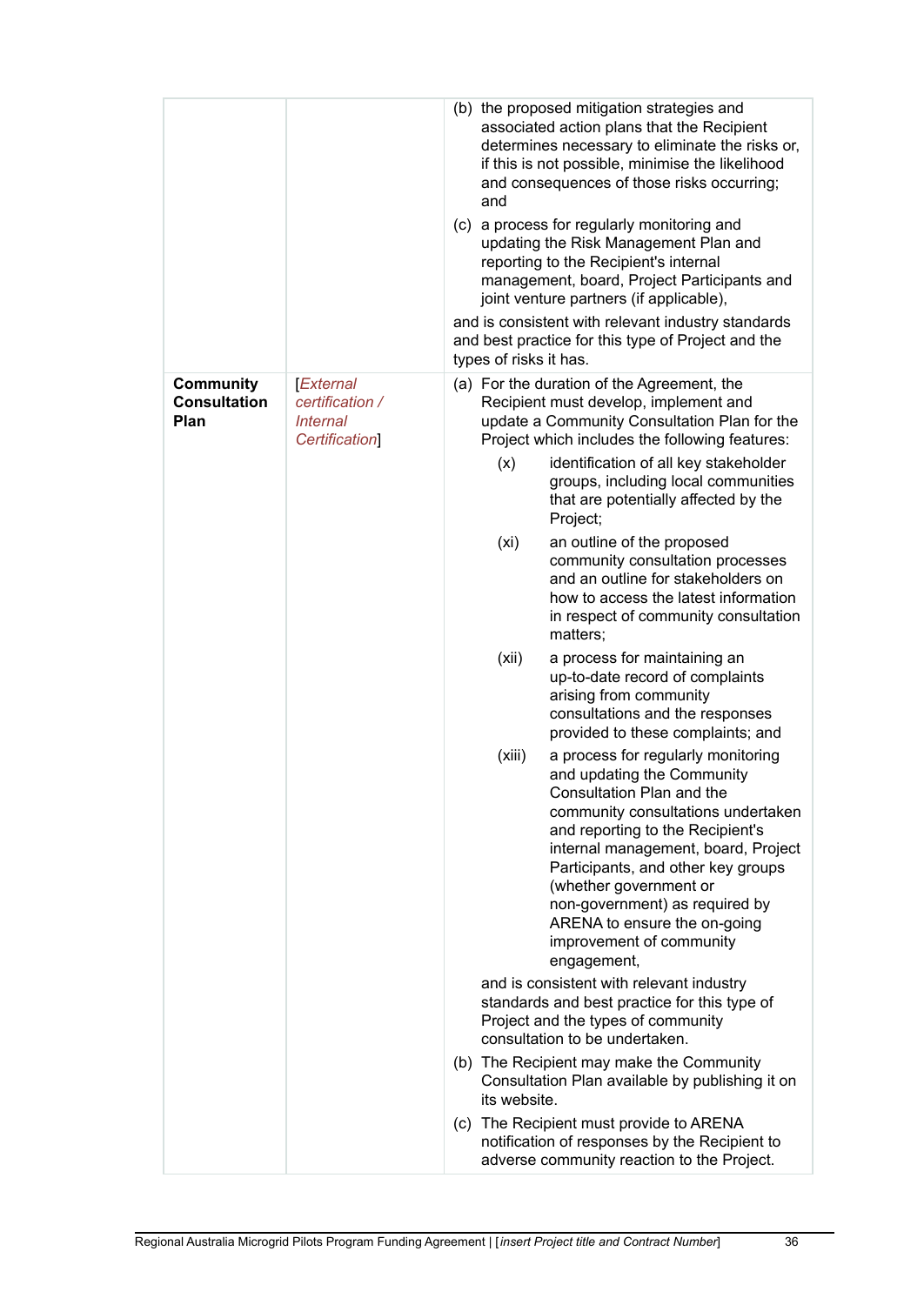| | | |
|---|---|---|
| | | (b) the proposed mitigation strategies and associated action plans that the Recipient determines necessary to eliminate the risks or, if this is not possible, minimise the likelihood and consequences of those risks occurring; and<br><br>(c) a process for regularly monitoring and updating the Risk Management Plan and reporting to the Recipient's internal management, board, Project Participants and joint venture partners (if applicable),<br><br>and is consistent with relevant industry standards and best practice for this type of Project and the types of risks it has. |
| **Community Consultation Plan** | [*External certification / Internal Certification*] | (a) For the duration of the Agreement, the Recipient must develop, implement and update a Community Consultation Plan for the Project which includes the following features:<br><br>(x) identification of all key stakeholder groups, including local communities that are potentially affected by the Project;<br><br>(xi) an outline of the proposed community consultation processes and an outline for stakeholders on how to access the latest information in respect of community consultation matters;<br><br>(xii) a process for maintaining an up-to-date record of complaints arising from community consultations and the responses provided to these complaints; and<br><br>(xiii) a process for regularly monitoring and updating the Community Consultation Plan and the community consultations undertaken and reporting to the Recipient's internal management, board, Project Participants, and other key groups (whether government or non-government) as required by ARENA to ensure the on-going improvement of community engagement,<br><br>and is consistent with relevant industry standards and best practice for this type of Project and the types of community consultation to be undertaken.<br><br>(b) The Recipient may make the Community Consultation Plan available by publishing it on its website.<br><br>(c) The Recipient must provide to ARENA notification of responses by the Recipient to adverse community reaction to the Project. |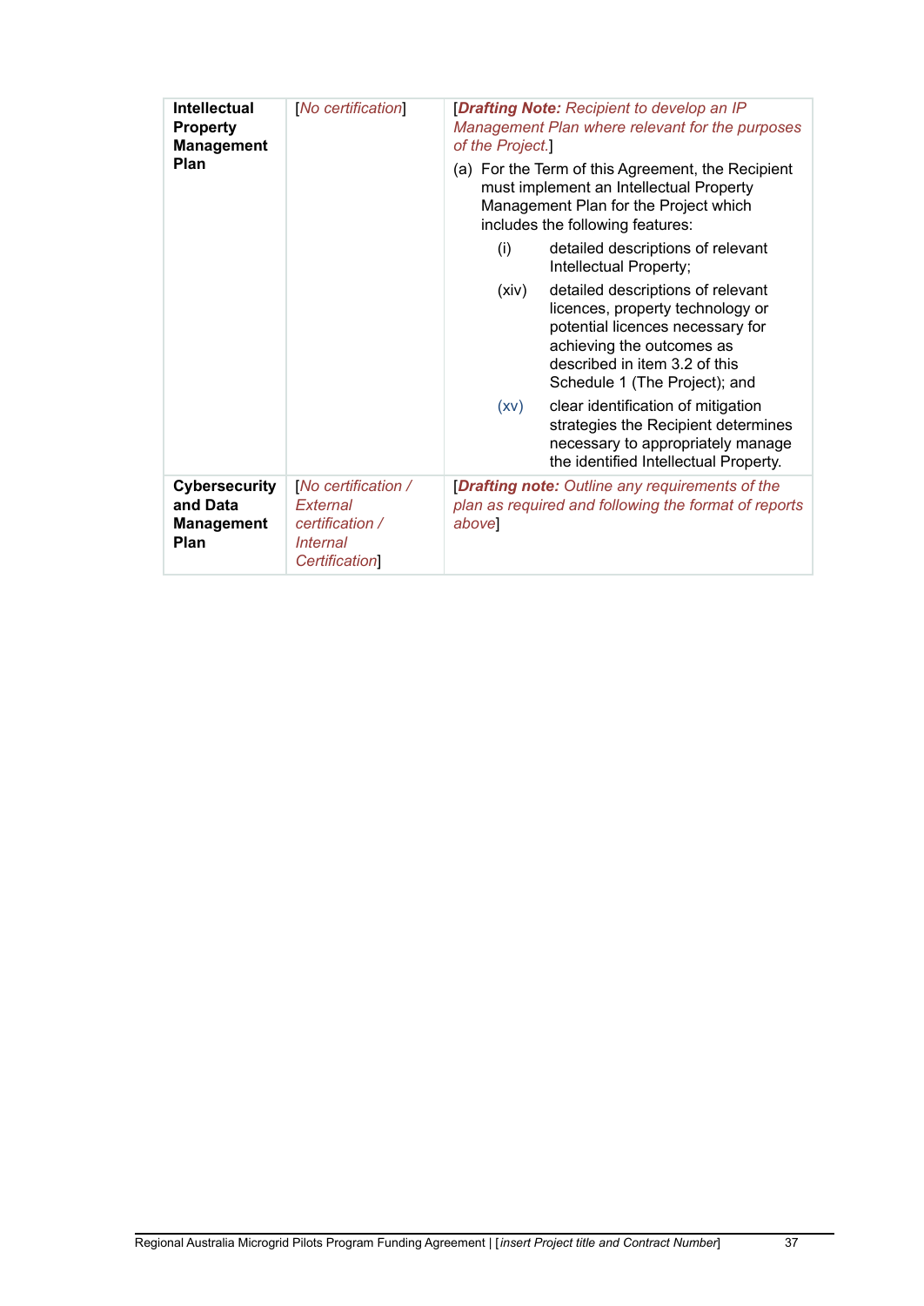| Intellectual Property Management Plan | [*No certification*] | [***Drafting Note:*** *Recipient to develop an IP Management Plan where relevant for the purposes of the Project.*]<br>(a) For the Term of this Agreement, the Recipient must implement an Intellectual Property Management Plan for the Project which includes the following features:<br>(i) detailed descriptions of relevant Intellectual Property;<br>(xiv) detailed descriptions of relevant licences, property technology or potential licences necessary for achieving the outcomes as described in item 3.2 of this Schedule 1 (The Project); and<br>(xv) clear identification of mitigation strategies the Recipient determines necessary to appropriately manage the identified Intellectual Property. |
|---|---|---|
| **Cybersecurity and Data Management Plan** | [*No certification / External certification / Internal Certification*] | [***Drafting note:*** *Outline any requirements of the plan as required and following the format of reports above*] |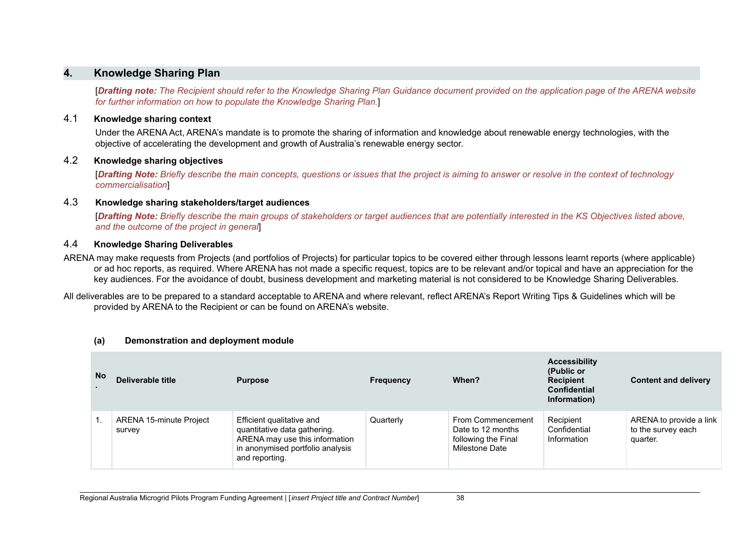## 4. Knowledge Sharing Plan

[***Drafting note:*** *The Recipient should refer to the Knowledge Sharing Plan Guidance document provided on the application page of the ARENA website for further information on how to populate the Knowledge Sharing Plan.*]

### 4.1 Knowledge sharing context

Under the ARENA Act, ARENA's mandate is to promote the sharing of information and knowledge about renewable energy technologies, with the objective of accelerating the development and growth of Australia's renewable energy sector.

### 4.2 Knowledge sharing objectives

[***Drafting Note:*** *Briefly describe the main concepts, questions or issues that the project is aiming to answer or resolve in the context of technology commercialisation*]

### 4.3 Knowledge sharing stakeholders/target audiences

[***Drafting Note:*** *Briefly describe the main groups of stakeholders or target audiences that are potentially interested in the KS Objectives listed above, and the outcome of the project in general*]

### 4.4 Knowledge Sharing Deliverables

ARENA may make requests from Projects (and portfolios of Projects) for particular topics to be covered either through lessons learnt reports (where applicable) or ad hoc reports, as required. Where ARENA has not made a specific request, topics are to be relevant and/or topical and have an appreciation for the key audiences. For the avoidance of doubt, business development and marketing material is not considered to be Knowledge Sharing Deliverables.

All deliverables are to be prepared to a standard acceptable to ARENA and where relevant, reflect ARENA's Report Writing Tips & Guidelines which will be provided by ARENA to the Recipient or can be found on ARENA's website.

**(a) Demonstration and deployment module**

| No. | Deliverable title | Purpose | Frequency | When? | Accessibility (Public or Recipient Confidential Information) | Content and delivery |
|---|---|---|---|---|---|---|
| 1. | ARENA 15-minute Project survey | Efficient qualitative and quantitative data gathering. ARENA may use this information in anonymised portfolio analysis and reporting. | Quarterly | From Commencement Date to 12 months following the Final Milestone Date | Recipient Confidential Information | ARENA to provide a link to the survey each quarter. |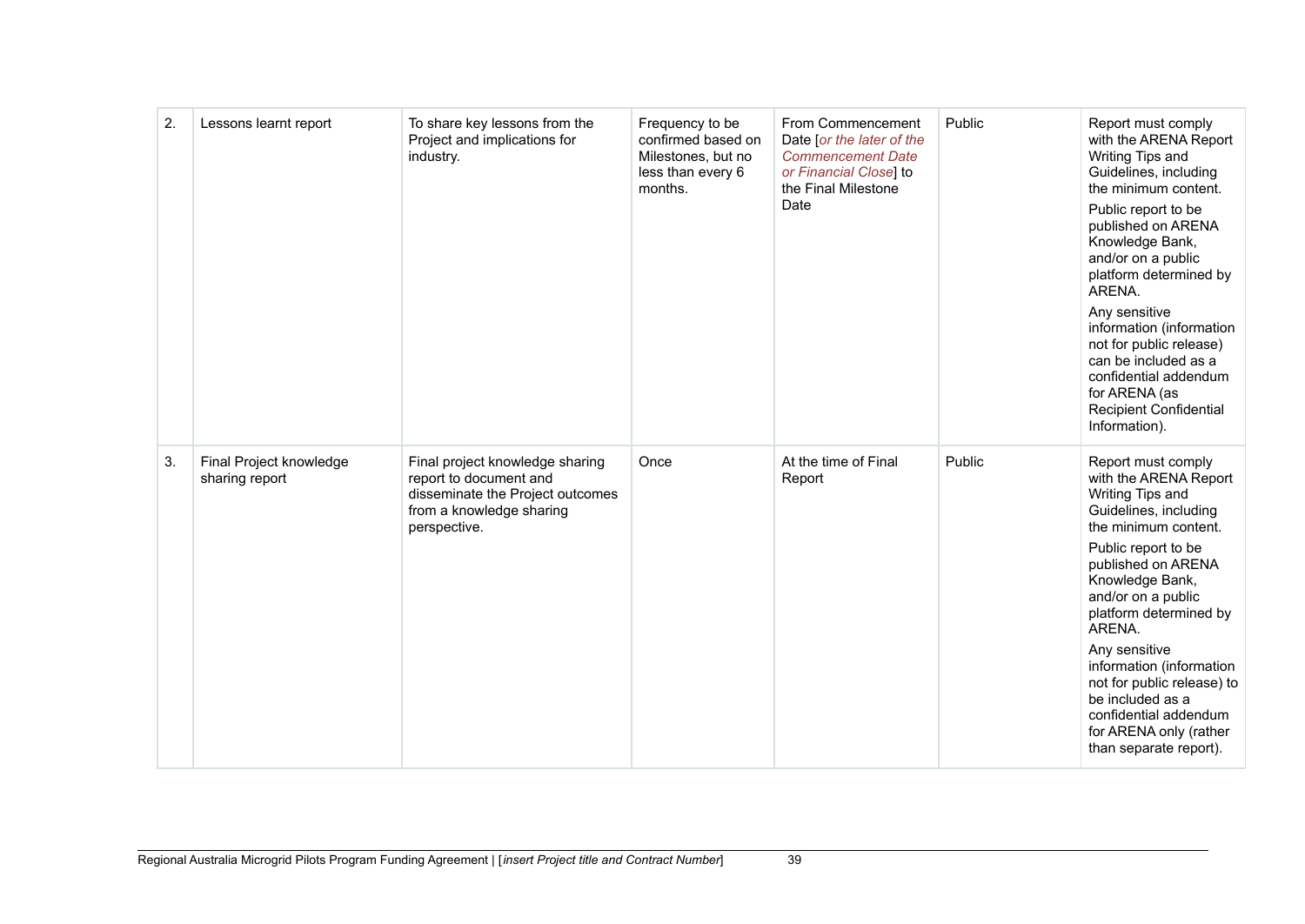| 2. | Lessons learnt report | To share key lessons from the Project and implications for industry. | Frequency to be confirmed based on Milestones, but no less than every 6 months. | From Commencement Date [*or the later of the Commencement Date or Financial Close*] to the Final Milestone Date | Public | Report must comply with the ARENA Report Writing Tips and Guidelines, including the minimum content.<br><br>Public report to be published on ARENA Knowledge Bank, and/or on a public platform determined by ARENA.<br><br>Any sensitive information (information not for public release) can be included as a confidential addendum for ARENA (as Recipient Confidential Information). |
|---|---|---|---|---|---|---|
| 3. | Final Project knowledge sharing report | Final project knowledge sharing report to document and disseminate the Project outcomes from a knowledge sharing perspective. | Once | At the time of Final Report | Public | Report must comply with the ARENA Report Writing Tips and Guidelines, including the minimum content.<br><br>Public report to be published on ARENA Knowledge Bank, and/or on a public platform determined by ARENA.<br><br>Any sensitive information (information not for public release) to be included as a confidential addendum for ARENA only (rather than separate report). |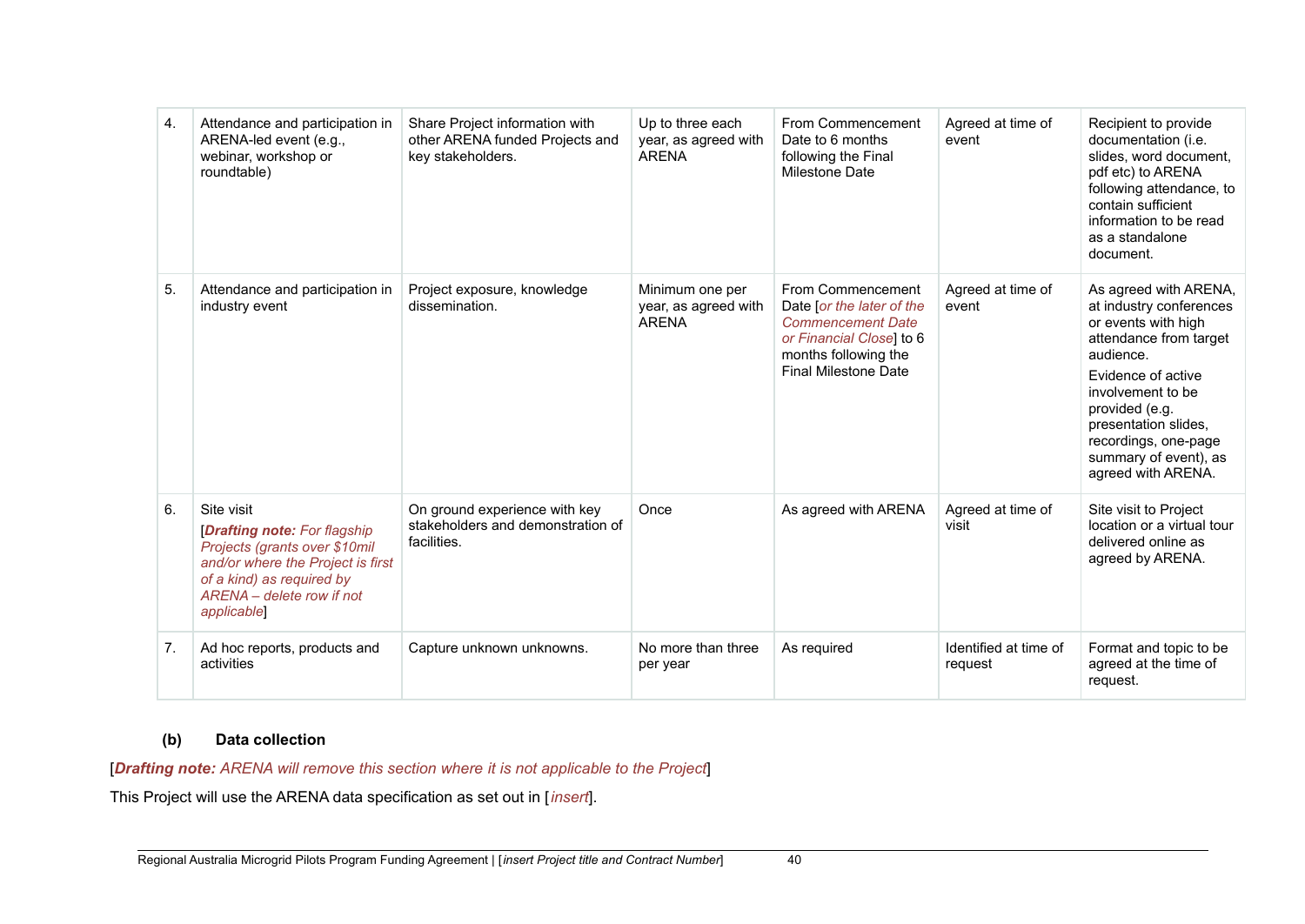| 4. | Attendance and participation in ARENA-led event (e.g., webinar, workshop or roundtable) | Share Project information with other ARENA funded Projects and key stakeholders. | Up to three each year, as agreed with ARENA | From Commencement Date to 6 months following the Final Milestone Date | Agreed at time of event | Recipient to provide documentation (i.e. slides, word document, pdf etc) to ARENA following attendance, to contain sufficient information to be read as a standalone document. |
|---|---|---|---|---|---|---|
| 5. | Attendance and participation in industry event | Project exposure, knowledge dissemination. | Minimum one per year, as agreed with ARENA | From Commencement Date [*or the later of the Commencement Date or Financial Close*] to 6 months following the Final Milestone Date | Agreed at time of event | As agreed with ARENA, at industry conferences or events with high attendance from target audience. Evidence of active involvement to be provided (e.g. presentation slides, recordings, one-page summary of event), as agreed with ARENA. |
| 6. | Site visit [***Drafting note:*** *For flagship Projects (grants over $10mil and/or where the Project is first of a kind) as required by ARENA – delete row if not applicable*] | On ground experience with key stakeholders and demonstration of facilities. | Once | As agreed with ARENA | Agreed at time of visit | Site visit to Project location or a virtual tour delivered online as agreed by ARENA. |
| 7. | Ad hoc reports, products and activities | Capture unknown unknowns. | No more than three per year | As required | Identified at time of request | Format and topic to be agreed at the time of request. |

**(b) Data collection**

[***Drafting note:*** *ARENA will remove this section where it is not applicable to the Project*]

This Project will use the ARENA data specification as set out in [*insert*].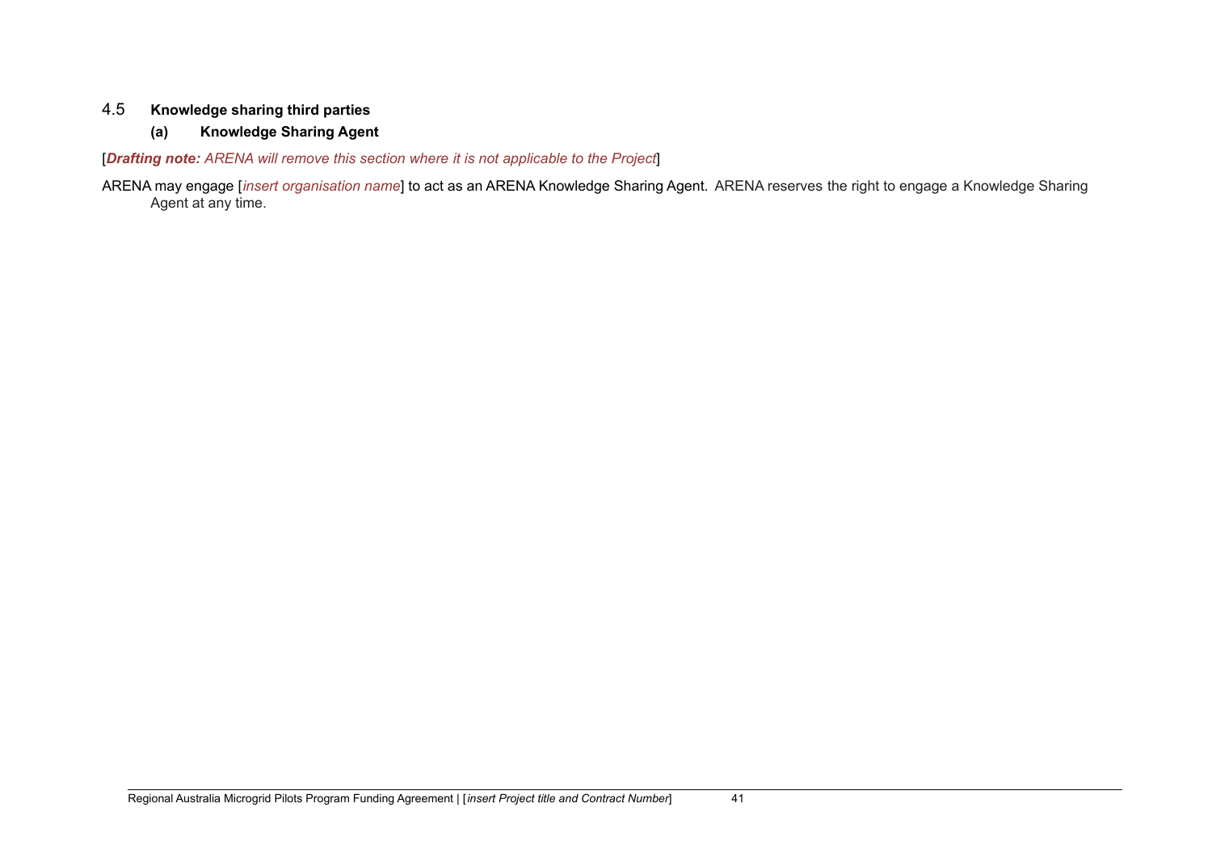### 4.5 **Knowledge sharing third parties**

#### **(a) Knowledge Sharing Agent**

[***Drafting note:*** *ARENA will remove this section where it is not applicable to the Project*]

ARENA may engage [*insert organisation name*] to act as an ARENA Knowledge Sharing Agent. ARENA reserves the right to engage a Knowledge Sharing Agent at any time.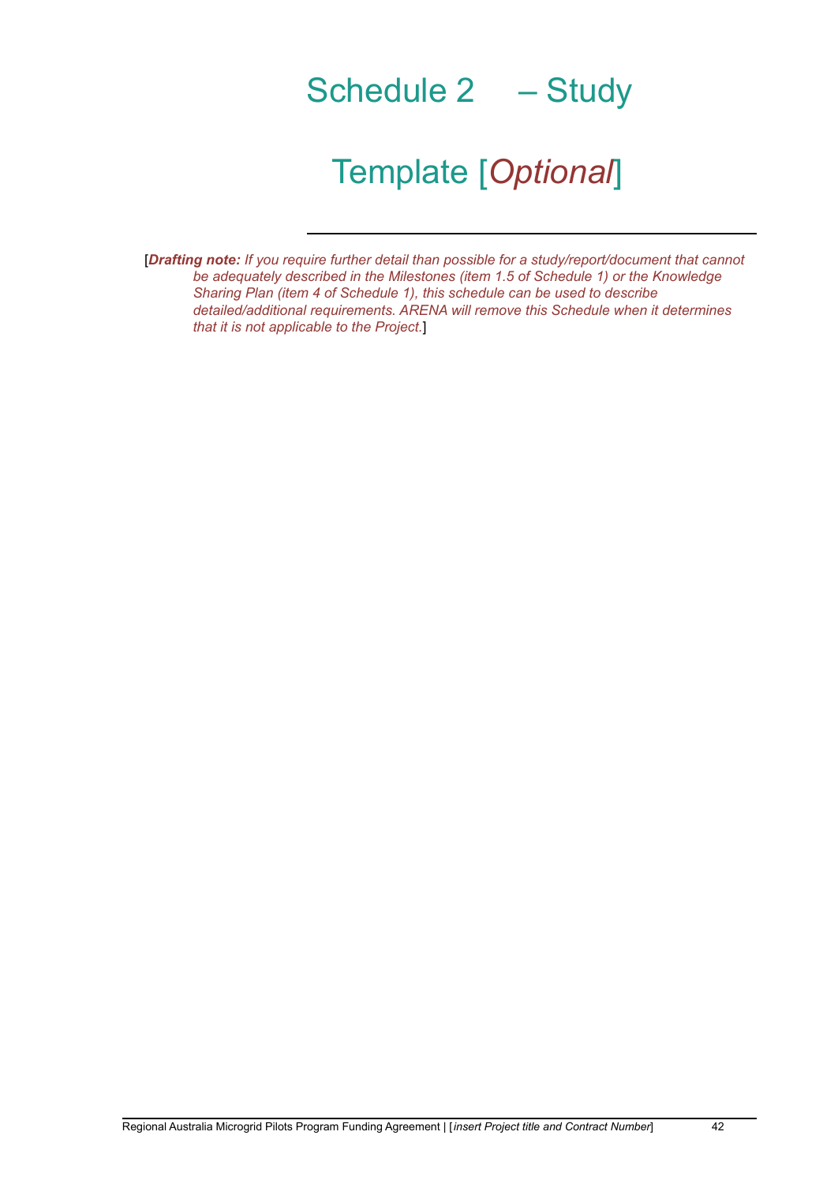# Schedule 2 – Study Template [*Optional*]

[***Drafting note:*** *If you require further detail than possible for a study/report/document that cannot be adequately described in the Milestones (item 1.5 of Schedule 1) or the Knowledge Sharing Plan (item 4 of Schedule 1), this schedule can be used to describe detailed/additional requirements. ARENA will remove this Schedule when it determines that it is not applicable to the Project.*]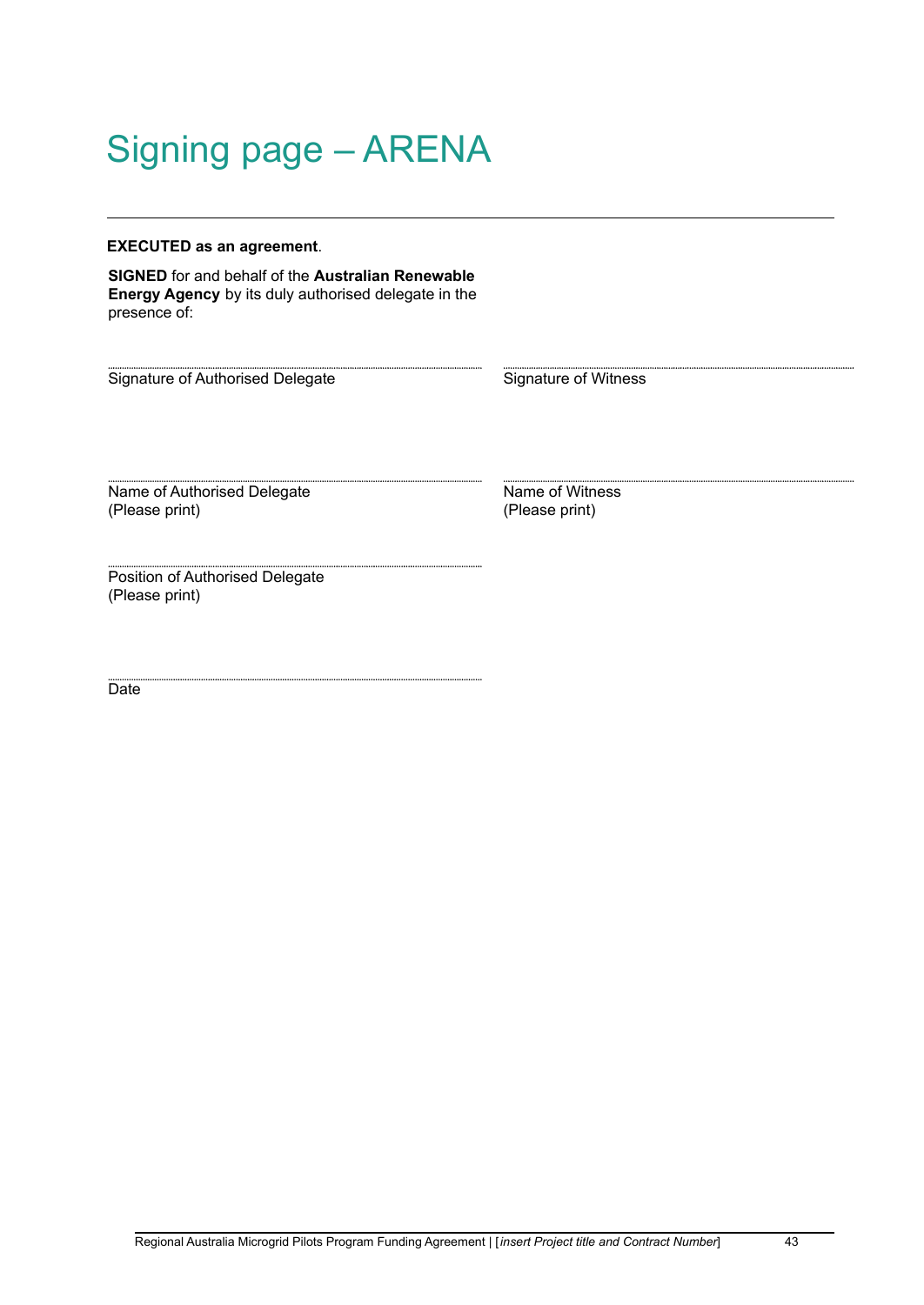# Signing page – ARENA

**EXECUTED as an agreement**.

**SIGNED** for and behalf of the **Australian Renewable Energy Agency** by its duly authorised delegate in the presence of:

| | |
|---|---|
| ........................................................ | ........................................................ |
| Signature of Authorised Delegate | Signature of Witness |
| ........................................................ | ........................................................ |
| Name of Authorised Delegate (Please print) | Name of Witness (Please print) |
| ........................................................ | |
| Position of Authorised Delegate (Please print) | |
| ........................................................ | |
| Date | |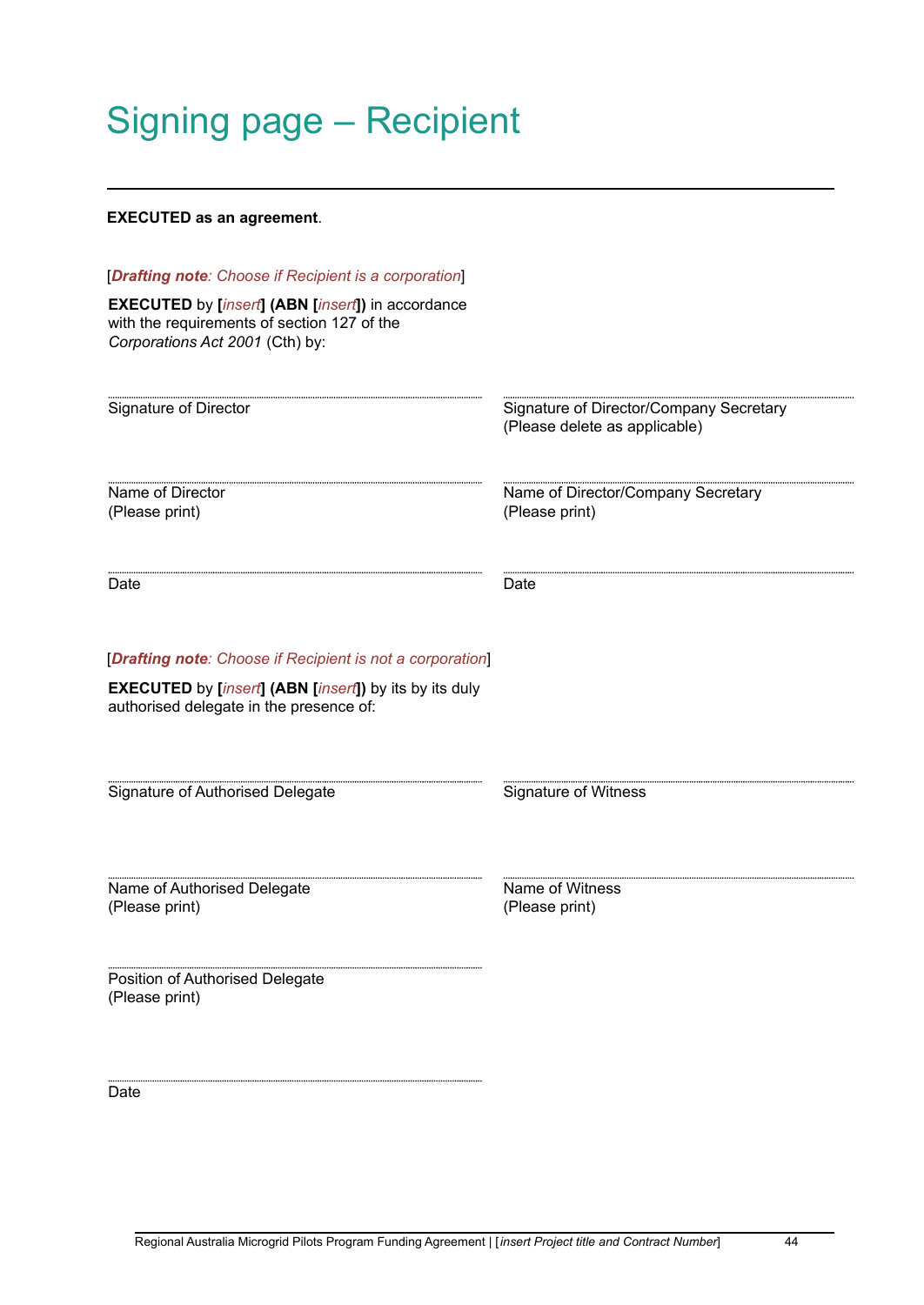# Signing page – Recipient

**EXECUTED as an agreement**.

[***Drafting note****: Choose if Recipient is a corporation*]

**EXECUTED** by **[***insert***] (ABN [***insert***])** in accordance with the requirements of section 127 of the *Corporations Act 2001* (Cth) by:

| | |
|---|---|
| ............................................................ | ............................................................ |
| Signature of Director | Signature of Director/Company Secretary (Please delete as applicable) |
| ............................................................ | ............................................................ |
| Name of Director (Please print) | Name of Director/Company Secretary (Please print) |
| ............................................................ | ............................................................ |
| Date | Date |

[***Drafting note****: Choose if Recipient is not a corporation*]

**EXECUTED** by **[***insert***] (ABN [***insert***])** by its by its duly authorised delegate in the presence of:

| | |
|---|---|
| ............................................................ | ............................................................ |
| Signature of Authorised Delegate | Signature of Witness |
| ............................................................ | ............................................................ |
| Name of Authorised Delegate (Please print) | Name of Witness (Please print) |
| ............................................................ | |
| Position of Authorised Delegate (Please print) | |
| ............................................................ | |
| Date | |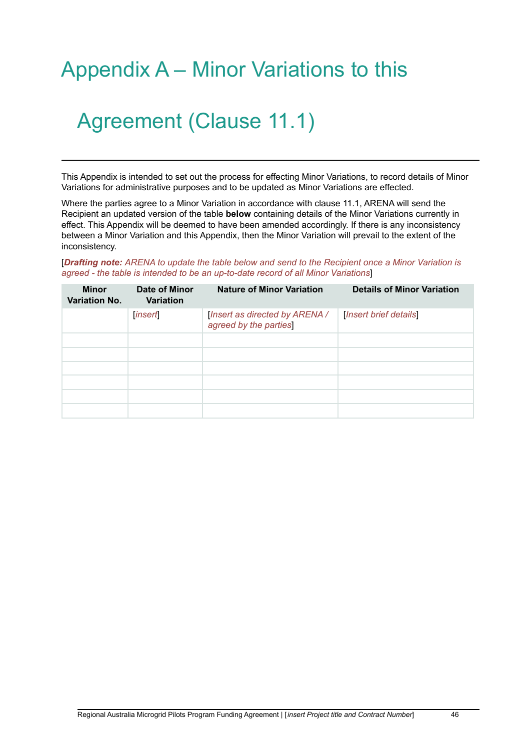# Appendix A – Minor Variations to this Agreement (Clause 11.1)

This Appendix is intended to set out the process for effecting Minor Variations, to record details of Minor Variations for administrative purposes and to be updated as Minor Variations are effected.

Where the parties agree to a Minor Variation in accordance with clause 11.1, ARENA will send the Recipient an updated version of the table **below** containing details of the Minor Variations currently in effect. This Appendix will be deemed to have been amended accordingly. If there is any inconsistency between a Minor Variation and this Appendix, then the Minor Variation will prevail to the extent of the inconsistency.

[***Drafting note:*** *ARENA to update the table below and send to the Recipient once a Minor Variation is agreed - the table is intended to be an up-to-date record of all Minor Variations*]

| Minor Variation No. | Date of Minor Variation | Nature of Minor Variation | Details of Minor Variation |
|---|---|---|---|
| | [*insert*] | [*Insert as directed by ARENA / agreed by the parties*] | [*Insert brief details*] |
| | | | |
| | | | |
| | | | |
| | | | |
| | | | |
| | | | |